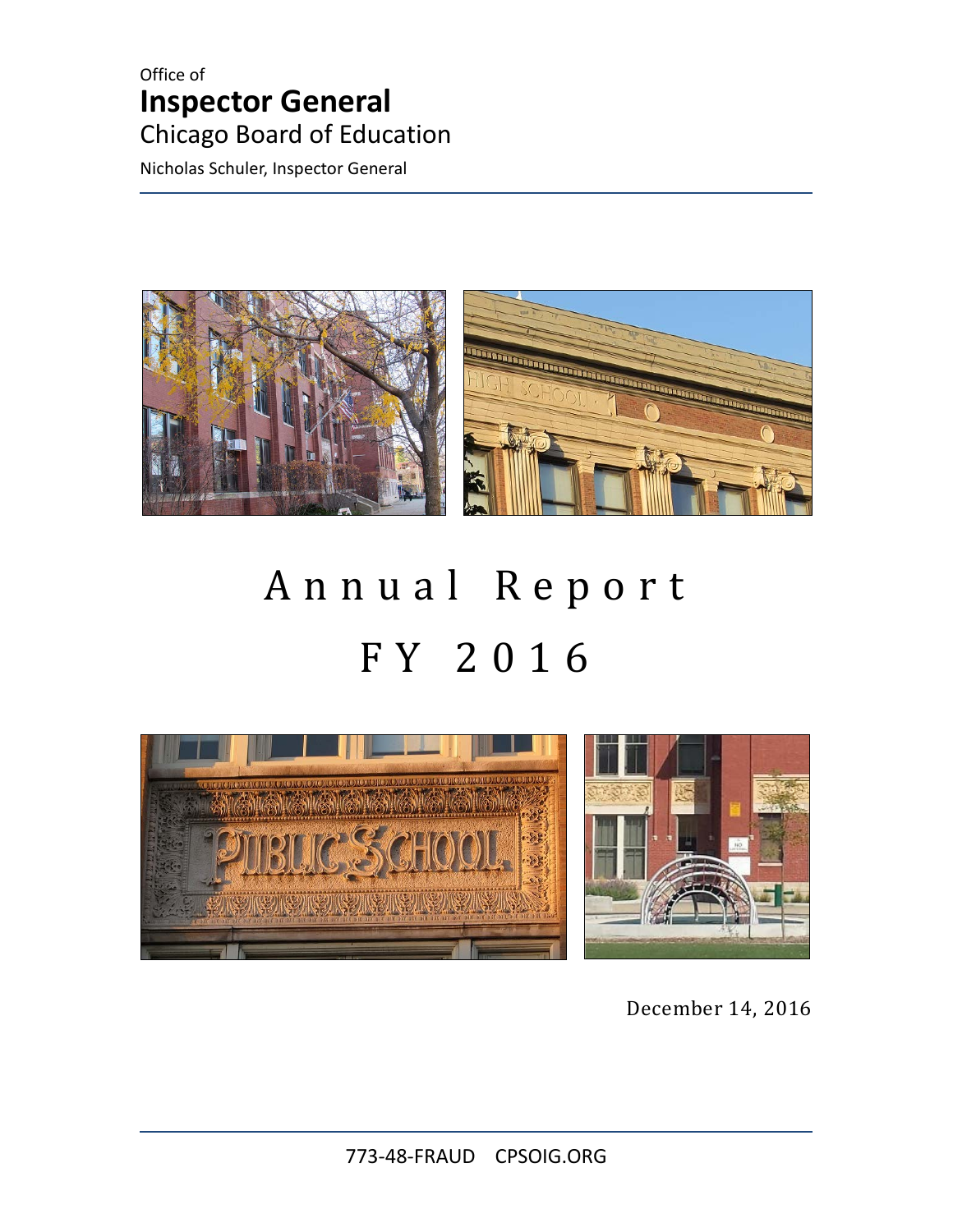Office of

# Inspector General

Chicago Board of Education

Nicholas Schuler, Inspector General

# Annual Report

# FY 2016

December 14, 2016

773-48-FRAUD CPSOIG.ORG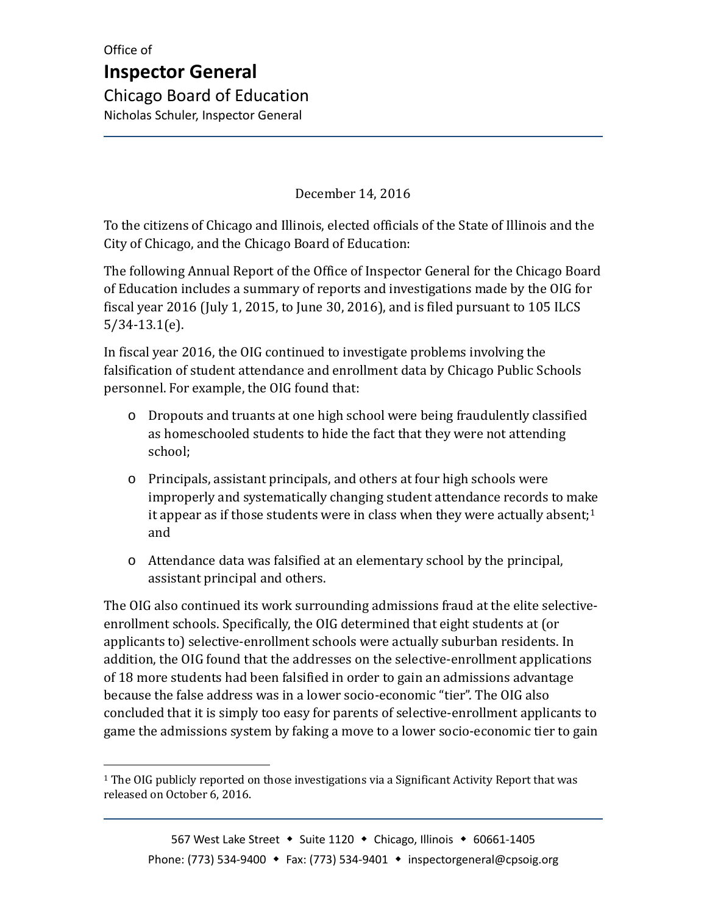Office of

# Inspector General

Chicago Board of Education

Nicholas Schuler, Inspector General

December 14, 2016

To the citizens of Chicago and Illinois, elected officials of the State of Illinois and the City of Chicago, and the Chicago Board of Education:

The following Annual Report of the Office of Inspector General for the Chicago Board of Education includes a summary of reports and investigations made by the OIG for fiscal year 2016 (July 1, 2015, to June 30, 2016), and is filed pursuant to 105 ILCS 5/34-13.1(e).

In fiscal year 2016, the OIG continued to investigate problems involving the falsification of student attendance and enrollment data by Chicago Public Schools personnel. For example, the OIG found that:

- Dropouts and truants at one high school were being fraudulently classified as homeschooled students to hide the fact that they were not attending school;
- Principals, assistant principals, and others at four high schools were improperly and systematically changing student attendance records to make it appear as if those students were in class when they were actually absent;[1] and
- Attendance data was falsified at an elementary school by the principal, assistant principal and others.

The OIG also continued its work surrounding admissions fraud at the elite selective-enrollment schools. Specifically, the OIG determined that eight students at (or applicants to) selective-enrollment schools were actually suburban residents. In addition, the OIG found that the addresses on the selective-enrollment applications of 18 more students had been falsified in order to gain an admissions advantage because the false address was in a lower socio-economic "tier". The OIG also concluded that it is simply too easy for parents of selective-enrollment applicants to game the admissions system by faking a move to a lower socio-economic tier to gain

[1] The OIG publicly reported on those investigations via a Significant Activity Report that was released on October 6, 2016.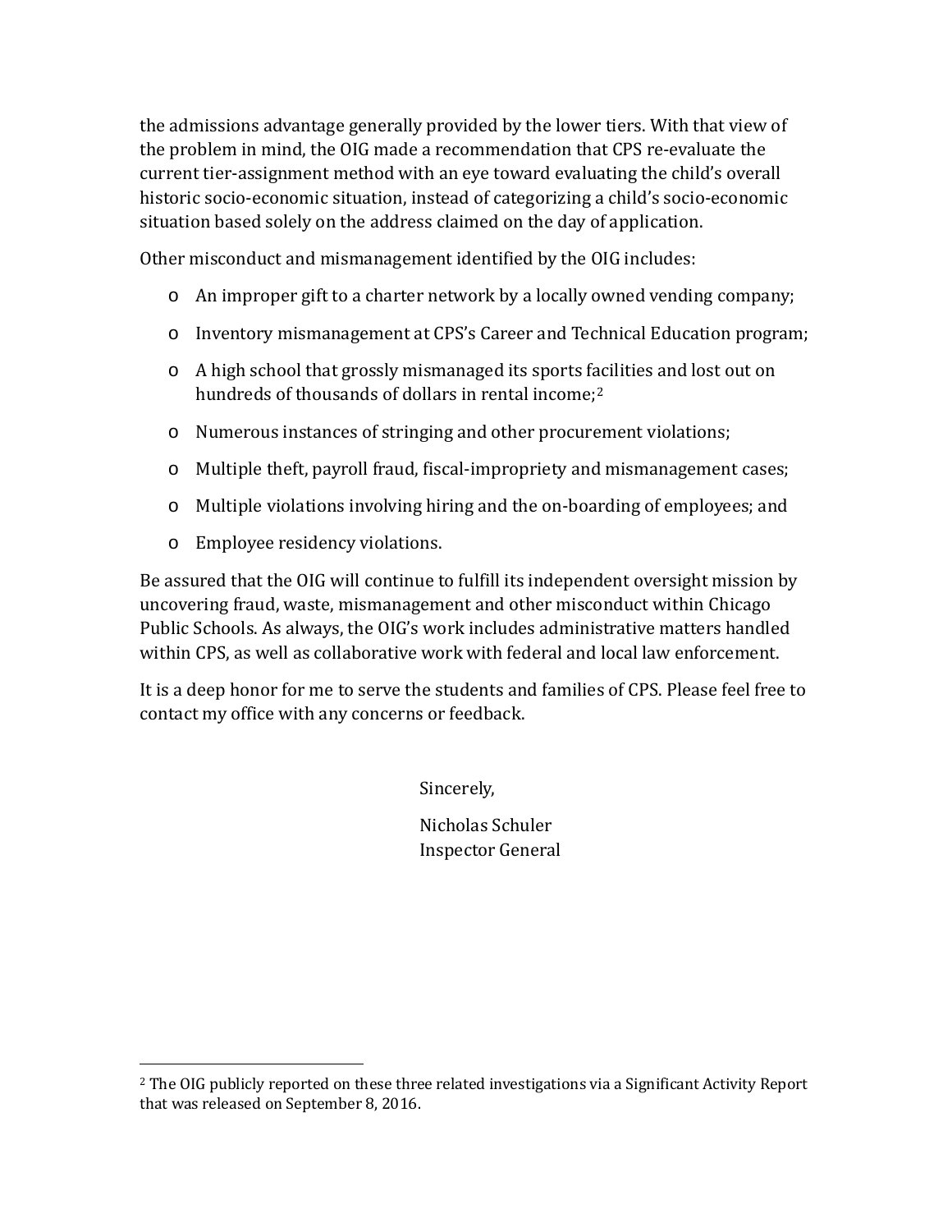the admissions advantage generally provided by the lower tiers. With that view of the problem in mind, the OIG made a recommendation that CPS re-evaluate the current tier-assignment method with an eye toward evaluating the child's overall historic socio-economic situation, instead of categorizing a child's socio-economic situation based solely on the address claimed on the day of application.

Other misconduct and mismanagement identified by the OIG includes:

- An improper gift to a charter network by a locally owned vending company;
- Inventory mismanagement at CPS's Career and Technical Education program;
- A high school that grossly mismanaged its sports facilities and lost out on hundreds of thousands of dollars in rental income;[2]
- Numerous instances of stringing and other procurement violations;
- Multiple theft, payroll fraud, fiscal-impropriety and mismanagement cases;
- Multiple violations involving hiring and the on-boarding of employees; and
- Employee residency violations.

Be assured that the OIG will continue to fulfill its independent oversight mission by uncovering fraud, waste, mismanagement and other misconduct within Chicago Public Schools. As always, the OIG's work includes administrative matters handled within CPS, as well as collaborative work with federal and local law enforcement.

It is a deep honor for me to serve the students and families of CPS. Please feel free to contact my office with any concerns or feedback.

Sincerely,

Nicholas Schuler
Inspector General

---

[2] The OIG publicly reported on these three related investigations via a Significant Activity Report that was released on September 8, 2016.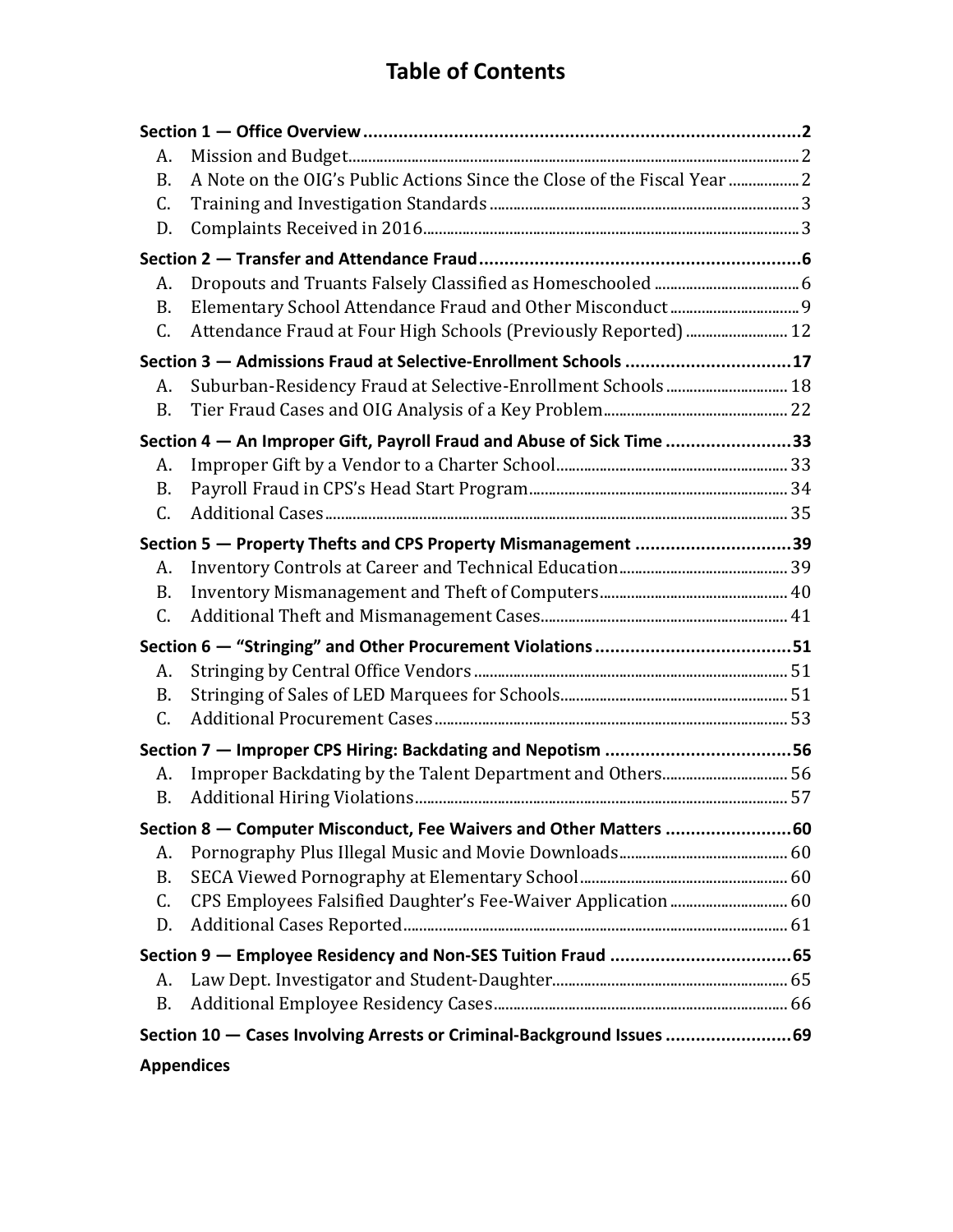# Table of Contents

**Section 1 — Office Overview** ........ **2**

- A. Mission and Budget ........ 2
- B. A Note on the OIG's Public Actions Since the Close of the Fiscal Year ........ 2
- C. Training and Investigation Standards ........ 3
- D. Complaints Received in 2016 ........ 3

**Section 2 — Transfer and Attendance Fraud** ........ **6**

- A. Dropouts and Truants Falsely Classified as Homeschooled ........ 6
- B. Elementary School Attendance Fraud and Other Misconduct ........ 9
- C. Attendance Fraud at Four High Schools (Previously Reported) ........ 12

**Section 3 — Admissions Fraud at Selective-Enrollment Schools** ........ **17**

- A. Suburban-Residency Fraud at Selective-Enrollment Schools ........ 18
- B. Tier Fraud Cases and OIG Analysis of a Key Problem ........ 22

**Section 4 — An Improper Gift, Payroll Fraud and Abuse of Sick Time** ........ **33**

- A. Improper Gift by a Vendor to a Charter School ........ 33
- B. Payroll Fraud in CPS's Head Start Program ........ 34
- C. Additional Cases ........ 35

**Section 5 — Property Thefts and CPS Property Mismanagement** ........ **39**

- A. Inventory Controls at Career and Technical Education ........ 39
- B. Inventory Mismanagement and Theft of Computers ........ 40
- C. Additional Theft and Mismanagement Cases ........ 41

**Section 6 — "Stringing" and Other Procurement Violations** ........ **51**

- A. Stringing by Central Office Vendors ........ 51
- B. Stringing of Sales of LED Marquees for Schools ........ 51
- C. Additional Procurement Cases ........ 53

**Section 7 — Improper CPS Hiring: Backdating and Nepotism** ........ **56**

- A. Improper Backdating by the Talent Department and Others ........ 56
- B. Additional Hiring Violations ........ 57

**Section 8 — Computer Misconduct, Fee Waivers and Other Matters** ........ **60**

- A. Pornography Plus Illegal Music and Movie Downloads ........ 60
- B. SECA Viewed Pornography at Elementary School ........ 60
- C. CPS Employees Falsified Daughter's Fee-Waiver Application ........ 60
- D. Additional Cases Reported ........ 61

**Section 9 — Employee Residency and Non-SES Tuition Fraud** ........ **65**

- A. Law Dept. Investigator and Student-Daughter ........ 65
- B. Additional Employee Residency Cases ........ 66

**Section 10 — Cases Involving Arrests or Criminal-Background Issues** ........ **69**

**Appendices**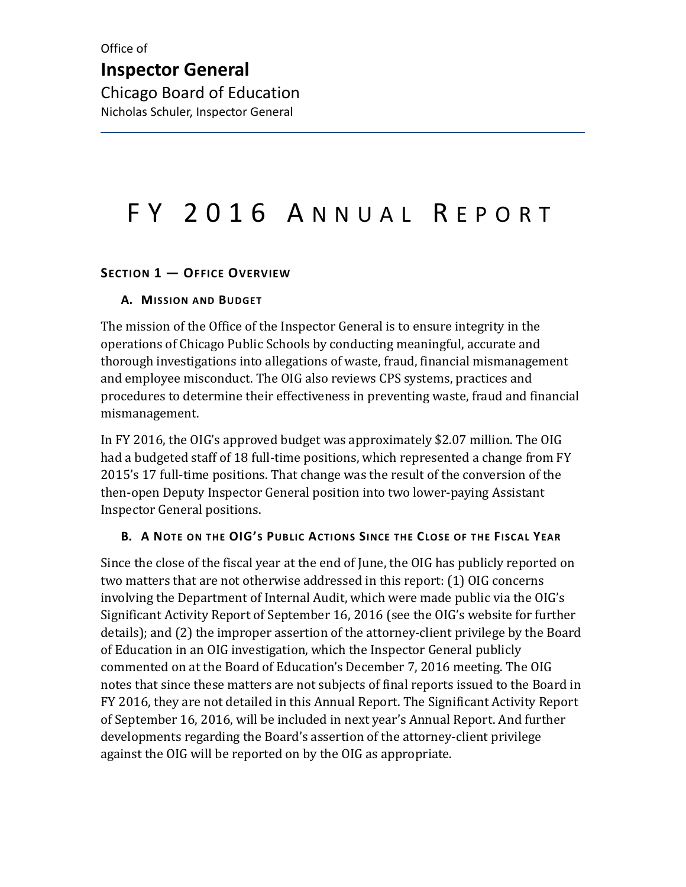Office of

**Inspector General**

Chicago Board of Education

Nicholas Schuler, Inspector General

---

# FY 2016 Annual Report

## Section 1 — Office Overview

### A. Mission and Budget

The mission of the Office of the Inspector General is to ensure integrity in the operations of Chicago Public Schools by conducting meaningful, accurate and thorough investigations into allegations of waste, fraud, financial mismanagement and employee misconduct. The OIG also reviews CPS systems, practices and procedures to determine their effectiveness in preventing waste, fraud and financial mismanagement.

In FY 2016, the OIG's approved budget was approximately $2.07 million. The OIG had a budgeted staff of 18 full-time positions, which represented a change from FY 2015's 17 full-time positions. That change was the result of the conversion of the then-open Deputy Inspector General position into two lower-paying Assistant Inspector General positions.

### B. A Note on the OIG's Public Actions Since the Close of the Fiscal Year

Since the close of the fiscal year at the end of June, the OIG has publicly reported on two matters that are not otherwise addressed in this report: (1) OIG concerns involving the Department of Internal Audit, which were made public via the OIG's Significant Activity Report of September 16, 2016 (see the OIG's website for further details); and (2) the improper assertion of the attorney-client privilege by the Board of Education in an OIG investigation, which the Inspector General publicly commented on at the Board of Education's December 7, 2016 meeting. The OIG notes that since these matters are not subjects of final reports issued to the Board in FY 2016, they are not detailed in this Annual Report. The Significant Activity Report of September 16, 2016, will be included in next year's Annual Report. And further developments regarding the Board's assertion of the attorney-client privilege against the OIG will be reported on by the OIG as appropriate.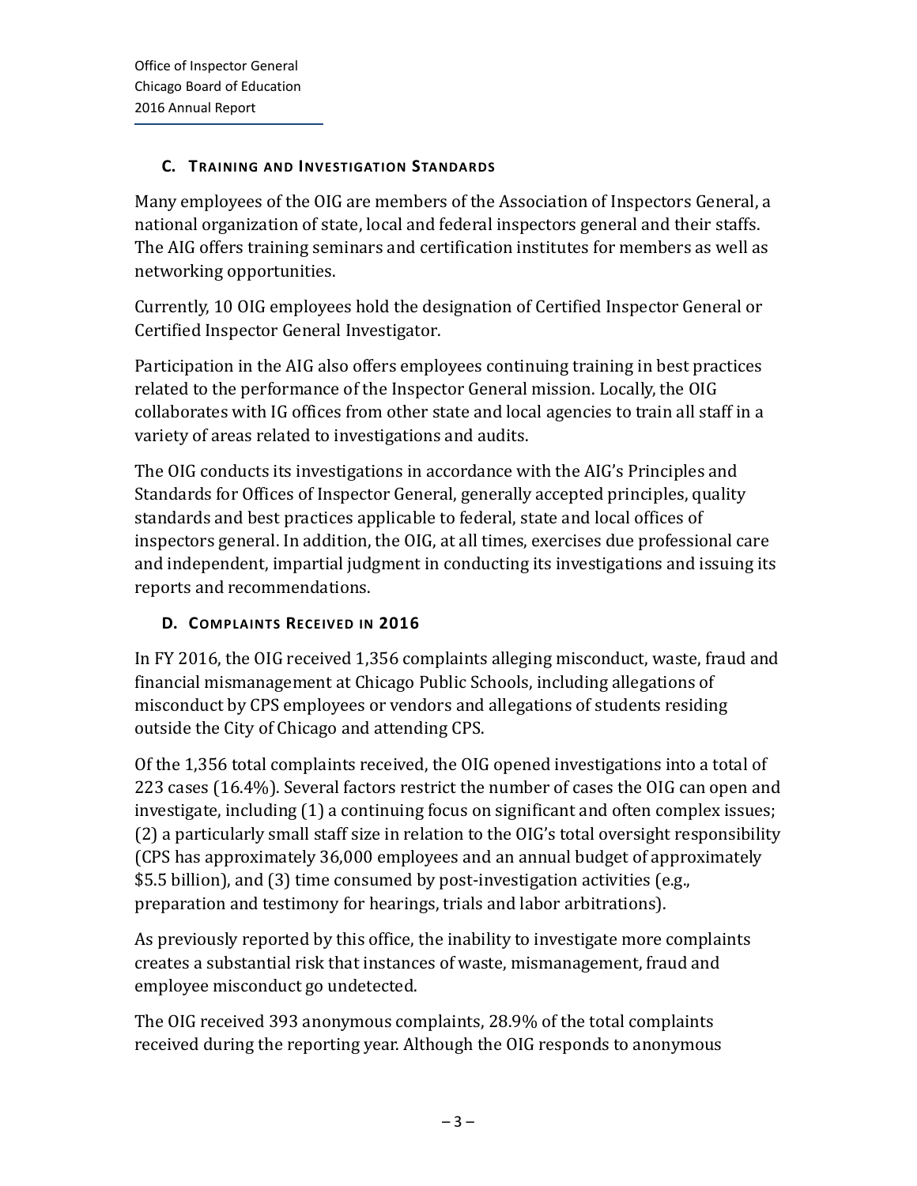### C. Training and Investigation Standards

Many employees of the OIG are members of the Association of Inspectors General, a national organization of state, local and federal inspectors general and their staffs. The AIG offers training seminars and certification institutes for members as well as networking opportunities.

Currently, 10 OIG employees hold the designation of Certified Inspector General or Certified Inspector General Investigator.

Participation in the AIG also offers employees continuing training in best practices related to the performance of the Inspector General mission. Locally, the OIG collaborates with IG offices from other state and local agencies to train all staff in a variety of areas related to investigations and audits.

The OIG conducts its investigations in accordance with the AIG's Principles and Standards for Offices of Inspector General, generally accepted principles, quality standards and best practices applicable to federal, state and local offices of inspectors general. In addition, the OIG, at all times, exercises due professional care and independent, impartial judgment in conducting its investigations and issuing its reports and recommendations.

### D. Complaints Received in 2016

In FY 2016, the OIG received 1,356 complaints alleging misconduct, waste, fraud and financial mismanagement at Chicago Public Schools, including allegations of misconduct by CPS employees or vendors and allegations of students residing outside the City of Chicago and attending CPS.

Of the 1,356 total complaints received, the OIG opened investigations into a total of 223 cases (16.4%). Several factors restrict the number of cases the OIG can open and investigate, including (1) a continuing focus on significant and often complex issues; (2) a particularly small staff size in relation to the OIG's total oversight responsibility (CPS has approximately 36,000 employees and an annual budget of approximately $5.5 billion), and (3) time consumed by post-investigation activities (e.g., preparation and testimony for hearings, trials and labor arbitrations).

As previously reported by this office, the inability to investigate more complaints creates a substantial risk that instances of waste, mismanagement, fraud and employee misconduct go undetected.

The OIG received 393 anonymous complaints, 28.9% of the total complaints received during the reporting year. Although the OIG responds to anonymous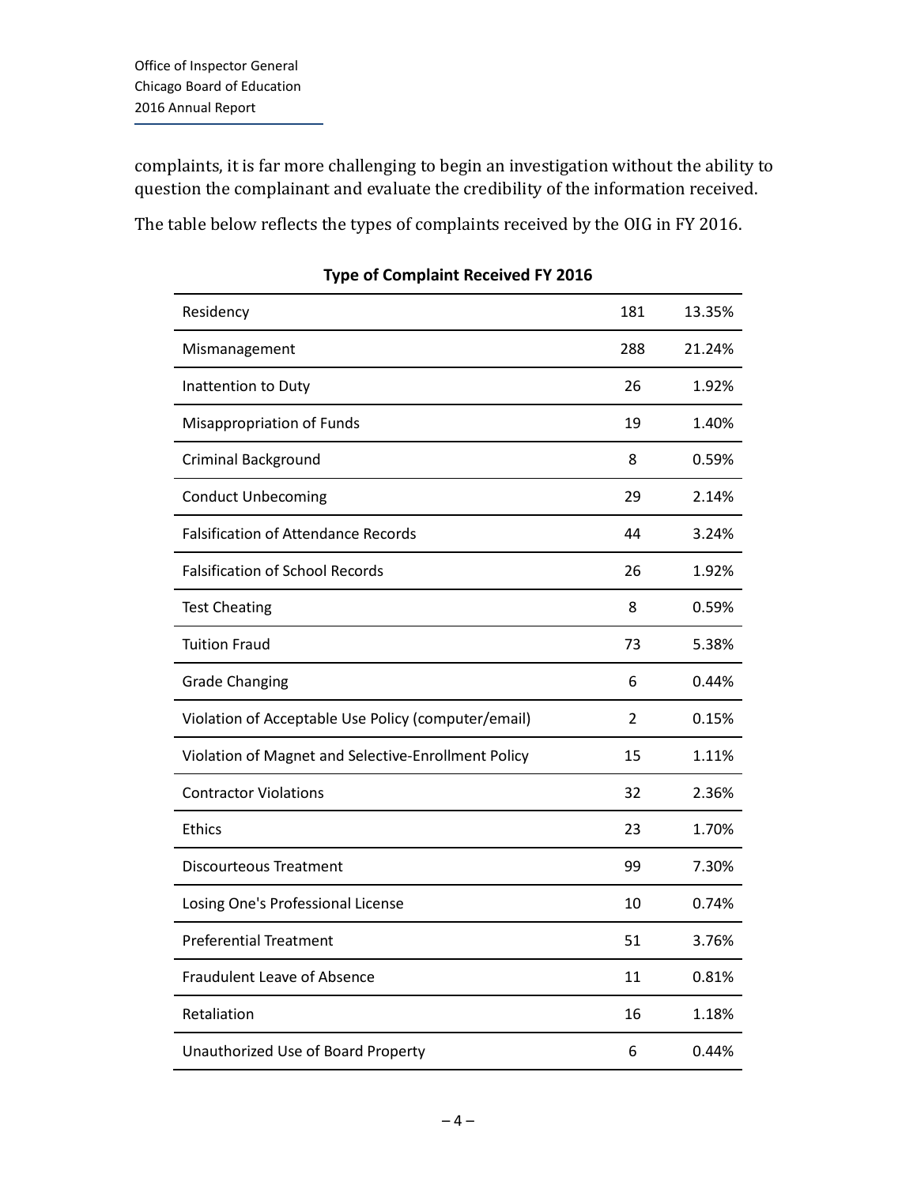complaints, it is far more challenging to begin an investigation without the ability to question the complainant and evaluate the credibility of the information received.

The table below reflects the types of complaints received by the OIG in FY 2016.

**Type of Complaint Received FY 2016**

| | | |
|---|---|---|
| Residency | 181 | 13.35% |
| Mismanagement | 288 | 21.24% |
| Inattention to Duty | 26 | 1.92% |
| Misappropriation of Funds | 19 | 1.40% |
| Criminal Background | 8 | 0.59% |
| Conduct Unbecoming | 29 | 2.14% |
| Falsification of Attendance Records | 44 | 3.24% |
| Falsification of School Records | 26 | 1.92% |
| Test Cheating | 8 | 0.59% |
| Tuition Fraud | 73 | 5.38% |
| Grade Changing | 6 | 0.44% |
| Violation of Acceptable Use Policy (computer/email) | 2 | 0.15% |
| Violation of Magnet and Selective-Enrollment Policy | 15 | 1.11% |
| Contractor Violations | 32 | 2.36% |
| Ethics | 23 | 1.70% |
| Discourteous Treatment | 99 | 7.30% |
| Losing One's Professional License | 10 | 0.74% |
| Preferential Treatment | 51 | 3.76% |
| Fraudulent Leave of Absence | 11 | 0.81% |
| Retaliation | 16 | 1.18% |
| Unauthorized Use of Board Property | 6 | 0.44% |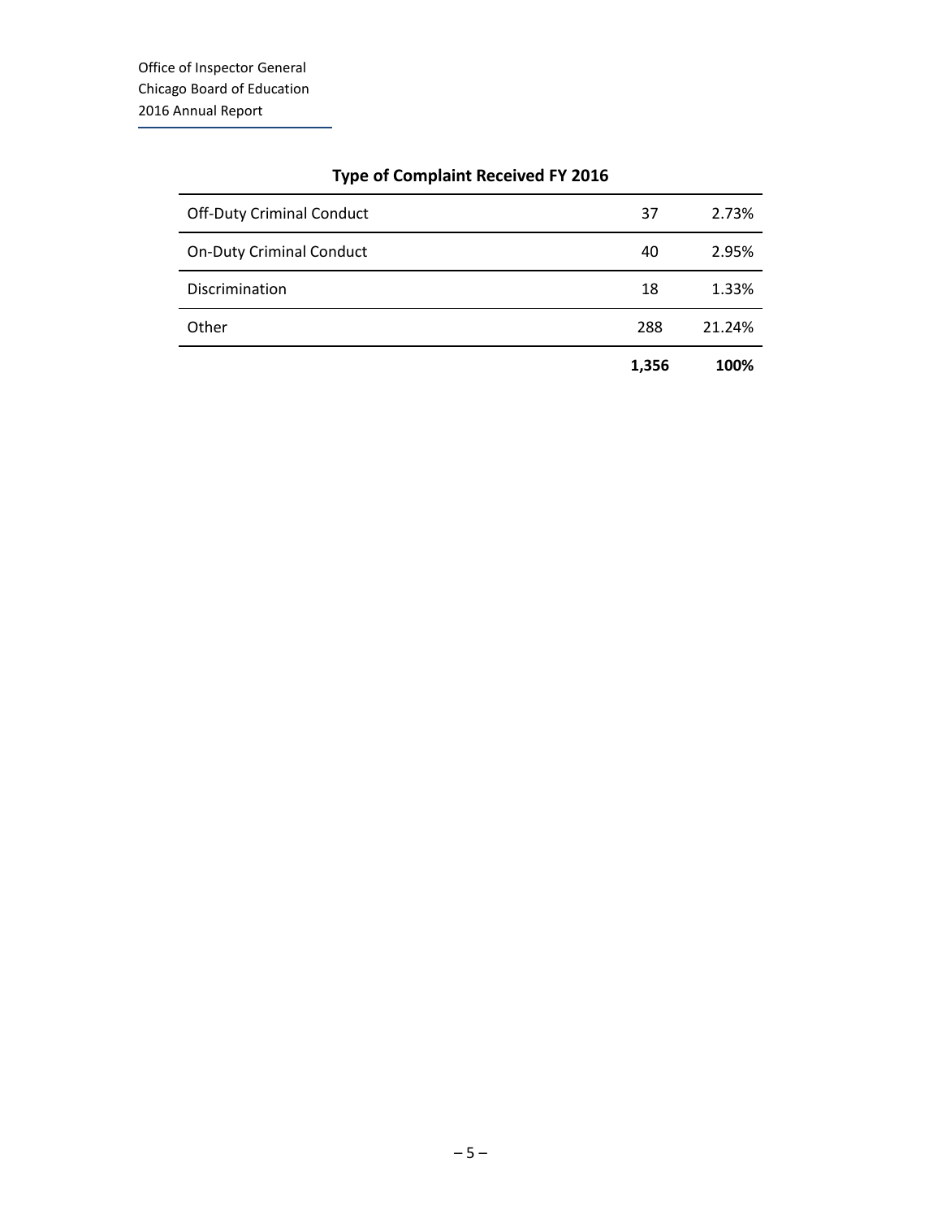### Type of Complaint Received FY 2016

| | | |
|---|---|---|
| Off-Duty Criminal Conduct | 37 | 2.73% |
| On-Duty Criminal Conduct | 40 | 2.95% |
| Discrimination | 18 | 1.33% |
| Other | 288 | 21.24% |
| | **1,356** | **100%** |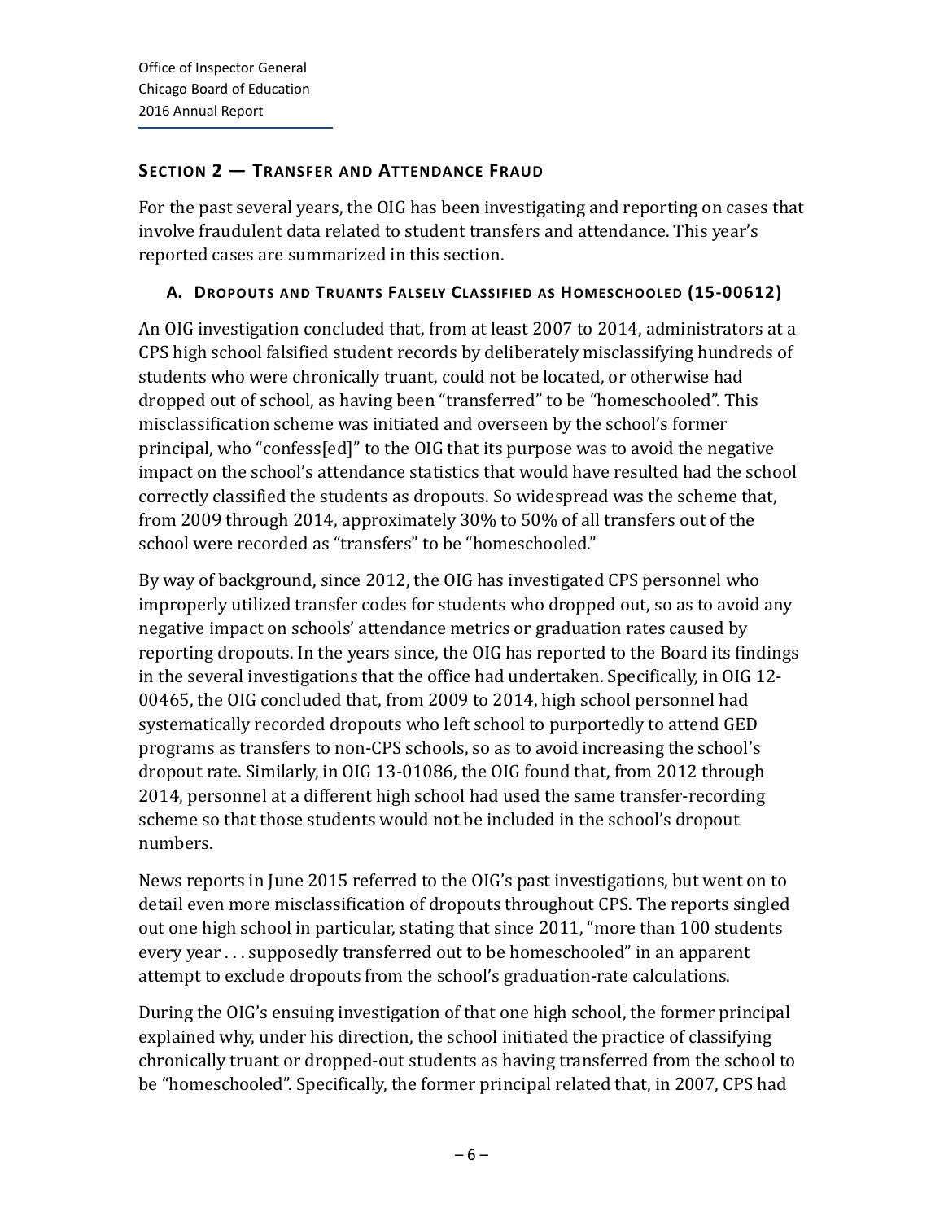## Section 2 — Transfer and Attendance Fraud

For the past several years, the OIG has been investigating and reporting on cases that involve fraudulent data related to student transfers and attendance. This year's reported cases are summarized in this section.

### A. Dropouts and Truants Falsely Classified as Homeschooled (15-00612)

An OIG investigation concluded that, from at least 2007 to 2014, administrators at a CPS high school falsified student records by deliberately misclassifying hundreds of students who were chronically truant, could not be located, or otherwise had dropped out of school, as having been "transferred" to be "homeschooled". This misclassification scheme was initiated and overseen by the school's former principal, who "confess[ed]" to the OIG that its purpose was to avoid the negative impact on the school's attendance statistics that would have resulted had the school correctly classified the students as dropouts. So widespread was the scheme that, from 2009 through 2014, approximately 30% to 50% of all transfers out of the school were recorded as "transfers" to be "homeschooled."

By way of background, since 2012, the OIG has investigated CPS personnel who improperly utilized transfer codes for students who dropped out, so as to avoid any negative impact on schools' attendance metrics or graduation rates caused by reporting dropouts. In the years since, the OIG has reported to the Board its findings in the several investigations that the office had undertaken. Specifically, in OIG 12-00465, the OIG concluded that, from 2009 to 2014, high school personnel had systematically recorded dropouts who left school to purportedly to attend GED programs as transfers to non-CPS schools, so as to avoid increasing the school's dropout rate. Similarly, in OIG 13-01086, the OIG found that, from 2012 through 2014, personnel at a different high school had used the same transfer-recording scheme so that those students would not be included in the school's dropout numbers.

News reports in June 2015 referred to the OIG's past investigations, but went on to detail even more misclassification of dropouts throughout CPS. The reports singled out one high school in particular, stating that since 2011, "more than 100 students every year . . . supposedly transferred out to be homeschooled" in an apparent attempt to exclude dropouts from the school's graduation-rate calculations.

During the OIG's ensuing investigation of that one high school, the former principal explained why, under his direction, the school initiated the practice of classifying chronically truant or dropped-out students as having transferred from the school to be "homeschooled". Specifically, the former principal related that, in 2007, CPS had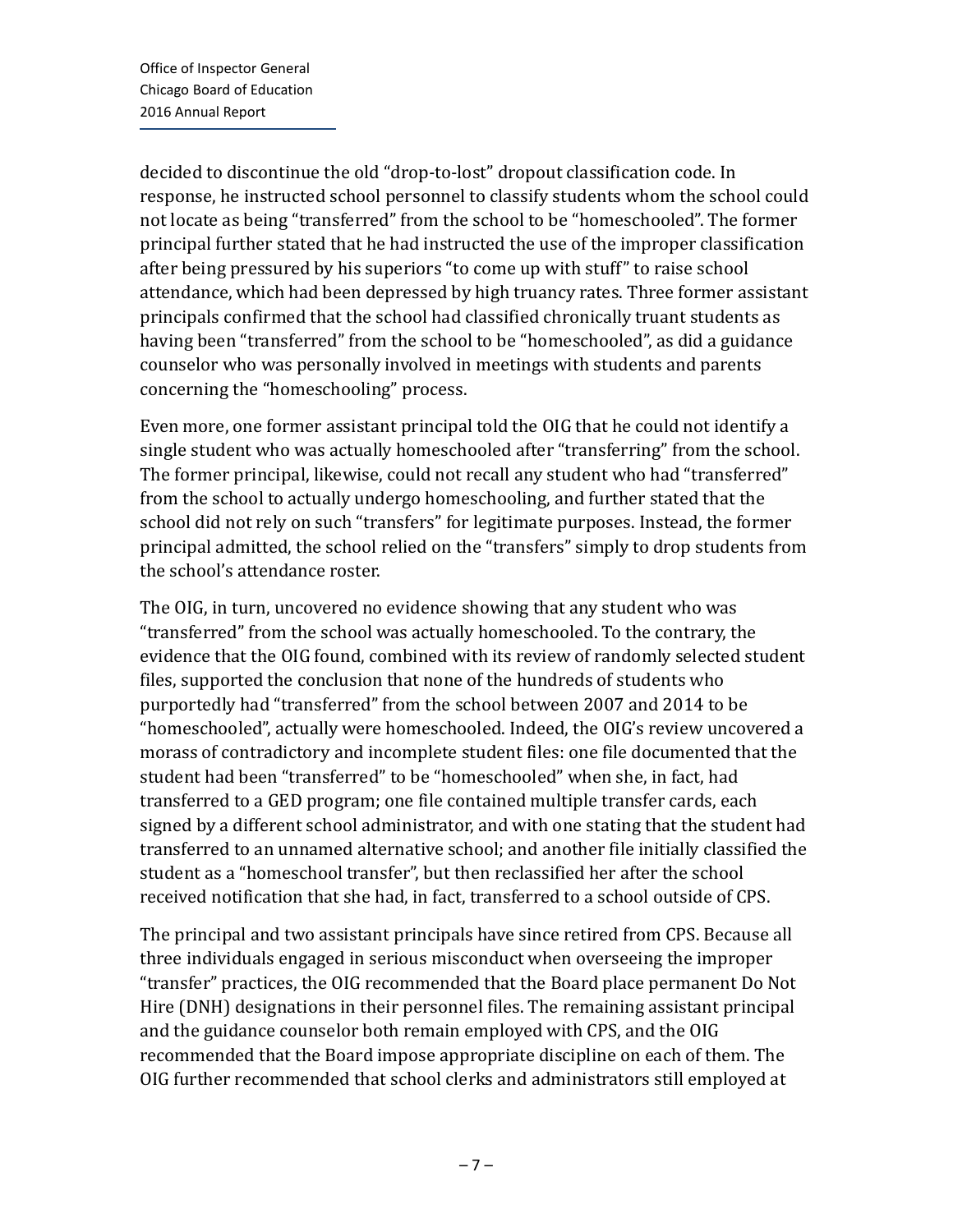decided to discontinue the old "drop-to-lost" dropout classification code. In response, he instructed school personnel to classify students whom the school could not locate as being "transferred" from the school to be "homeschooled". The former principal further stated that he had instructed the use of the improper classification after being pressured by his superiors "to come up with stuff" to raise school attendance, which had been depressed by high truancy rates. Three former assistant principals confirmed that the school had classified chronically truant students as having been "transferred" from the school to be "homeschooled", as did a guidance counselor who was personally involved in meetings with students and parents concerning the "homeschooling" process.

Even more, one former assistant principal told the OIG that he could not identify a single student who was actually homeschooled after "transferring" from the school. The former principal, likewise, could not recall any student who had "transferred" from the school to actually undergo homeschooling, and further stated that the school did not rely on such "transfers" for legitimate purposes. Instead, the former principal admitted, the school relied on the "transfers" simply to drop students from the school's attendance roster.

The OIG, in turn, uncovered no evidence showing that any student who was "transferred" from the school was actually homeschooled. To the contrary, the evidence that the OIG found, combined with its review of randomly selected student files, supported the conclusion that none of the hundreds of students who purportedly had "transferred" from the school between 2007 and 2014 to be "homeschooled", actually were homeschooled. Indeed, the OIG's review uncovered a morass of contradictory and incomplete student files: one file documented that the student had been "transferred" to be "homeschooled" when she, in fact, had transferred to a GED program; one file contained multiple transfer cards, each signed by a different school administrator, and with one stating that the student had transferred to an unnamed alternative school; and another file initially classified the student as a "homeschool transfer", but then reclassified her after the school received notification that she had, in fact, transferred to a school outside of CPS.

The principal and two assistant principals have since retired from CPS. Because all three individuals engaged in serious misconduct when overseeing the improper "transfer" practices, the OIG recommended that the Board place permanent Do Not Hire (DNH) designations in their personnel files. The remaining assistant principal and the guidance counselor both remain employed with CPS, and the OIG recommended that the Board impose appropriate discipline on each of them. The OIG further recommended that school clerks and administrators still employed at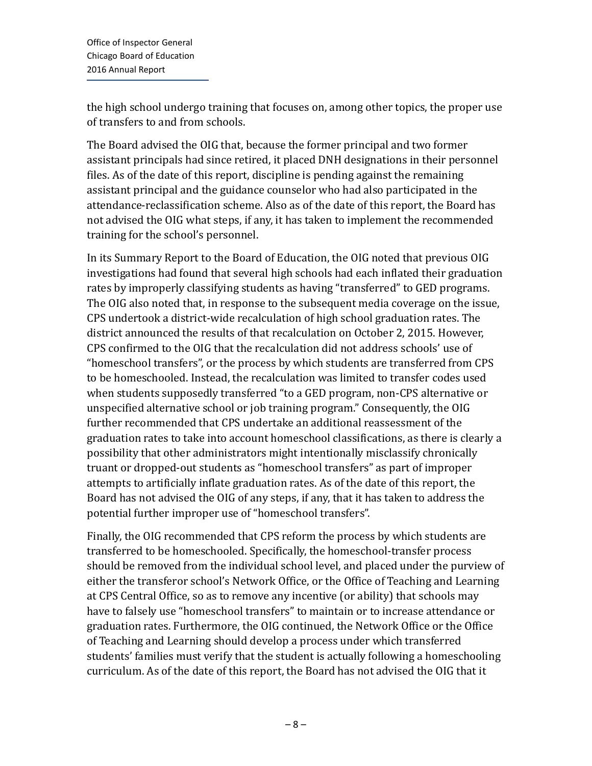the high school undergo training that focuses on, among other topics, the proper use of transfers to and from schools.

The Board advised the OIG that, because the former principal and two former assistant principals had since retired, it placed DNH designations in their personnel files. As of the date of this report, discipline is pending against the remaining assistant principal and the guidance counselor who had also participated in the attendance-reclassification scheme. Also as of the date of this report, the Board has not advised the OIG what steps, if any, it has taken to implement the recommended training for the school's personnel.

In its Summary Report to the Board of Education, the OIG noted that previous OIG investigations had found that several high schools had each inflated their graduation rates by improperly classifying students as having "transferred" to GED programs. The OIG also noted that, in response to the subsequent media coverage on the issue, CPS undertook a district-wide recalculation of high school graduation rates. The district announced the results of that recalculation on October 2, 2015. However, CPS confirmed to the OIG that the recalculation did not address schools' use of "homeschool transfers", or the process by which students are transferred from CPS to be homeschooled. Instead, the recalculation was limited to transfer codes used when students supposedly transferred "to a GED program, non-CPS alternative or unspecified alternative school or job training program." Consequently, the OIG further recommended that CPS undertake an additional reassessment of the graduation rates to take into account homeschool classifications, as there is clearly a possibility that other administrators might intentionally misclassify chronically truant or dropped-out students as "homeschool transfers" as part of improper attempts to artificially inflate graduation rates. As of the date of this report, the Board has not advised the OIG of any steps, if any, that it has taken to address the potential further improper use of "homeschool transfers".

Finally, the OIG recommended that CPS reform the process by which students are transferred to be homeschooled. Specifically, the homeschool-transfer process should be removed from the individual school level, and placed under the purview of either the transferor school's Network Office, or the Office of Teaching and Learning at CPS Central Office, so as to remove any incentive (or ability) that schools may have to falsely use "homeschool transfers" to maintain or to increase attendance or graduation rates. Furthermore, the OIG continued, the Network Office or the Office of Teaching and Learning should develop a process under which transferred students' families must verify that the student is actually following a homeschooling curriculum. As of the date of this report, the Board has not advised the OIG that it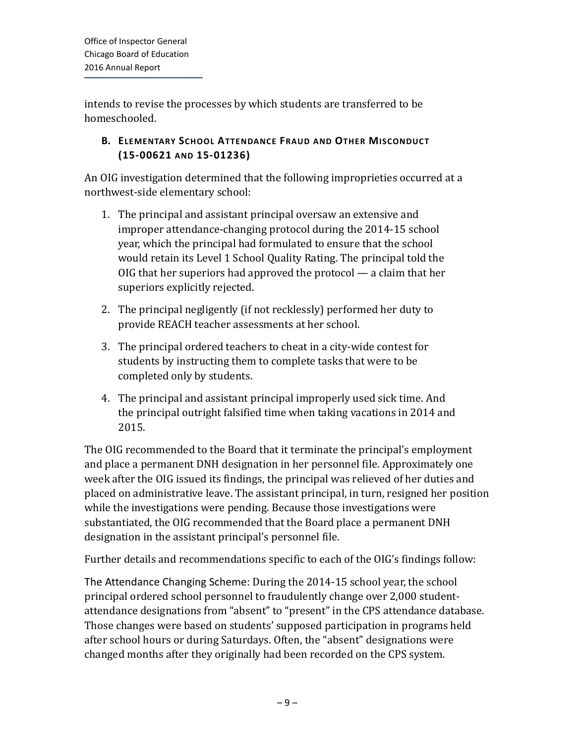intends to revise the processes by which students are transferred to be homeschooled.

### B. Elementary School Attendance Fraud and Other Misconduct (15-00621 and 15-01236)

An OIG investigation determined that the following improprieties occurred at a northwest-side elementary school:

1. The principal and assistant principal oversaw an extensive and improper attendance-changing protocol during the 2014-15 school year, which the principal had formulated to ensure that the school would retain its Level 1 School Quality Rating. The principal told the OIG that her superiors had approved the protocol — a claim that her superiors explicitly rejected.
2. The principal negligently (if not recklessly) performed her duty to provide REACH teacher assessments at her school.
3. The principal ordered teachers to cheat in a city-wide contest for students by instructing them to complete tasks that were to be completed only by students.
4. The principal and assistant principal improperly used sick time. And the principal outright falsified time when taking vacations in 2014 and 2015.

The OIG recommended to the Board that it terminate the principal's employment and place a permanent DNH designation in her personnel file. Approximately one week after the OIG issued its findings, the principal was relieved of her duties and placed on administrative leave. The assistant principal, in turn, resigned her position while the investigations were pending. Because those investigations were substantiated, the OIG recommended that the Board place a permanent DNH designation in the assistant principal's personnel file.

Further details and recommendations specific to each of the OIG's findings follow:

The Attendance Changing Scheme: During the 2014-15 school year, the school principal ordered school personnel to fraudulently change over 2,000 student-attendance designations from "absent" to "present" in the CPS attendance database. Those changes were based on students' supposed participation in programs held after school hours or during Saturdays. Often, the "absent" designations were changed months after they originally had been recorded on the CPS system.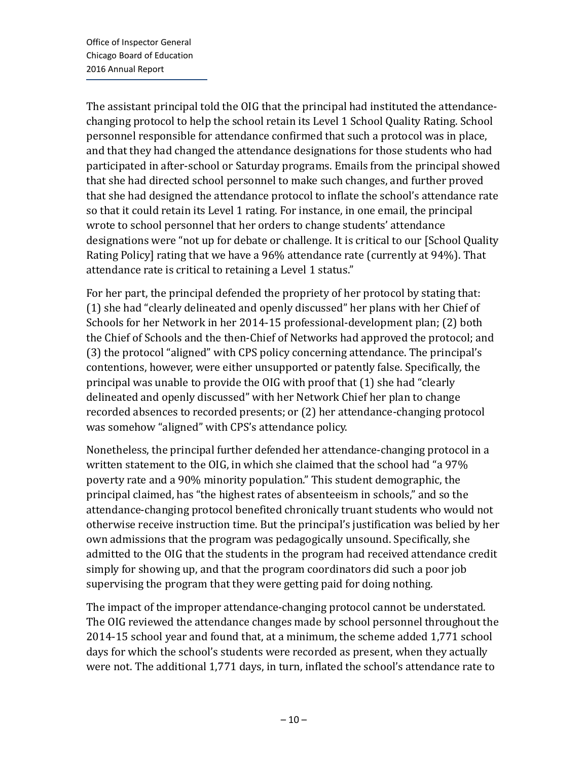The assistant principal told the OIG that the principal had instituted the attendance-changing protocol to help the school retain its Level 1 School Quality Rating. School personnel responsible for attendance confirmed that such a protocol was in place, and that they had changed the attendance designations for those students who had participated in after-school or Saturday programs. Emails from the principal showed that she had directed school personnel to make such changes, and further proved that she had designed the attendance protocol to inflate the school's attendance rate so that it could retain its Level 1 rating. For instance, in one email, the principal wrote to school personnel that her orders to change students' attendance designations were "not up for debate or challenge. It is critical to our [School Quality Rating Policy] rating that we have a 96% attendance rate (currently at 94%). That attendance rate is critical to retaining a Level 1 status."

For her part, the principal defended the propriety of her protocol by stating that: (1) she had "clearly delineated and openly discussed" her plans with her Chief of Schools for her Network in her 2014-15 professional-development plan; (2) both the Chief of Schools and the then-Chief of Networks had approved the protocol; and (3) the protocol "aligned" with CPS policy concerning attendance. The principal's contentions, however, were either unsupported or patently false. Specifically, the principal was unable to provide the OIG with proof that (1) she had "clearly delineated and openly discussed" with her Network Chief her plan to change recorded absences to recorded presents; or (2) her attendance-changing protocol was somehow "aligned" with CPS's attendance policy.

Nonetheless, the principal further defended her attendance-changing protocol in a written statement to the OIG, in which she claimed that the school had "a 97% poverty rate and a 90% minority population." This student demographic, the principal claimed, has "the highest rates of absenteeism in schools," and so the attendance-changing protocol benefited chronically truant students who would not otherwise receive instruction time. But the principal's justification was belied by her own admissions that the program was pedagogically unsound. Specifically, she admitted to the OIG that the students in the program had received attendance credit simply for showing up, and that the program coordinators did such a poor job supervising the program that they were getting paid for doing nothing.

The impact of the improper attendance-changing protocol cannot be understated. The OIG reviewed the attendance changes made by school personnel throughout the 2014-15 school year and found that, at a minimum, the scheme added 1,771 school days for which the school's students were recorded as present, when they actually were not. The additional 1,771 days, in turn, inflated the school's attendance rate to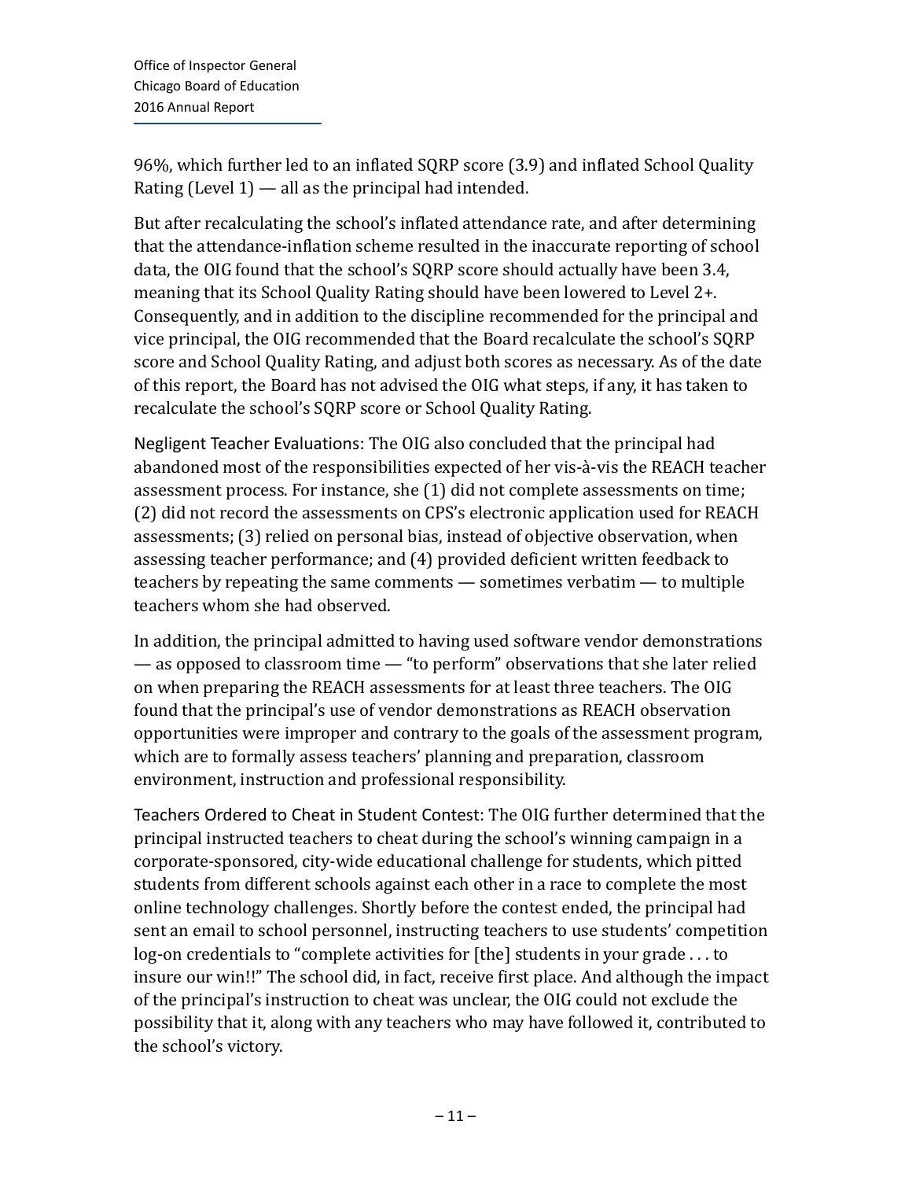96%, which further led to an inflated SQRP score (3.9) and inflated School Quality Rating (Level 1) — all as the principal had intended.

But after recalculating the school's inflated attendance rate, and after determining that the attendance-inflation scheme resulted in the inaccurate reporting of school data, the OIG found that the school's SQRP score should actually have been 3.4, meaning that its School Quality Rating should have been lowered to Level 2+. Consequently, and in addition to the discipline recommended for the principal and vice principal, the OIG recommended that the Board recalculate the school's SQRP score and School Quality Rating, and adjust both scores as necessary. As of the date of this report, the Board has not advised the OIG what steps, if any, it has taken to recalculate the school's SQRP score or School Quality Rating.

Negligent Teacher Evaluations: The OIG also concluded that the principal had abandoned most of the responsibilities expected of her vis-à-vis the REACH teacher assessment process. For instance, she (1) did not complete assessments on time; (2) did not record the assessments on CPS's electronic application used for REACH assessments; (3) relied on personal bias, instead of objective observation, when assessing teacher performance; and (4) provided deficient written feedback to teachers by repeating the same comments — sometimes verbatim — to multiple teachers whom she had observed.

In addition, the principal admitted to having used software vendor demonstrations — as opposed to classroom time — "to perform" observations that she later relied on when preparing the REACH assessments for at least three teachers. The OIG found that the principal's use of vendor demonstrations as REACH observation opportunities were improper and contrary to the goals of the assessment program, which are to formally assess teachers' planning and preparation, classroom environment, instruction and professional responsibility.

Teachers Ordered to Cheat in Student Contest: The OIG further determined that the principal instructed teachers to cheat during the school's winning campaign in a corporate-sponsored, city-wide educational challenge for students, which pitted students from different schools against each other in a race to complete the most online technology challenges. Shortly before the contest ended, the principal had sent an email to school personnel, instructing teachers to use students' competition log-on credentials to "complete activities for [the] students in your grade . . . to insure our win!!" The school did, in fact, receive first place. And although the impact of the principal's instruction to cheat was unclear, the OIG could not exclude the possibility that it, along with any teachers who may have followed it, contributed to the school's victory.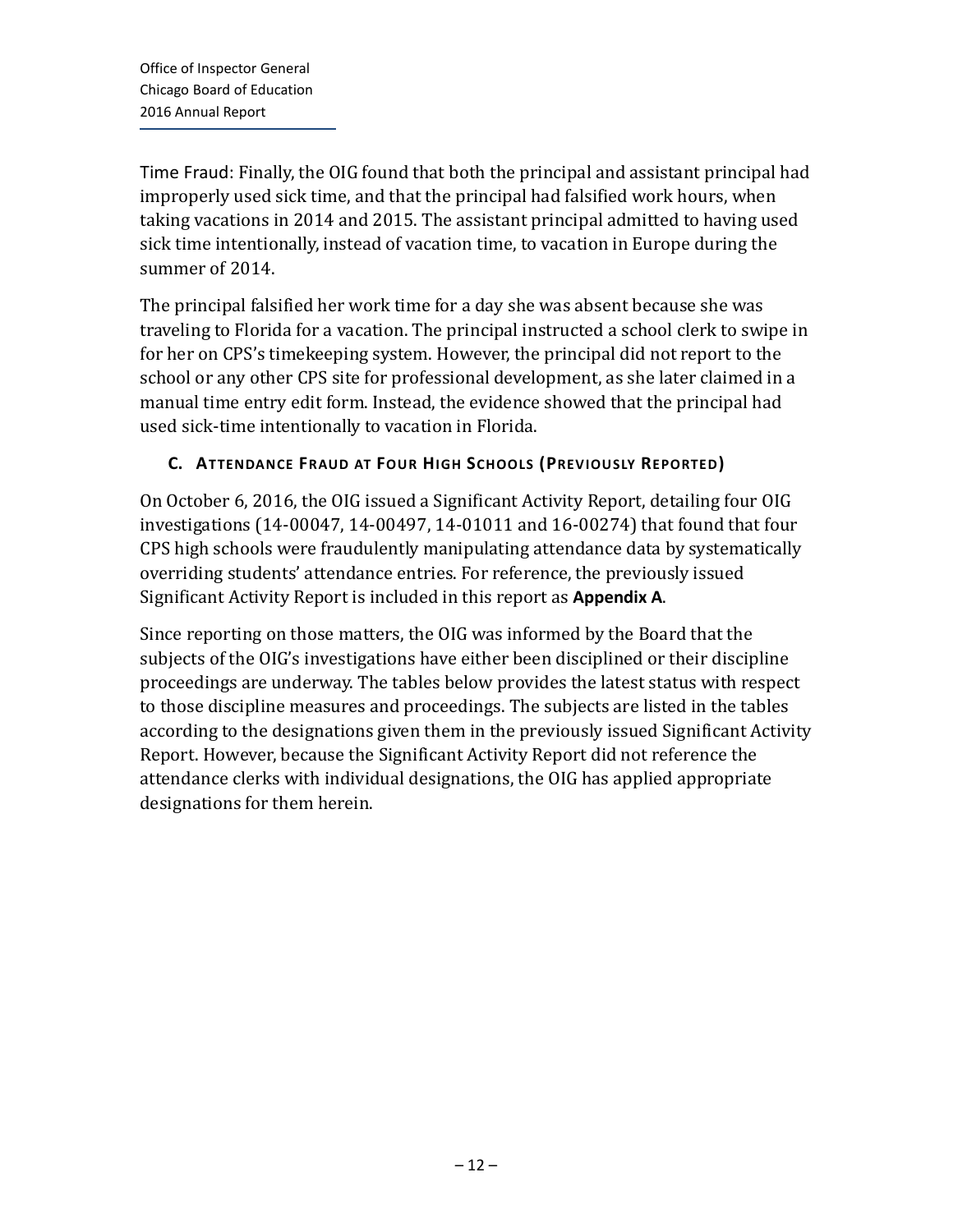Time Fraud: Finally, the OIG found that both the principal and assistant principal had improperly used sick time, and that the principal had falsified work hours, when taking vacations in 2014 and 2015. The assistant principal admitted to having used sick time intentionally, instead of vacation time, to vacation in Europe during the summer of 2014.

The principal falsified her work time for a day she was absent because she was traveling to Florida for a vacation. The principal instructed a school clerk to swipe in for her on CPS's timekeeping system. However, the principal did not report to the school or any other CPS site for professional development, as she later claimed in a manual time entry edit form. Instead, the evidence showed that the principal had used sick-time intentionally to vacation in Florida.

### C. Attendance Fraud at Four High Schools (Previously Reported)

On October 6, 2016, the OIG issued a Significant Activity Report, detailing four OIG investigations (14-00047, 14-00497, 14-01011 and 16-00274) that found that four CPS high schools were fraudulently manipulating attendance data by systematically overriding students' attendance entries. For reference, the previously issued Significant Activity Report is included in this report as **Appendix A**.

Since reporting on those matters, the OIG was informed by the Board that the subjects of the OIG's investigations have either been disciplined or their discipline proceedings are underway. The tables below provides the latest status with respect to those discipline measures and proceedings. The subjects are listed in the tables according to the designations given them in the previously issued Significant Activity Report. However, because the Significant Activity Report did not reference the attendance clerks with individual designations, the OIG has applied appropriate designations for them herein.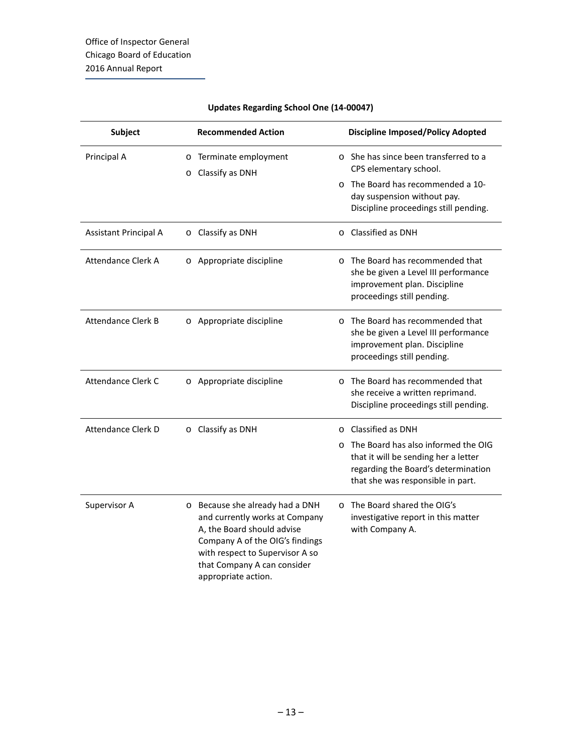**Updates Regarding School One (14-00047)**

| Subject | Recommended Action | Discipline Imposed/Policy Adopted |
| --- | --- | --- |
| Principal A | ○ Terminate employment<br>○ Classify as DNH | ○ She has since been transferred to a CPS elementary school.<br>○ The Board has recommended a 10-day suspension without pay. Discipline proceedings still pending. |
| Assistant Principal A | ○ Classify as DNH | ○ Classified as DNH |
| Attendance Clerk A | ○ Appropriate discipline | ○ The Board has recommended that she be given a Level III performance improvement plan. Discipline proceedings still pending. |
| Attendance Clerk B | ○ Appropriate discipline | ○ The Board has recommended that she be given a Level III performance improvement plan. Discipline proceedings still pending. |
| Attendance Clerk C | ○ Appropriate discipline | ○ The Board has recommended that she receive a written reprimand. Discipline proceedings still pending. |
| Attendance Clerk D | ○ Classify as DNH | ○ Classified as DNH<br>○ The Board has also informed the OIG that it will be sending her a letter regarding the Board's determination that she was responsible in part. |
| Supervisor A | ○ Because she already had a DNH and currently works at Company A, the Board should advise Company A of the OIG's findings with respect to Supervisor A so that Company A can consider appropriate action. | ○ The Board shared the OIG's investigative report in this matter with Company A. |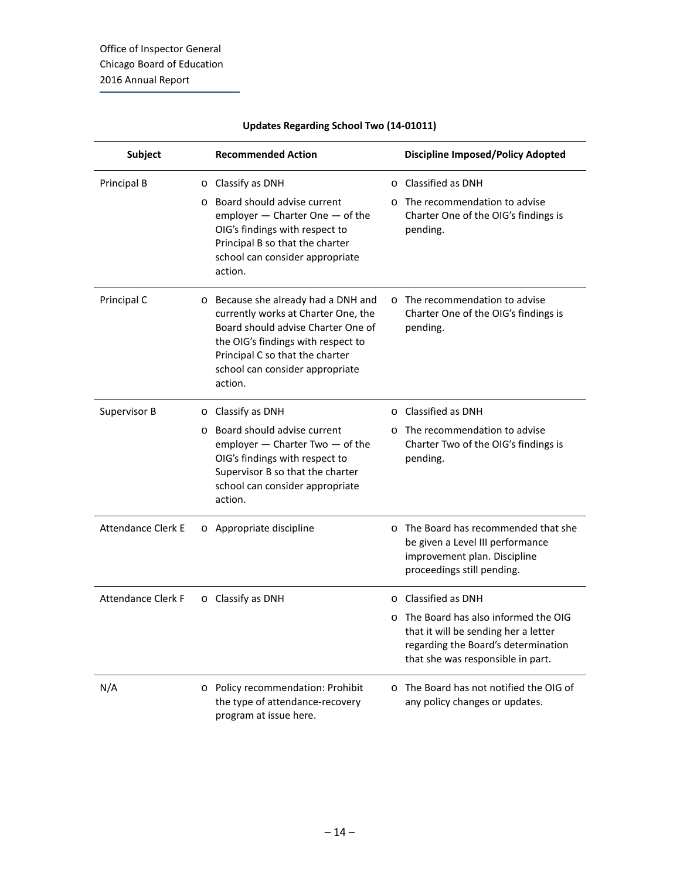**Updates Regarding School Two (14-01011)**

| Subject | Recommended Action | Discipline Imposed/Policy Adopted |
|---|---|---|
| Principal B | o Classify as DNH<br>o Board should advise current employer — Charter One — of the OIG's findings with respect to Principal B so that the charter school can consider appropriate action. | o Classified as DNH<br>o The recommendation to advise Charter One of the OIG's findings is pending. |
| Principal C | o Because she already had a DNH and currently works at Charter One, the Board should advise Charter One of the OIG's findings with respect to Principal C so that the charter school can consider appropriate action. | o The recommendation to advise Charter One of the OIG's findings is pending. |
| Supervisor B | o Classify as DNH<br>o Board should advise current employer — Charter Two — of the OIG's findings with respect to Supervisor B so that the charter school can consider appropriate action. | o Classified as DNH<br>o The recommendation to advise Charter Two of the OIG's findings is pending. |
| Attendance Clerk E | o Appropriate discipline | o The Board has recommended that she be given a Level III performance improvement plan. Discipline proceedings still pending. |
| Attendance Clerk F | o Classify as DNH | o Classified as DNH<br>o The Board has also informed the OIG that it will be sending her a letter regarding the Board's determination that she was responsible in part. |
| N/A | o Policy recommendation: Prohibit the type of attendance-recovery program at issue here. | o The Board has not notified the OIG of any policy changes or updates. |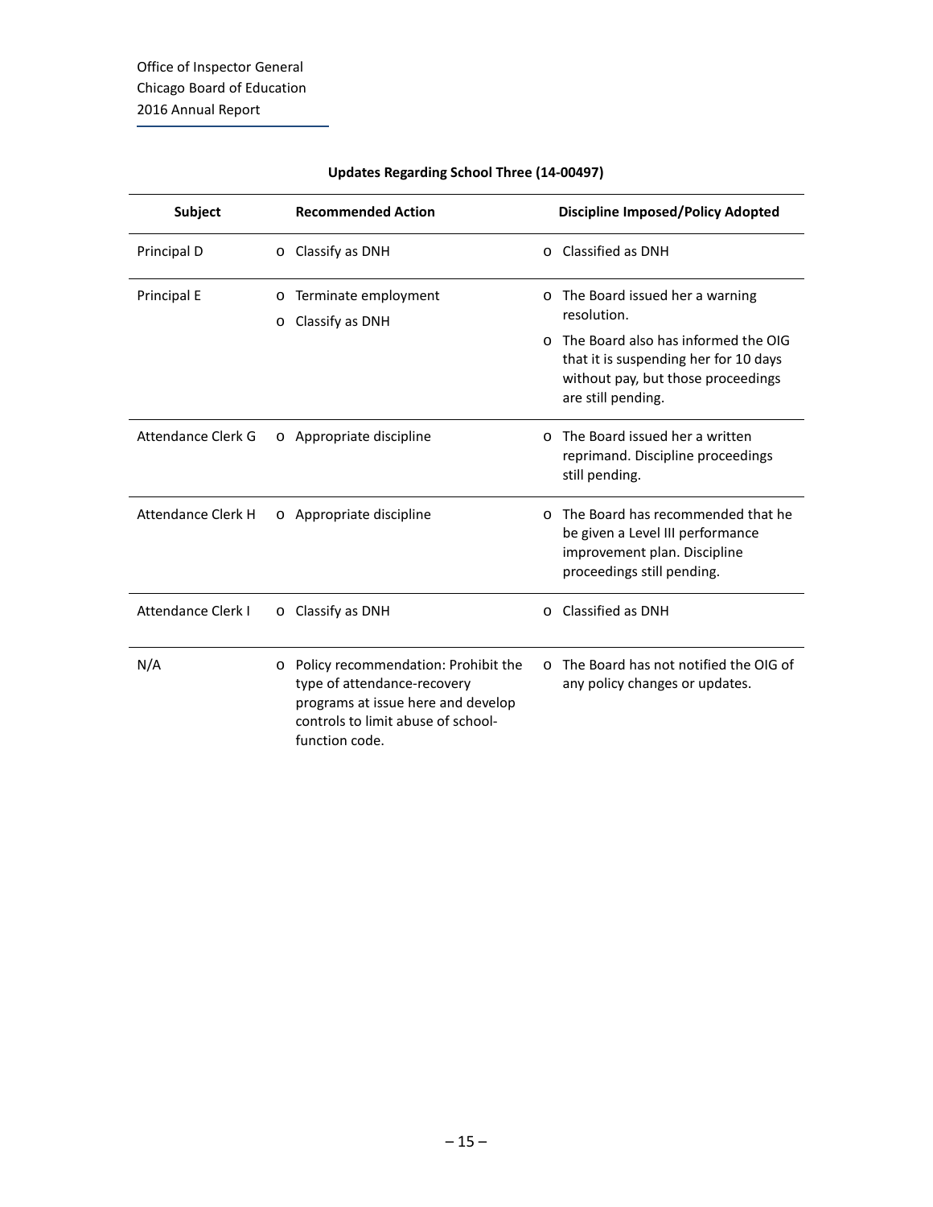**Updates Regarding School Three (14-00497)**

| Subject | Recommended Action | Discipline Imposed/Policy Adopted |
|---|---|---|
| Principal D | o Classify as DNH | o Classified as DNH |
| Principal E | o Terminate employment<br>o Classify as DNH | o The Board issued her a warning resolution.<br>o The Board also has informed the OIG that it is suspending her for 10 days without pay, but those proceedings are still pending. |
| Attendance Clerk G | o Appropriate discipline | o The Board issued her a written reprimand. Discipline proceedings still pending. |
| Attendance Clerk H | o Appropriate discipline | o The Board has recommended that he be given a Level III performance improvement plan. Discipline proceedings still pending. |
| Attendance Clerk I | o Classify as DNH | o Classified as DNH |
| N/A | o Policy recommendation: Prohibit the type of attendance-recovery programs at issue here and develop controls to limit abuse of school-function code. | o The Board has not notified the OIG of any policy changes or updates. |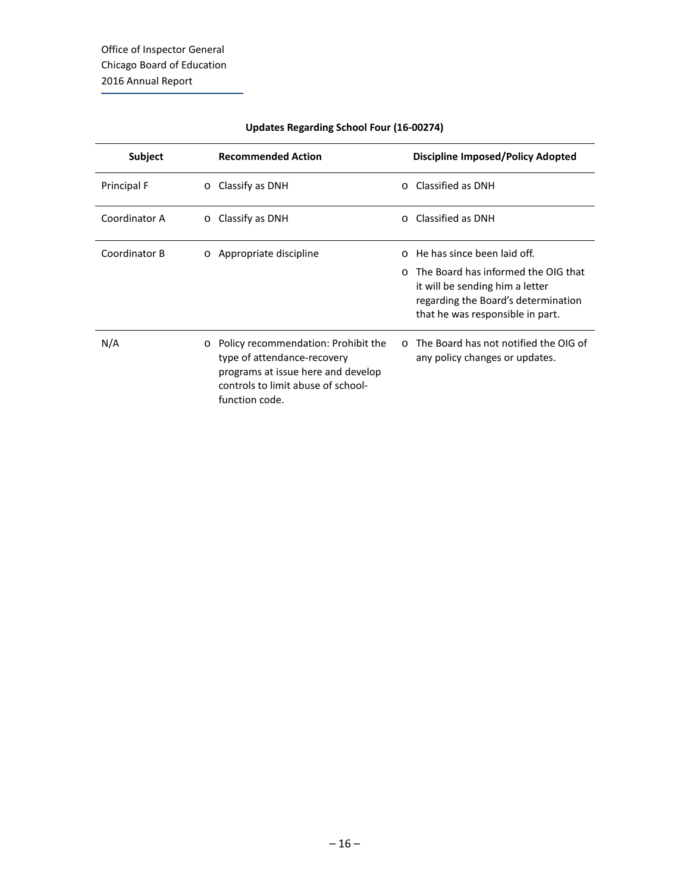**Updates Regarding School Four (16-00274)**

| Subject | Recommended Action | Discipline Imposed/Policy Adopted |
|---|---|---|
| Principal F | o Classify as DNH | o Classified as DNH |
| Coordinator A | o Classify as DNH | o Classified as DNH |
| Coordinator B | o Appropriate discipline | o He has since been laid off.<br>o The Board has informed the OIG that it will be sending him a letter regarding the Board's determination that he was responsible in part. |
| N/A | o Policy recommendation: Prohibit the type of attendance-recovery programs at issue here and develop controls to limit abuse of school-function code. | o The Board has not notified the OIG of any policy changes or updates. |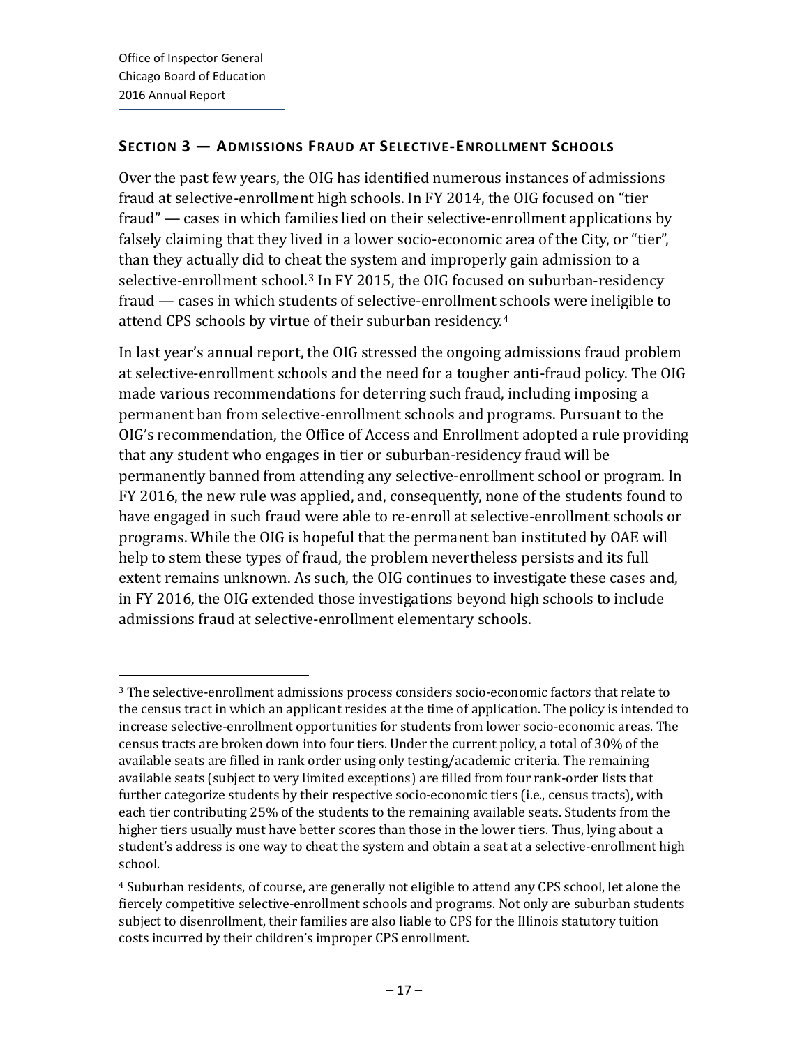## Section 3 — Admissions Fraud at Selective-Enrollment Schools

Over the past few years, the OIG has identified numerous instances of admissions fraud at selective-enrollment high schools. In FY 2014, the OIG focused on "tier fraud" — cases in which families lied on their selective-enrollment applications by falsely claiming that they lived in a lower socio-economic area of the City, or "tier", than they actually did to cheat the system and improperly gain admission to a selective-enrollment school.[3] In FY 2015, the OIG focused on suburban-residency fraud — cases in which students of selective-enrollment schools were ineligible to attend CPS schools by virtue of their suburban residency.[4]

In last year's annual report, the OIG stressed the ongoing admissions fraud problem at selective-enrollment schools and the need for a tougher anti-fraud policy. The OIG made various recommendations for deterring such fraud, including imposing a permanent ban from selective-enrollment schools and programs. Pursuant to the OIG's recommendation, the Office of Access and Enrollment adopted a rule providing that any student who engages in tier or suburban-residency fraud will be permanently banned from attending any selective-enrollment school or program. In FY 2016, the new rule was applied, and, consequently, none of the students found to have engaged in such fraud were able to re-enroll at selective-enrollment schools or programs. While the OIG is hopeful that the permanent ban instituted by OAE will help to stem these types of fraud, the problem nevertheless persists and its full extent remains unknown. As such, the OIG continues to investigate these cases and, in FY 2016, the OIG extended those investigations beyond high schools to include admissions fraud at selective-enrollment elementary schools.

---

[3] The selective-enrollment admissions process considers socio-economic factors that relate to the census tract in which an applicant resides at the time of application. The policy is intended to increase selective-enrollment opportunities for students from lower socio-economic areas. The census tracts are broken down into four tiers. Under the current policy, a total of 30% of the available seats are filled in rank order using only testing/academic criteria. The remaining available seats (subject to very limited exceptions) are filled from four rank-order lists that further categorize students by their respective socio-economic tiers (i.e., census tracts), with each tier contributing 25% of the students to the remaining available seats. Students from the higher tiers usually must have better scores than those in the lower tiers. Thus, lying about a student's address is one way to cheat the system and obtain a seat at a selective-enrollment high school.

[4] Suburban residents, of course, are generally not eligible to attend any CPS school, let alone the fiercely competitive selective-enrollment schools and programs. Not only are suburban students subject to disenrollment, their families are also liable to CPS for the Illinois statutory tuition costs incurred by their children's improper CPS enrollment.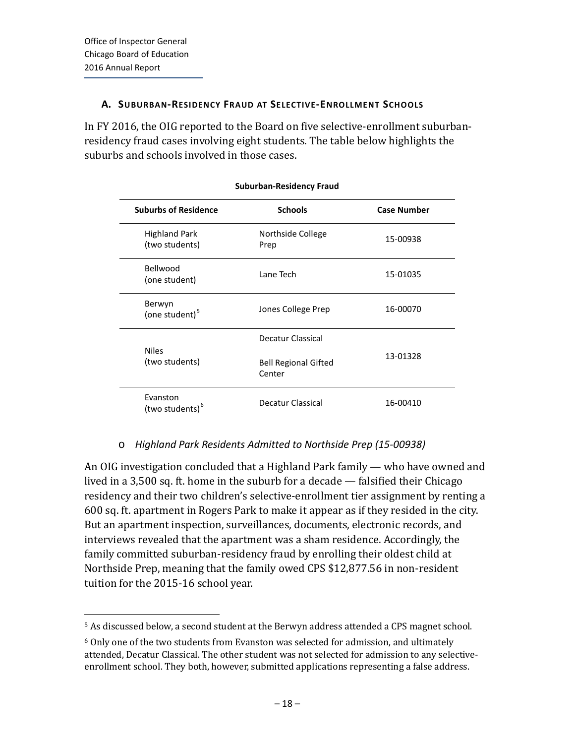### A. Suburban-Residency Fraud at Selective-Enrollment Schools

In FY 2016, the OIG reported to the Board on five selective-enrollment suburban-residency fraud cases involving eight students. The table below highlights the suburbs and schools involved in those cases.

**Suburban-Residency Fraud**

| Suburbs of Residence | Schools | Case Number |
|---|---|---|
| Highland Park (two students) | Northside College Prep | 15-00938 |
| Bellwood (one student) | Lane Tech | 15-01035 |
| Berwyn (one student)[5] | Jones College Prep | 16-00070 |
| Niles (two students) | Decatur Classical<br><br>Bell Regional Gifted Center | 13-01328 |
| Evanston (two students)[6] | Decatur Classical | 16-00410 |

- *Highland Park Residents Admitted to Northside Prep (15-00938)*

An OIG investigation concluded that a Highland Park family — who have owned and lived in a 3,500 sq. ft. home in the suburb for a decade — falsified their Chicago residency and their two children's selective-enrollment tier assignment by renting a 600 sq. ft. apartment in Rogers Park to make it appear as if they resided in the city. But an apartment inspection, surveillances, documents, electronic records, and interviews revealed that the apartment was a sham residence. Accordingly, the family committed suburban-residency fraud by enrolling their oldest child at Northside Prep, meaning that the family owed CPS $12,877.56 in non-resident tuition for the 2015-16 school year.

---

[5] As discussed below, a second student at the Berwyn address attended a CPS magnet school.

[6] Only one of the two students from Evanston was selected for admission, and ultimately attended, Decatur Classical. The other student was not selected for admission to any selective-enrollment school. They both, however, submitted applications representing a false address.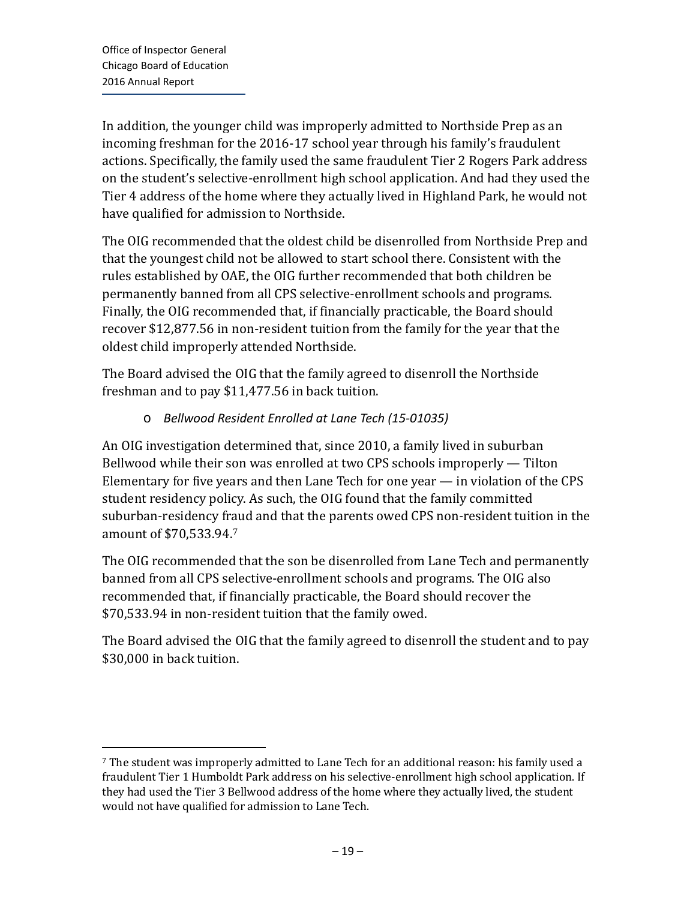In addition, the younger child was improperly admitted to Northside Prep as an incoming freshman for the 2016-17 school year through his family's fraudulent actions. Specifically, the family used the same fraudulent Tier 2 Rogers Park address on the student's selective-enrollment high school application. And had they used the Tier 4 address of the home where they actually lived in Highland Park, he would not have qualified for admission to Northside.

The OIG recommended that the oldest child be disenrolled from Northside Prep and that the youngest child not be allowed to start school there. Consistent with the rules established by OAE, the OIG further recommended that both children be permanently banned from all CPS selective-enrollment schools and programs. Finally, the OIG recommended that, if financially practicable, the Board should recover $12,877.56 in non-resident tuition from the family for the year that the oldest child improperly attended Northside.

The Board advised the OIG that the family agreed to disenroll the Northside freshman and to pay $11,477.56 in back tuition.

- *Bellwood Resident Enrolled at Lane Tech (15-01035)*

An OIG investigation determined that, since 2010, a family lived in suburban Bellwood while their son was enrolled at two CPS schools improperly — Tilton Elementary for five years and then Lane Tech for one year — in violation of the CPS student residency policy. As such, the OIG found that the family committed suburban-residency fraud and that the parents owed CPS non-resident tuition in the amount of $70,533.94.[7]

The OIG recommended that the son be disenrolled from Lane Tech and permanently banned from all CPS selective-enrollment schools and programs. The OIG also recommended that, if financially practicable, the Board should recover the $70,533.94 in non-resident tuition that the family owed.

The Board advised the OIG that the family agreed to disenroll the student and to pay $30,000 in back tuition.

---

[7] The student was improperly admitted to Lane Tech for an additional reason: his family used a fraudulent Tier 1 Humboldt Park address on his selective-enrollment high school application. If they had used the Tier 3 Bellwood address of the home where they actually lived, the student would not have qualified for admission to Lane Tech.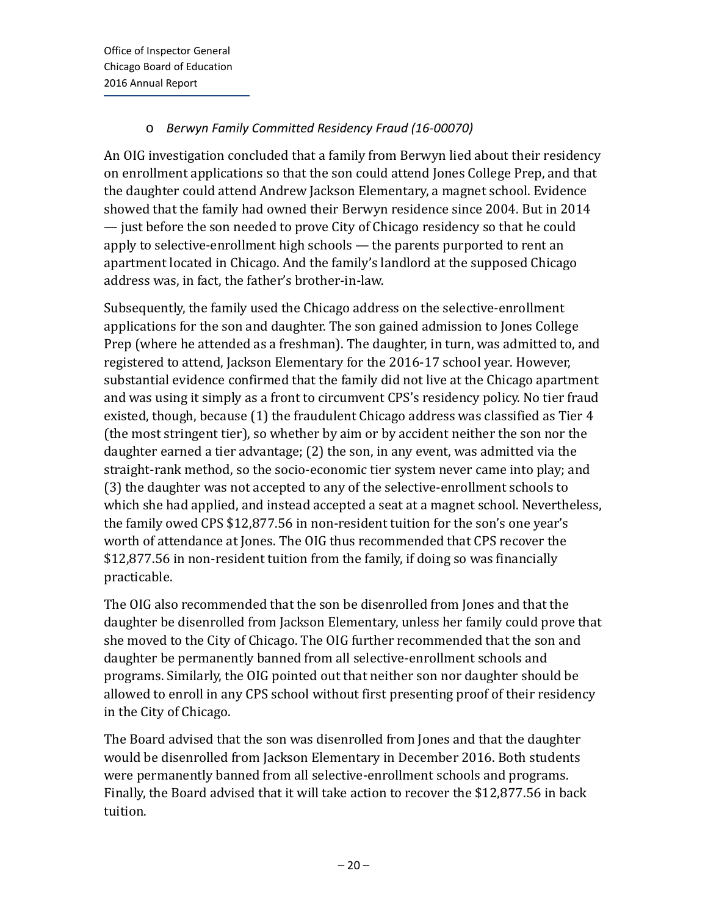- *Berwyn Family Committed Residency Fraud (16-00070)*

An OIG investigation concluded that a family from Berwyn lied about their residency on enrollment applications so that the son could attend Jones College Prep, and that the daughter could attend Andrew Jackson Elementary, a magnet school. Evidence showed that the family had owned their Berwyn residence since 2004. But in 2014 — just before the son needed to prove City of Chicago residency so that he could apply to selective-enrollment high schools — the parents purported to rent an apartment located in Chicago. And the family's landlord at the supposed Chicago address was, in fact, the father's brother-in-law.

Subsequently, the family used the Chicago address on the selective-enrollment applications for the son and daughter. The son gained admission to Jones College Prep (where he attended as a freshman). The daughter, in turn, was admitted to, and registered to attend, Jackson Elementary for the 2016-17 school year. However, substantial evidence confirmed that the family did not live at the Chicago apartment and was using it simply as a front to circumvent CPS's residency policy. No tier fraud existed, though, because (1) the fraudulent Chicago address was classified as Tier 4 (the most stringent tier), so whether by aim or by accident neither the son nor the daughter earned a tier advantage; (2) the son, in any event, was admitted via the straight-rank method, so the socio-economic tier system never came into play; and (3) the daughter was not accepted to any of the selective-enrollment schools to which she had applied, and instead accepted a seat at a magnet school. Nevertheless, the family owed CPS $12,877.56 in non-resident tuition for the son's one year's worth of attendance at Jones. The OIG thus recommended that CPS recover the $12,877.56 in non-resident tuition from the family, if doing so was financially practicable.

The OIG also recommended that the son be disenrolled from Jones and that the daughter be disenrolled from Jackson Elementary, unless her family could prove that she moved to the City of Chicago. The OIG further recommended that the son and daughter be permanently banned from all selective-enrollment schools and programs. Similarly, the OIG pointed out that neither son nor daughter should be allowed to enroll in any CPS school without first presenting proof of their residency in the City of Chicago.

The Board advised that the son was disenrolled from Jones and that the daughter would be disenrolled from Jackson Elementary in December 2016. Both students were permanently banned from all selective-enrollment schools and programs. Finally, the Board advised that it will take action to recover the $12,877.56 in back tuition.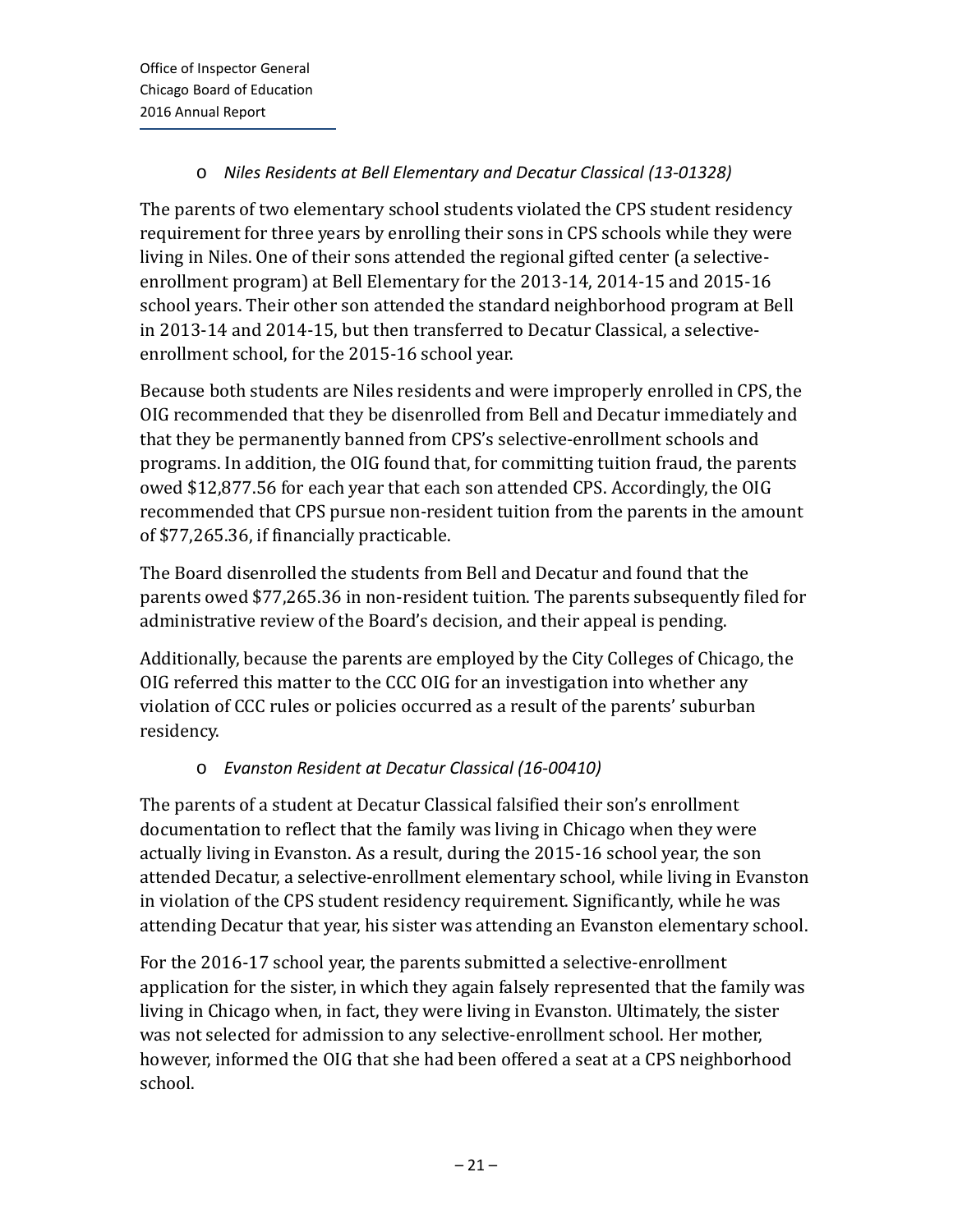- *Niles Residents at Bell Elementary and Decatur Classical (13-01328)*

The parents of two elementary school students violated the CPS student residency requirement for three years by enrolling their sons in CPS schools while they were living in Niles. One of their sons attended the regional gifted center (a selective-enrollment program) at Bell Elementary for the 2013-14, 2014-15 and 2015-16 school years. Their other son attended the standard neighborhood program at Bell in 2013-14 and 2014-15, but then transferred to Decatur Classical, a selective-enrollment school, for the 2015-16 school year.

Because both students are Niles residents and were improperly enrolled in CPS, the OIG recommended that they be disenrolled from Bell and Decatur immediately and that they be permanently banned from CPS's selective-enrollment schools and programs. In addition, the OIG found that, for committing tuition fraud, the parents owed $12,877.56 for each year that each son attended CPS. Accordingly, the OIG recommended that CPS pursue non-resident tuition from the parents in the amount of $77,265.36, if financially practicable.

The Board disenrolled the students from Bell and Decatur and found that the parents owed $77,265.36 in non-resident tuition. The parents subsequently filed for administrative review of the Board's decision, and their appeal is pending.

Additionally, because the parents are employed by the City Colleges of Chicago, the OIG referred this matter to the CCC OIG for an investigation into whether any violation of CCC rules or policies occurred as a result of the parents' suburban residency.

- *Evanston Resident at Decatur Classical (16-00410)*

The parents of a student at Decatur Classical falsified their son's enrollment documentation to reflect that the family was living in Chicago when they were actually living in Evanston. As a result, during the 2015-16 school year, the son attended Decatur, a selective-enrollment elementary school, while living in Evanston in violation of the CPS student residency requirement. Significantly, while he was attending Decatur that year, his sister was attending an Evanston elementary school.

For the 2016-17 school year, the parents submitted a selective-enrollment application for the sister, in which they again falsely represented that the family was living in Chicago when, in fact, they were living in Evanston. Ultimately, the sister was not selected for admission to any selective-enrollment school. Her mother, however, informed the OIG that she had been offered a seat at a CPS neighborhood school.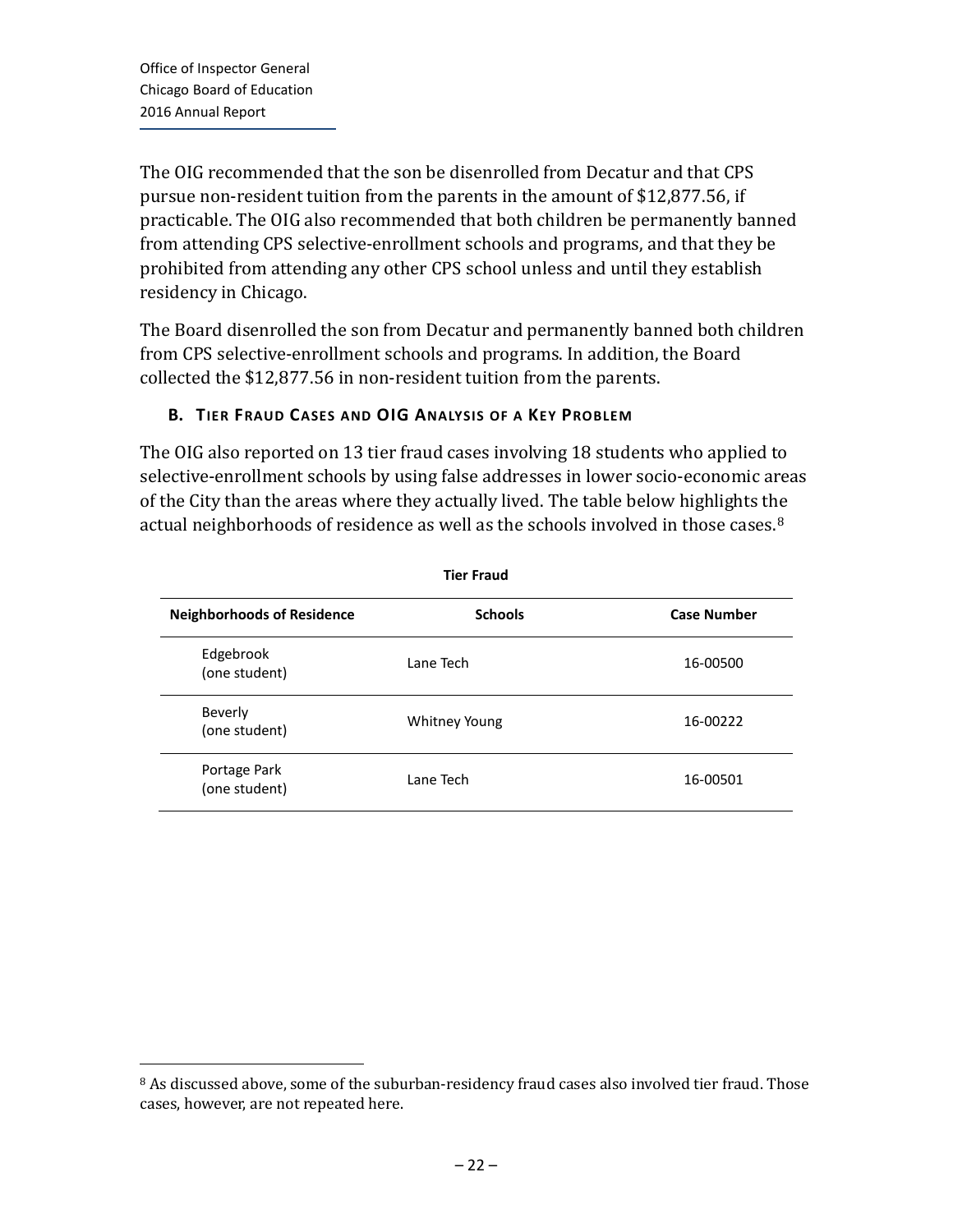The OIG recommended that the son be disenrolled from Decatur and that CPS pursue non-resident tuition from the parents in the amount of $12,877.56, if practicable. The OIG also recommended that both children be permanently banned from attending CPS selective-enrollment schools and programs, and that they be prohibited from attending any other CPS school unless and until they establish residency in Chicago.

The Board disenrolled the son from Decatur and permanently banned both children from CPS selective-enrollment schools and programs. In addition, the Board collected the $12,877.56 in non-resident tuition from the parents.

### B. Tier Fraud Cases and OIG Analysis of a Key Problem

The OIG also reported on 13 tier fraud cases involving 18 students who applied to selective-enrollment schools by using false addresses in lower socio-economic areas of the City than the areas where they actually lived. The table below highlights the actual neighborhoods of residence as well as the schools involved in those cases.[8]

**Tier Fraud**

| Neighborhoods of Residence | Schools | Case Number |
|---|---|---|
| Edgebrook (one student) | Lane Tech | 16-00500 |
| Beverly (one student) | Whitney Young | 16-00222 |
| Portage Park (one student) | Lane Tech | 16-00501 |

[8] As discussed above, some of the suburban-residency fraud cases also involved tier fraud. Those cases, however, are not repeated here.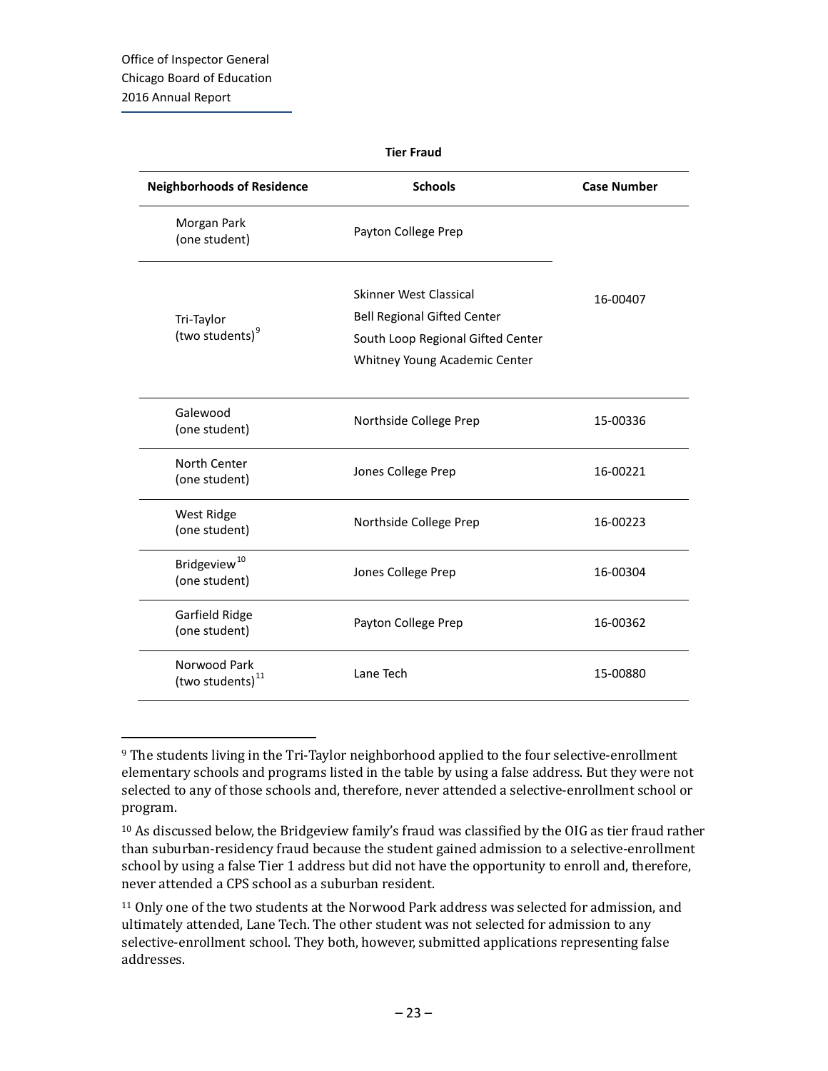**Tier Fraud**

| Neighborhoods of Residence | Schools | Case Number |
| --- | --- | --- |
| Morgan Park (one student) | Payton College Prep | 16-00407 |
| Tri-Taylor (two students)[9] | Skinner West Classical<br>Bell Regional Gifted Center<br>South Loop Regional Gifted Center<br>Whitney Young Academic Center | 16-00407 |
| Galewood (one student) | Northside College Prep | 15-00336 |
| North Center (one student) | Jones College Prep | 16-00221 |
| West Ridge (one student) | Northside College Prep | 16-00223 |
| Bridgeview[10] (one student) | Jones College Prep | 16-00304 |
| Garfield Ridge (one student) | Payton College Prep | 16-00362 |
| Norwood Park (two students)[11] | Lane Tech | 15-00880 |

[9] The students living in the Tri-Taylor neighborhood applied to the four selective-enrollment elementary schools and programs listed in the table by using a false address. But they were not selected to any of those schools and, therefore, never attended a selective-enrollment school or program.

[10] As discussed below, the Bridgeview family's fraud was classified by the OIG as tier fraud rather than suburban-residency fraud because the student gained admission to a selective-enrollment school by using a false Tier 1 address but did not have the opportunity to enroll and, therefore, never attended a CPS school as a suburban resident.

[11] Only one of the two students at the Norwood Park address was selected for admission, and ultimately attended, Lane Tech. The other student was not selected for admission to any selective-enrollment school. They both, however, submitted applications representing false addresses.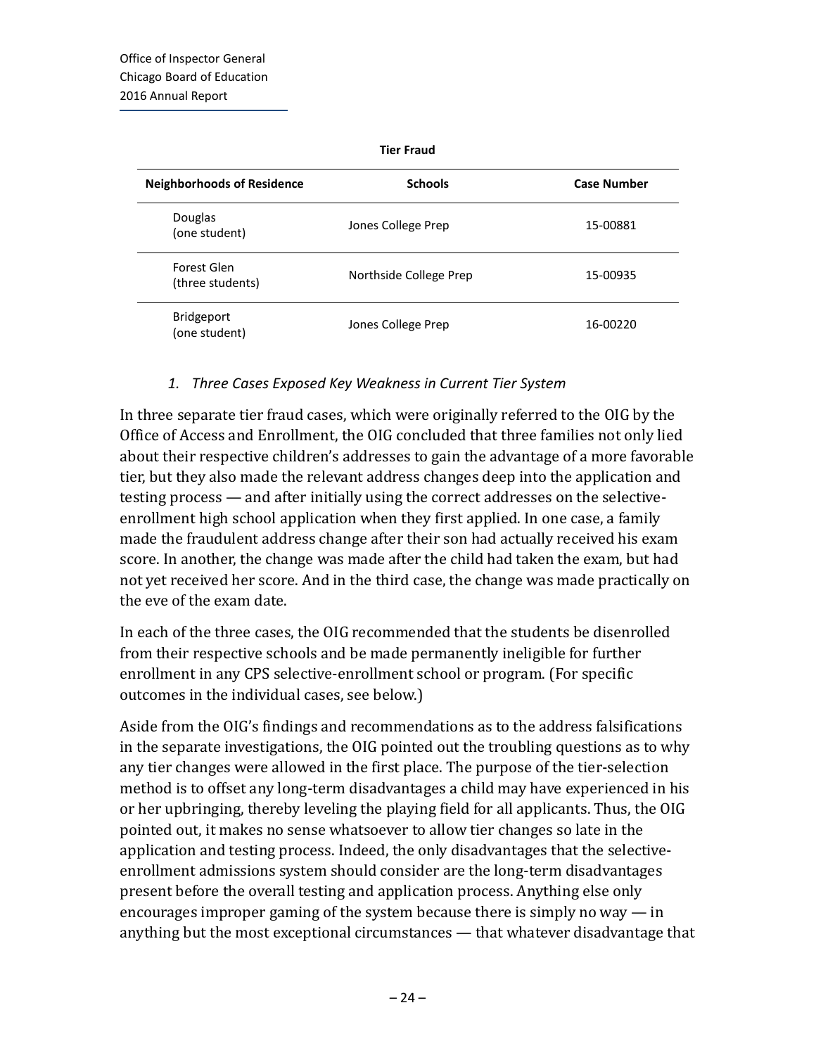**Tier Fraud**

| Neighborhoods of Residence | Schools | Case Number |
|---|---|---|
| Douglas (one student) | Jones College Prep | 15-00881 |
| Forest Glen (three students) | Northside College Prep | 15-00935 |
| Bridgeport (one student) | Jones College Prep | 16-00220 |

*1. Three Cases Exposed Key Weakness in Current Tier System*

In three separate tier fraud cases, which were originally referred to the OIG by the Office of Access and Enrollment, the OIG concluded that three families not only lied about their respective children's addresses to gain the advantage of a more favorable tier, but they also made the relevant address changes deep into the application and testing process — and after initially using the correct addresses on the selective-enrollment high school application when they first applied. In one case, a family made the fraudulent address change after their son had actually received his exam score. In another, the change was made after the child had taken the exam, but had not yet received her score. And in the third case, the change was made practically on the eve of the exam date.

In each of the three cases, the OIG recommended that the students be disenrolled from their respective schools and be made permanently ineligible for further enrollment in any CPS selective-enrollment school or program. (For specific outcomes in the individual cases, see below.)

Aside from the OIG's findings and recommendations as to the address falsifications in the separate investigations, the OIG pointed out the troubling questions as to why any tier changes were allowed in the first place. The purpose of the tier-selection method is to offset any long-term disadvantages a child may have experienced in his or her upbringing, thereby leveling the playing field for all applicants. Thus, the OIG pointed out, it makes no sense whatsoever to allow tier changes so late in the application and testing process. Indeed, the only disadvantages that the selective-enrollment admissions system should consider are the long-term disadvantages present before the overall testing and application process. Anything else only encourages improper gaming of the system because there is simply no way — in anything but the most exceptional circumstances — that whatever disadvantage that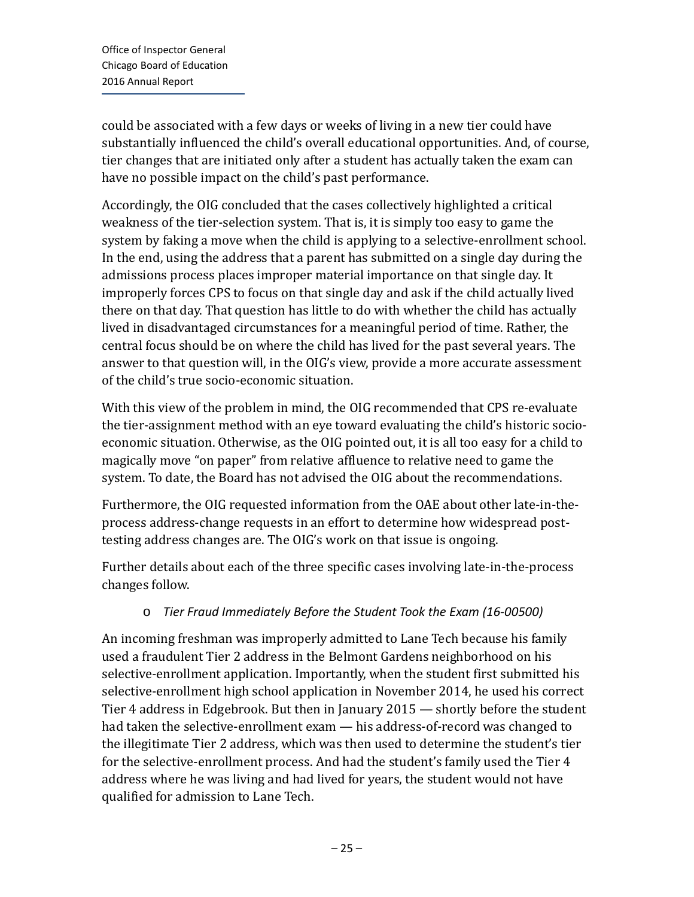could be associated with a few days or weeks of living in a new tier could have substantially influenced the child's overall educational opportunities. And, of course, tier changes that are initiated only after a student has actually taken the exam can have no possible impact on the child's past performance.

Accordingly, the OIG concluded that the cases collectively highlighted a critical weakness of the tier-selection system. That is, it is simply too easy to game the system by faking a move when the child is applying to a selective-enrollment school. In the end, using the address that a parent has submitted on a single day during the admissions process places improper material importance on that single day. It improperly forces CPS to focus on that single day and ask if the child actually lived there on that day. That question has little to do with whether the child has actually lived in disadvantaged circumstances for a meaningful period of time. Rather, the central focus should be on where the child has lived for the past several years. The answer to that question will, in the OIG's view, provide a more accurate assessment of the child's true socio-economic situation.

With this view of the problem in mind, the OIG recommended that CPS re-evaluate the tier-assignment method with an eye toward evaluating the child's historic socio-economic situation. Otherwise, as the OIG pointed out, it is all too easy for a child to magically move "on paper" from relative affluence to relative need to game the system. To date, the Board has not advised the OIG about the recommendations.

Furthermore, the OIG requested information from the OAE about other late-in-the-process address-change requests in an effort to determine how widespread post-testing address changes are. The OIG's work on that issue is ongoing.

Further details about each of the three specific cases involving late-in-the-process changes follow.

- *Tier Fraud Immediately Before the Student Took the Exam (16-00500)*

An incoming freshman was improperly admitted to Lane Tech because his family used a fraudulent Tier 2 address in the Belmont Gardens neighborhood on his selective-enrollment application. Importantly, when the student first submitted his selective-enrollment high school application in November 2014, he used his correct Tier 4 address in Edgebrook. But then in January 2015 — shortly before the student had taken the selective-enrollment exam — his address-of-record was changed to the illegitimate Tier 2 address, which was then used to determine the student's tier for the selective-enrollment process. And had the student's family used the Tier 4 address where he was living and had lived for years, the student would not have qualified for admission to Lane Tech.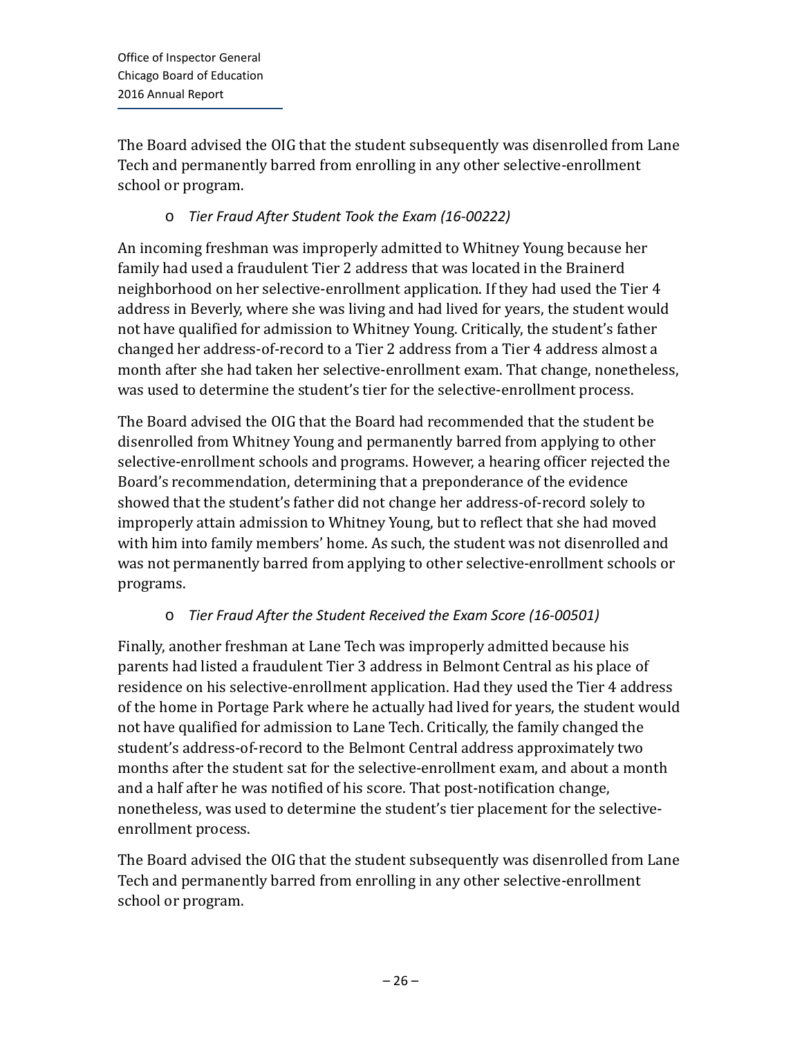The Board advised the OIG that the student subsequently was disenrolled from Lane Tech and permanently barred from enrolling in any other selective-enrollment school or program.

- *Tier Fraud After Student Took the Exam (16-00222)*

An incoming freshman was improperly admitted to Whitney Young because her family had used a fraudulent Tier 2 address that was located in the Brainerd neighborhood on her selective-enrollment application. If they had used the Tier 4 address in Beverly, where she was living and had lived for years, the student would not have qualified for admission to Whitney Young. Critically, the student's father changed her address-of-record to a Tier 2 address from a Tier 4 address almost a month after she had taken her selective-enrollment exam. That change, nonetheless, was used to determine the student's tier for the selective-enrollment process.

The Board advised the OIG that the Board had recommended that the student be disenrolled from Whitney Young and permanently barred from applying to other selective-enrollment schools and programs. However, a hearing officer rejected the Board's recommendation, determining that a preponderance of the evidence showed that the student's father did not change her address-of-record solely to improperly attain admission to Whitney Young, but to reflect that she had moved with him into family members' home. As such, the student was not disenrolled and was not permanently barred from applying to other selective-enrollment schools or programs.

- *Tier Fraud After the Student Received the Exam Score (16-00501)*

Finally, another freshman at Lane Tech was improperly admitted because his parents had listed a fraudulent Tier 3 address in Belmont Central as his place of residence on his selective-enrollment application. Had they used the Tier 4 address of the home in Portage Park where he actually had lived for years, the student would not have qualified for admission to Lane Tech. Critically, the family changed the student's address-of-record to the Belmont Central address approximately two months after the student sat for the selective-enrollment exam, and about a month and a half after he was notified of his score. That post-notification change, nonetheless, was used to determine the student's tier placement for the selective-enrollment process.

The Board advised the OIG that the student subsequently was disenrolled from Lane Tech and permanently barred from enrolling in any other selective-enrollment school or program.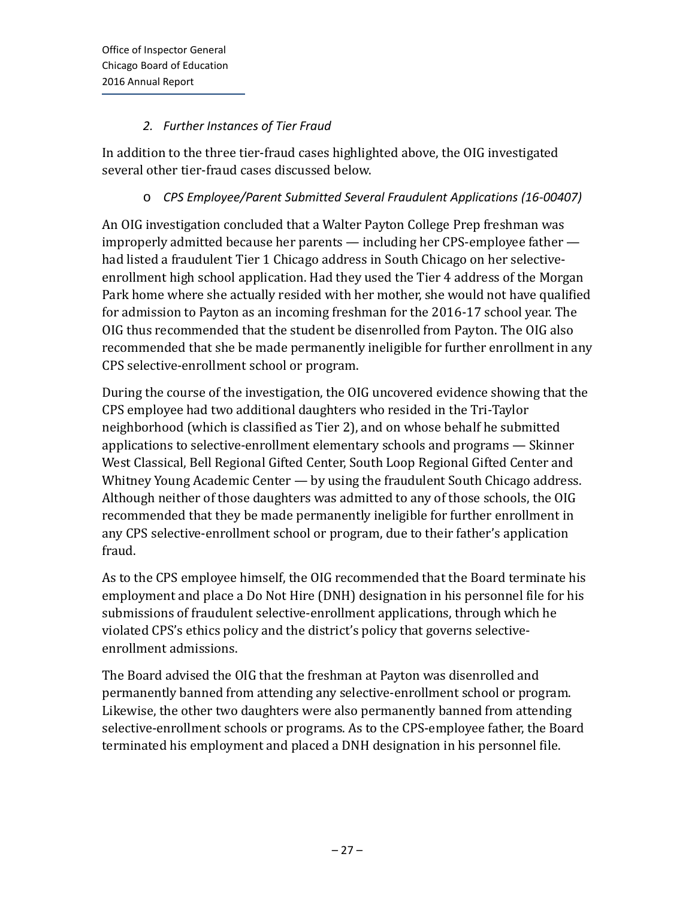### *2. Further Instances of Tier Fraud*

In addition to the three tier-fraud cases highlighted above, the OIG investigated several other tier-fraud cases discussed below.

- *CPS Employee/Parent Submitted Several Fraudulent Applications (16-00407)*

An OIG investigation concluded that a Walter Payton College Prep freshman was improperly admitted because her parents — including her CPS-employee father — had listed a fraudulent Tier 1 Chicago address in South Chicago on her selective-enrollment high school application. Had they used the Tier 4 address of the Morgan Park home where she actually resided with her mother, she would not have qualified for admission to Payton as an incoming freshman for the 2016-17 school year. The OIG thus recommended that the student be disenrolled from Payton. The OIG also recommended that she be made permanently ineligible for further enrollment in any CPS selective-enrollment school or program.

During the course of the investigation, the OIG uncovered evidence showing that the CPS employee had two additional daughters who resided in the Tri-Taylor neighborhood (which is classified as Tier 2), and on whose behalf he submitted applications to selective-enrollment elementary schools and programs — Skinner West Classical, Bell Regional Gifted Center, South Loop Regional Gifted Center and Whitney Young Academic Center — by using the fraudulent South Chicago address. Although neither of those daughters was admitted to any of those schools, the OIG recommended that they be made permanently ineligible for further enrollment in any CPS selective-enrollment school or program, due to their father's application fraud.

As to the CPS employee himself, the OIG recommended that the Board terminate his employment and place a Do Not Hire (DNH) designation in his personnel file for his submissions of fraudulent selective-enrollment applications, through which he violated CPS's ethics policy and the district's policy that governs selective-enrollment admissions.

The Board advised the OIG that the freshman at Payton was disenrolled and permanently banned from attending any selective-enrollment school or program. Likewise, the other two daughters were also permanently banned from attending selective-enrollment schools or programs. As to the CPS-employee father, the Board terminated his employment and placed a DNH designation in his personnel file.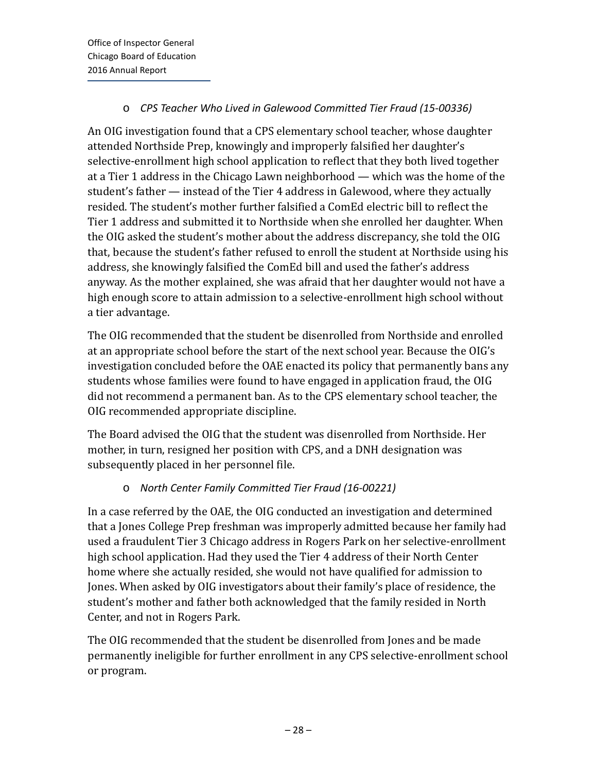- *CPS Teacher Who Lived in Galewood Committed Tier Fraud (15-00336)*

An OIG investigation found that a CPS elementary school teacher, whose daughter attended Northside Prep, knowingly and improperly falsified her daughter's selective-enrollment high school application to reflect that they both lived together at a Tier 1 address in the Chicago Lawn neighborhood — which was the home of the student's father — instead of the Tier 4 address in Galewood, where they actually resided. The student's mother further falsified a ComEd electric bill to reflect the Tier 1 address and submitted it to Northside when she enrolled her daughter. When the OIG asked the student's mother about the address discrepancy, she told the OIG that, because the student's father refused to enroll the student at Northside using his address, she knowingly falsified the ComEd bill and used the father's address anyway. As the mother explained, she was afraid that her daughter would not have a high enough score to attain admission to a selective-enrollment high school without a tier advantage.

The OIG recommended that the student be disenrolled from Northside and enrolled at an appropriate school before the start of the next school year. Because the OIG's investigation concluded before the OAE enacted its policy that permanently bans any students whose families were found to have engaged in application fraud, the OIG did not recommend a permanent ban. As to the CPS elementary school teacher, the OIG recommended appropriate discipline.

The Board advised the OIG that the student was disenrolled from Northside. Her mother, in turn, resigned her position with CPS, and a DNH designation was subsequently placed in her personnel file.

- *North Center Family Committed Tier Fraud (16-00221)*

In a case referred by the OAE, the OIG conducted an investigation and determined that a Jones College Prep freshman was improperly admitted because her family had used a fraudulent Tier 3 Chicago address in Rogers Park on her selective-enrollment high school application. Had they used the Tier 4 address of their North Center home where she actually resided, she would not have qualified for admission to Jones. When asked by OIG investigators about their family's place of residence, the student's mother and father both acknowledged that the family resided in North Center, and not in Rogers Park.

The OIG recommended that the student be disenrolled from Jones and be made permanently ineligible for further enrollment in any CPS selective-enrollment school or program.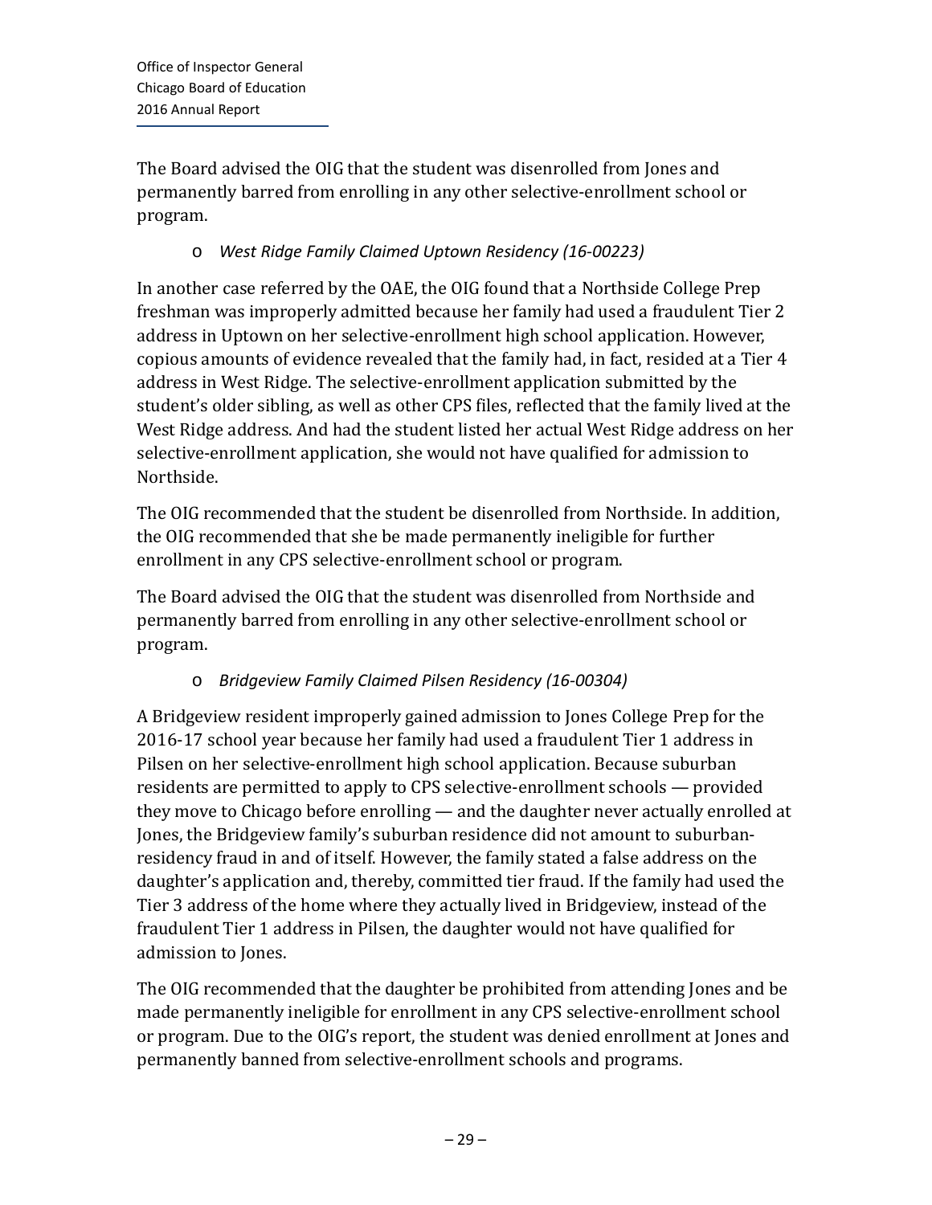The Board advised the OIG that the student was disenrolled from Jones and permanently barred from enrolling in any other selective-enrollment school or program.

- *West Ridge Family Claimed Uptown Residency (16-00223)*

In another case referred by the OAE, the OIG found that a Northside College Prep freshman was improperly admitted because her family had used a fraudulent Tier 2 address in Uptown on her selective-enrollment high school application. However, copious amounts of evidence revealed that the family had, in fact, resided at a Tier 4 address in West Ridge. The selective-enrollment application submitted by the student's older sibling, as well as other CPS files, reflected that the family lived at the West Ridge address. And had the student listed her actual West Ridge address on her selective-enrollment application, she would not have qualified for admission to Northside.

The OIG recommended that the student be disenrolled from Northside. In addition, the OIG recommended that she be made permanently ineligible for further enrollment in any CPS selective-enrollment school or program.

The Board advised the OIG that the student was disenrolled from Northside and permanently barred from enrolling in any other selective-enrollment school or program.

- *Bridgeview Family Claimed Pilsen Residency (16-00304)*

A Bridgeview resident improperly gained admission to Jones College Prep for the 2016-17 school year because her family had used a fraudulent Tier 1 address in Pilsen on her selective-enrollment high school application. Because suburban residents are permitted to apply to CPS selective-enrollment schools — provided they move to Chicago before enrolling — and the daughter never actually enrolled at Jones, the Bridgeview family's suburban residence did not amount to suburban-residency fraud in and of itself. However, the family stated a false address on the daughter's application and, thereby, committed tier fraud. If the family had used the Tier 3 address of the home where they actually lived in Bridgeview, instead of the fraudulent Tier 1 address in Pilsen, the daughter would not have qualified for admission to Jones.

The OIG recommended that the daughter be prohibited from attending Jones and be made permanently ineligible for enrollment in any CPS selective-enrollment school or program. Due to the OIG's report, the student was denied enrollment at Jones and permanently banned from selective-enrollment schools and programs.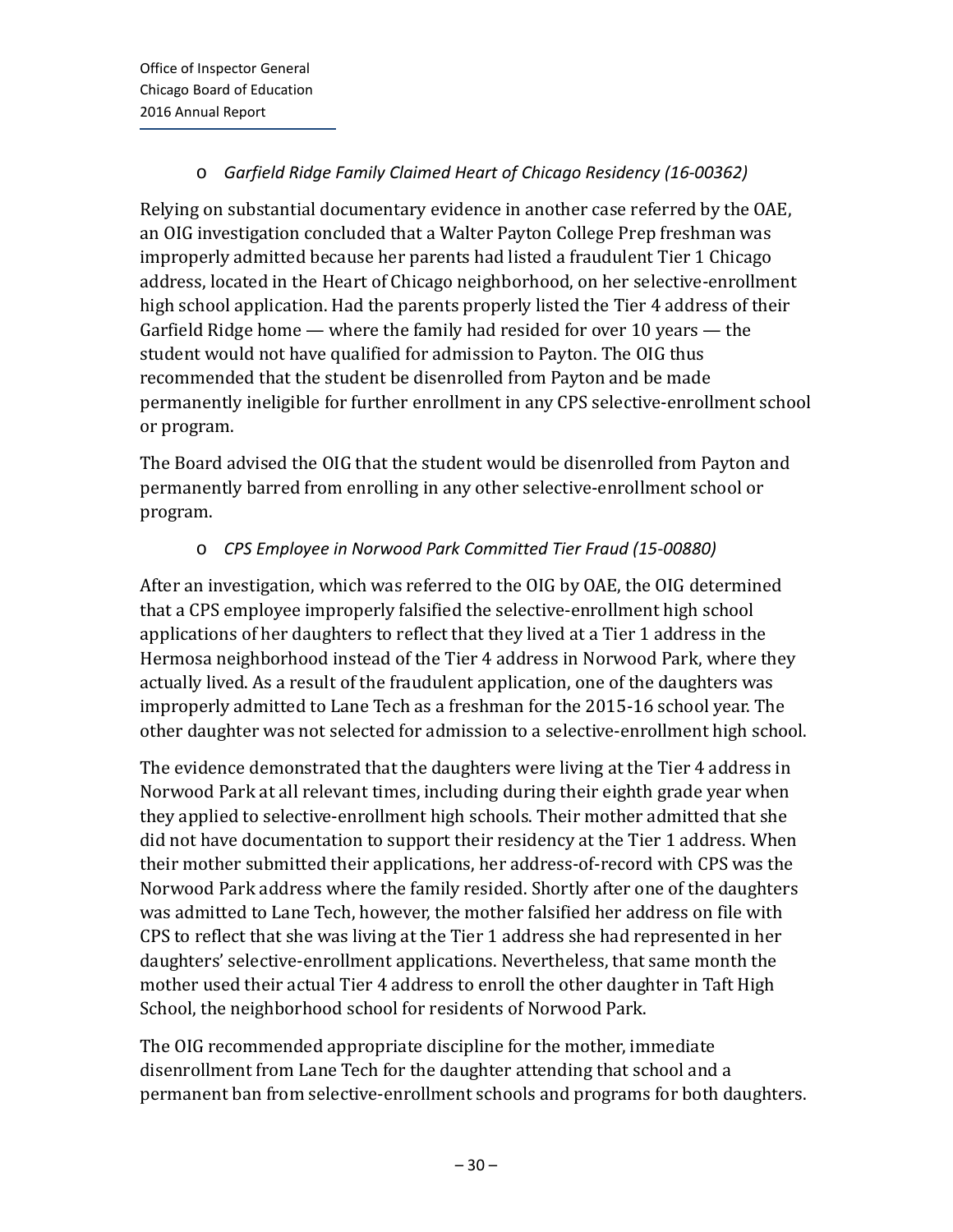- *Garfield Ridge Family Claimed Heart of Chicago Residency (16-00362)*

Relying on substantial documentary evidence in another case referred by the OAE, an OIG investigation concluded that a Walter Payton College Prep freshman was improperly admitted because her parents had listed a fraudulent Tier 1 Chicago address, located in the Heart of Chicago neighborhood, on her selective-enrollment high school application. Had the parents properly listed the Tier 4 address of their Garfield Ridge home — where the family had resided for over 10 years — the student would not have qualified for admission to Payton. The OIG thus recommended that the student be disenrolled from Payton and be made permanently ineligible for further enrollment in any CPS selective-enrollment school or program.

The Board advised the OIG that the student would be disenrolled from Payton and permanently barred from enrolling in any other selective-enrollment school or program.

- *CPS Employee in Norwood Park Committed Tier Fraud (15-00880)*

After an investigation, which was referred to the OIG by OAE, the OIG determined that a CPS employee improperly falsified the selective-enrollment high school applications of her daughters to reflect that they lived at a Tier 1 address in the Hermosa neighborhood instead of the Tier 4 address in Norwood Park, where they actually lived. As a result of the fraudulent application, one of the daughters was improperly admitted to Lane Tech as a freshman for the 2015-16 school year. The other daughter was not selected for admission to a selective-enrollment high school.

The evidence demonstrated that the daughters were living at the Tier 4 address in Norwood Park at all relevant times, including during their eighth grade year when they applied to selective-enrollment high schools. Their mother admitted that she did not have documentation to support their residency at the Tier 1 address. When their mother submitted their applications, her address-of-record with CPS was the Norwood Park address where the family resided. Shortly after one of the daughters was admitted to Lane Tech, however, the mother falsified her address on file with CPS to reflect that she was living at the Tier 1 address she had represented in her daughters' selective-enrollment applications. Nevertheless, that same month the mother used their actual Tier 4 address to enroll the other daughter in Taft High School, the neighborhood school for residents of Norwood Park.

The OIG recommended appropriate discipline for the mother, immediate disenrollment from Lane Tech for the daughter attending that school and a permanent ban from selective-enrollment schools and programs for both daughters.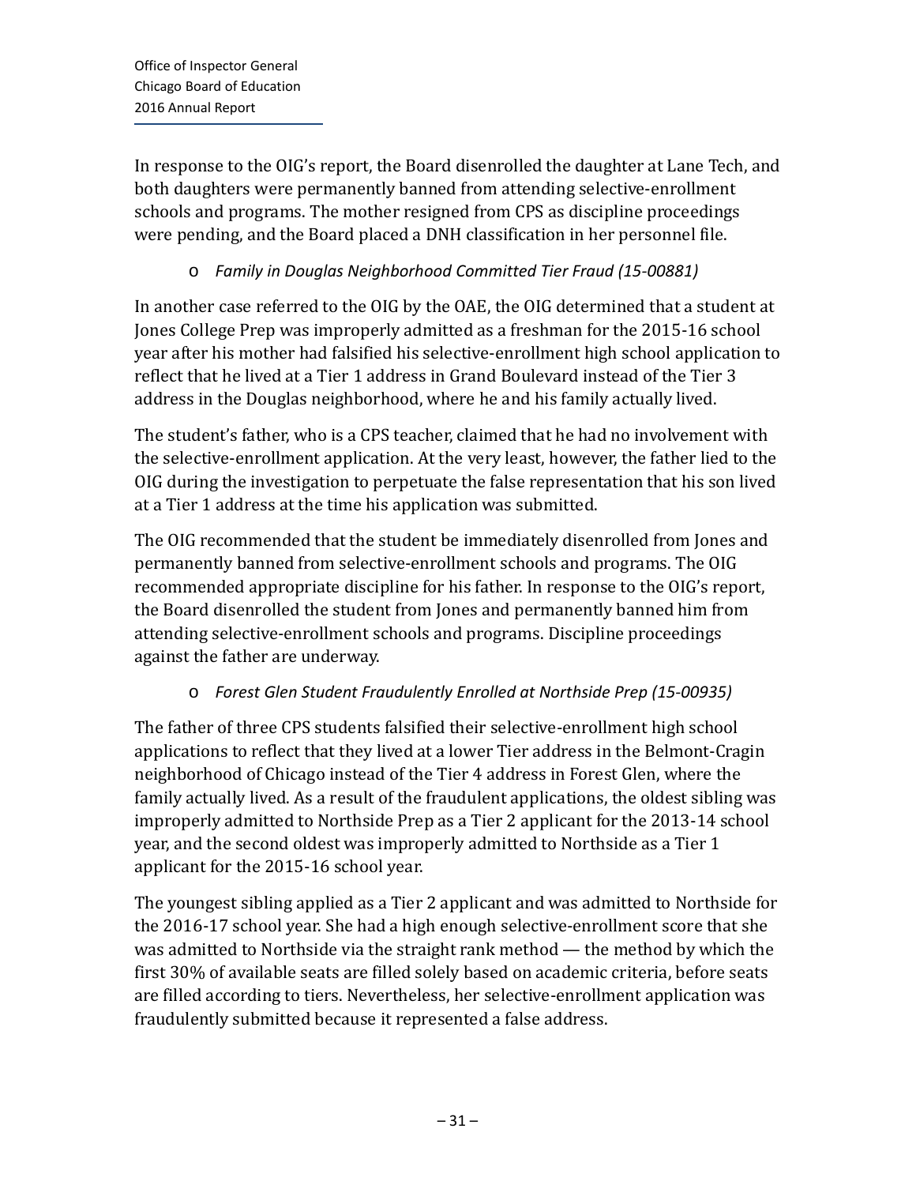In response to the OIG's report, the Board disenrolled the daughter at Lane Tech, and both daughters were permanently banned from attending selective-enrollment schools and programs. The mother resigned from CPS as discipline proceedings were pending, and the Board placed a DNH classification in her personnel file.

- *Family in Douglas Neighborhood Committed Tier Fraud (15-00881)*

In another case referred to the OIG by the OAE, the OIG determined that a student at Jones College Prep was improperly admitted as a freshman for the 2015-16 school year after his mother had falsified his selective-enrollment high school application to reflect that he lived at a Tier 1 address in Grand Boulevard instead of the Tier 3 address in the Douglas neighborhood, where he and his family actually lived.

The student's father, who is a CPS teacher, claimed that he had no involvement with the selective-enrollment application. At the very least, however, the father lied to the OIG during the investigation to perpetuate the false representation that his son lived at a Tier 1 address at the time his application was submitted.

The OIG recommended that the student be immediately disenrolled from Jones and permanently banned from selective-enrollment schools and programs. The OIG recommended appropriate discipline for his father. In response to the OIG's report, the Board disenrolled the student from Jones and permanently banned him from attending selective-enrollment schools and programs. Discipline proceedings against the father are underway.

- *Forest Glen Student Fraudulently Enrolled at Northside Prep (15-00935)*

The father of three CPS students falsified their selective-enrollment high school applications to reflect that they lived at a lower Tier address in the Belmont-Cragin neighborhood of Chicago instead of the Tier 4 address in Forest Glen, where the family actually lived. As a result of the fraudulent applications, the oldest sibling was improperly admitted to Northside Prep as a Tier 2 applicant for the 2013-14 school year, and the second oldest was improperly admitted to Northside as a Tier 1 applicant for the 2015-16 school year.

The youngest sibling applied as a Tier 2 applicant and was admitted to Northside for the 2016-17 school year. She had a high enough selective-enrollment score that she was admitted to Northside via the straight rank method — the method by which the first 30% of available seats are filled solely based on academic criteria, before seats are filled according to tiers. Nevertheless, her selective-enrollment application was fraudulently submitted because it represented a false address.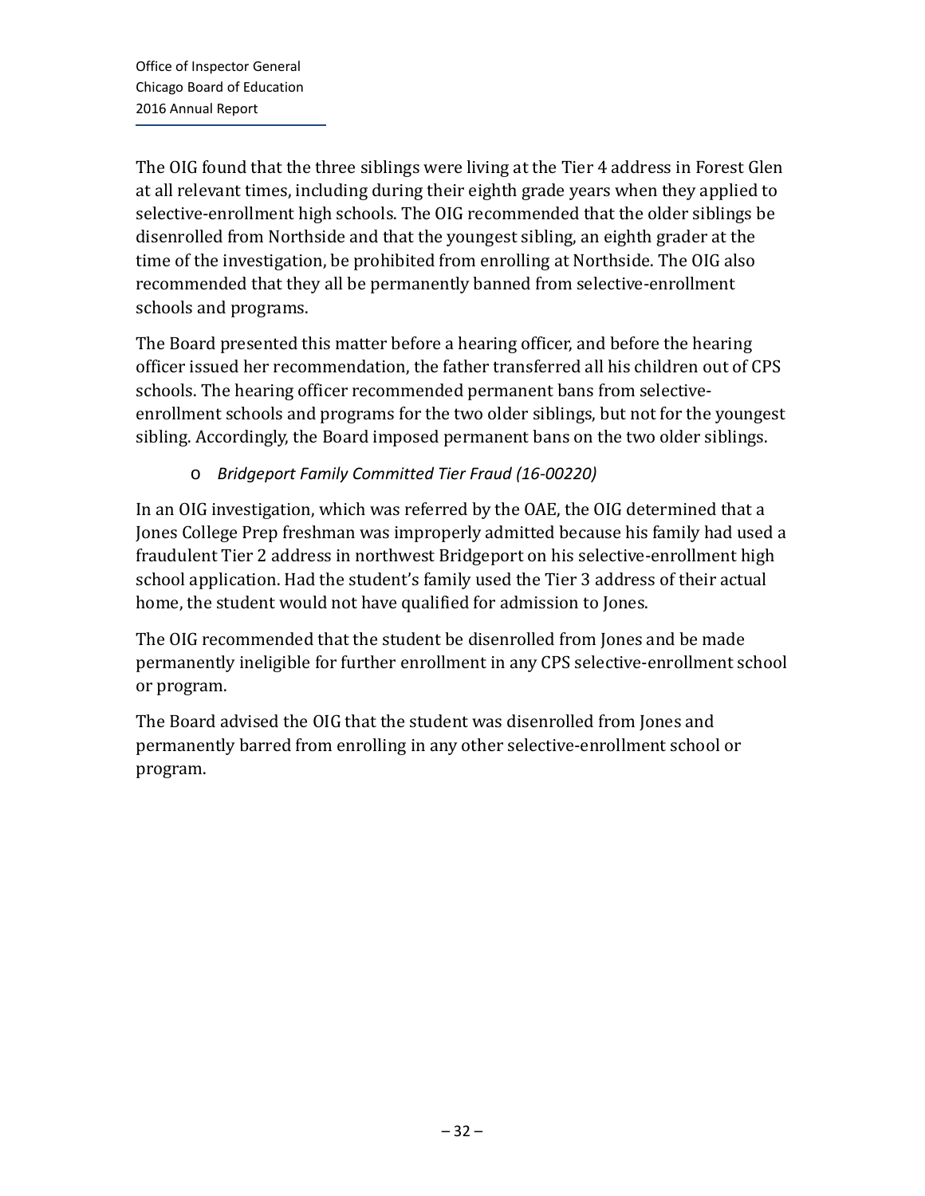The OIG found that the three siblings were living at the Tier 4 address in Forest Glen at all relevant times, including during their eighth grade years when they applied to selective-enrollment high schools. The OIG recommended that the older siblings be disenrolled from Northside and that the youngest sibling, an eighth grader at the time of the investigation, be prohibited from enrolling at Northside. The OIG also recommended that they all be permanently banned from selective-enrollment schools and programs.

The Board presented this matter before a hearing officer, and before the hearing officer issued her recommendation, the father transferred all his children out of CPS schools. The hearing officer recommended permanent bans from selective-enrollment schools and programs for the two older siblings, but not for the youngest sibling. Accordingly, the Board imposed permanent bans on the two older siblings.

- *Bridgeport Family Committed Tier Fraud (16-00220)*

In an OIG investigation, which was referred by the OAE, the OIG determined that a Jones College Prep freshman was improperly admitted because his family had used a fraudulent Tier 2 address in northwest Bridgeport on his selective-enrollment high school application. Had the student's family used the Tier 3 address of their actual home, the student would not have qualified for admission to Jones.

The OIG recommended that the student be disenrolled from Jones and be made permanently ineligible for further enrollment in any CPS selective-enrollment school or program.

The Board advised the OIG that the student was disenrolled from Jones and permanently barred from enrolling in any other selective-enrollment school or program.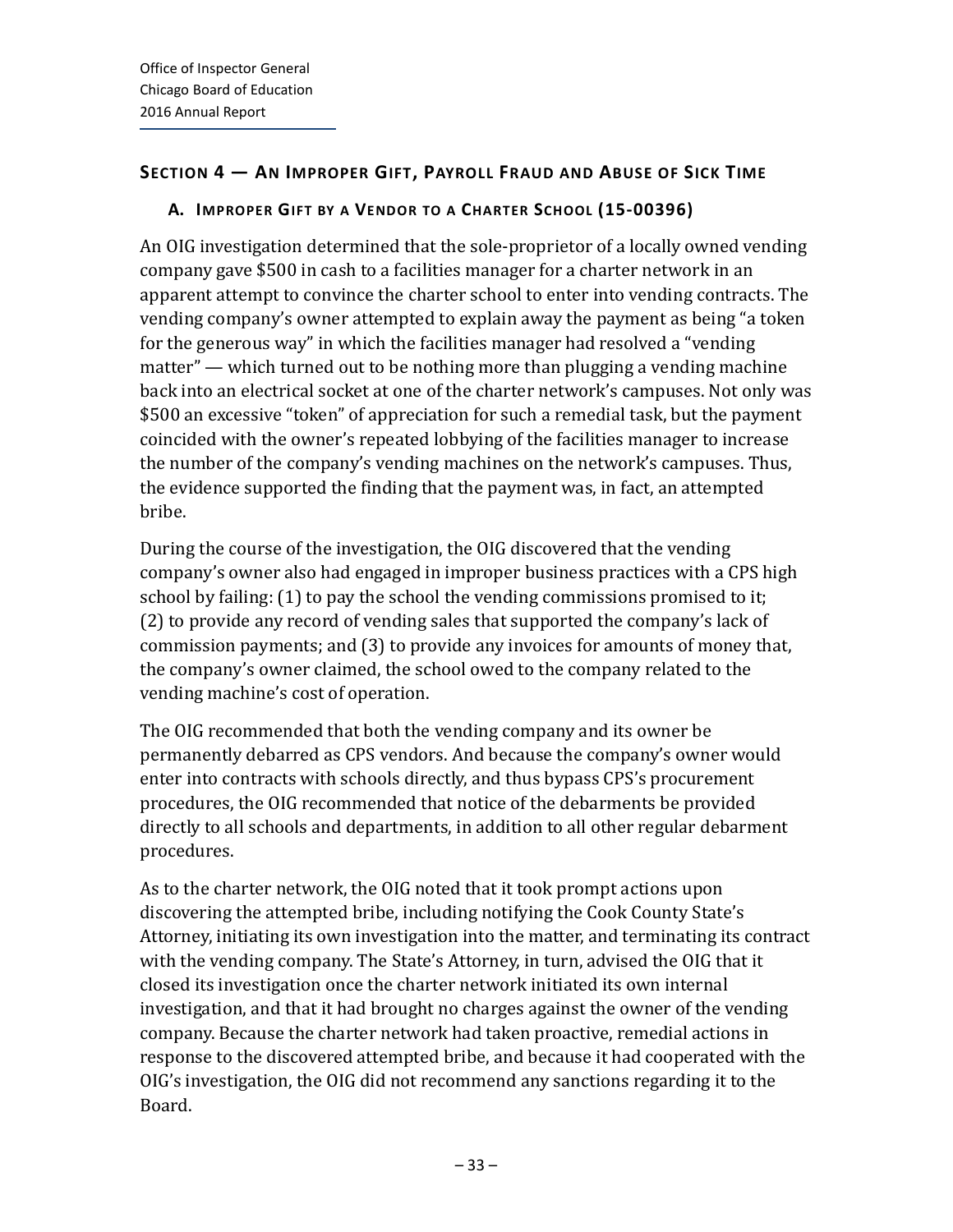## Section 4 — An Improper Gift, Payroll Fraud and Abuse of Sick Time

### A. Improper Gift by a Vendor to a Charter School (15-00396)

An OIG investigation determined that the sole-proprietor of a locally owned vending company gave $500 in cash to a facilities manager for a charter network in an apparent attempt to convince the charter school to enter into vending contracts. The vending company's owner attempted to explain away the payment as being "a token for the generous way" in which the facilities manager had resolved a "vending matter" — which turned out to be nothing more than plugging a vending machine back into an electrical socket at one of the charter network's campuses. Not only was $500 an excessive "token" of appreciation for such a remedial task, but the payment coincided with the owner's repeated lobbying of the facilities manager to increase the number of the company's vending machines on the network's campuses. Thus, the evidence supported the finding that the payment was, in fact, an attempted bribe.

During the course of the investigation, the OIG discovered that the vending company's owner also had engaged in improper business practices with a CPS high school by failing: (1) to pay the school the vending commissions promised to it; (2) to provide any record of vending sales that supported the company's lack of commission payments; and (3) to provide any invoices for amounts of money that, the company's owner claimed, the school owed to the company related to the vending machine's cost of operation.

The OIG recommended that both the vending company and its owner be permanently debarred as CPS vendors. And because the company's owner would enter into contracts with schools directly, and thus bypass CPS's procurement procedures, the OIG recommended that notice of the debarments be provided directly to all schools and departments, in addition to all other regular debarment procedures.

As to the charter network, the OIG noted that it took prompt actions upon discovering the attempted bribe, including notifying the Cook County State's Attorney, initiating its own investigation into the matter, and terminating its contract with the vending company. The State's Attorney, in turn, advised the OIG that it closed its investigation once the charter network initiated its own internal investigation, and that it had brought no charges against the owner of the vending company. Because the charter network had taken proactive, remedial actions in response to the discovered attempted bribe, and because it had cooperated with the OIG's investigation, the OIG did not recommend any sanctions regarding it to the Board.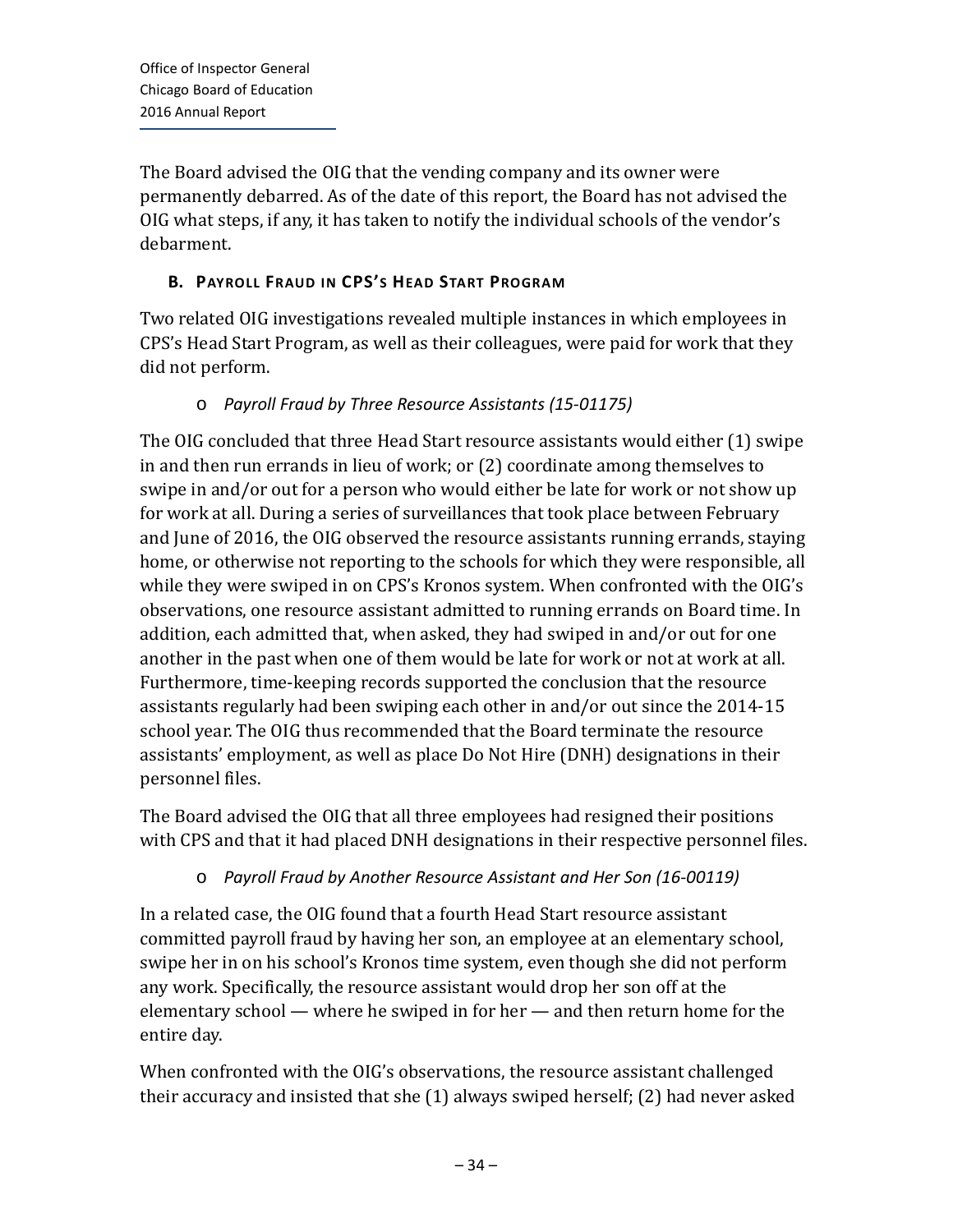The Board advised the OIG that the vending company and its owner were permanently debarred. As of the date of this report, the Board has not advised the OIG what steps, if any, it has taken to notify the individual schools of the vendor's debarment.

### B. Payroll Fraud in CPS's Head Start Program

Two related OIG investigations revealed multiple instances in which employees in CPS's Head Start Program, as well as their colleagues, were paid for work that they did not perform.

- *Payroll Fraud by Three Resource Assistants (15-01175)*

The OIG concluded that three Head Start resource assistants would either (1) swipe in and then run errands in lieu of work; or (2) coordinate among themselves to swipe in and/or out for a person who would either be late for work or not show up for work at all. During a series of surveillances that took place between February and June of 2016, the OIG observed the resource assistants running errands, staying home, or otherwise not reporting to the schools for which they were responsible, all while they were swiped in on CPS's Kronos system. When confronted with the OIG's observations, one resource assistant admitted to running errands on Board time. In addition, each admitted that, when asked, they had swiped in and/or out for one another in the past when one of them would be late for work or not at work at all. Furthermore, time-keeping records supported the conclusion that the resource assistants regularly had been swiping each other in and/or out since the 2014-15 school year. The OIG thus recommended that the Board terminate the resource assistants' employment, as well as place Do Not Hire (DNH) designations in their personnel files.

The Board advised the OIG that all three employees had resigned their positions with CPS and that it had placed DNH designations in their respective personnel files.

- *Payroll Fraud by Another Resource Assistant and Her Son (16-00119)*

In a related case, the OIG found that a fourth Head Start resource assistant committed payroll fraud by having her son, an employee at an elementary school, swipe her in on his school's Kronos time system, even though she did not perform any work. Specifically, the resource assistant would drop her son off at the elementary school — where he swiped in for her — and then return home for the entire day.

When confronted with the OIG's observations, the resource assistant challenged their accuracy and insisted that she (1) always swiped herself; (2) had never asked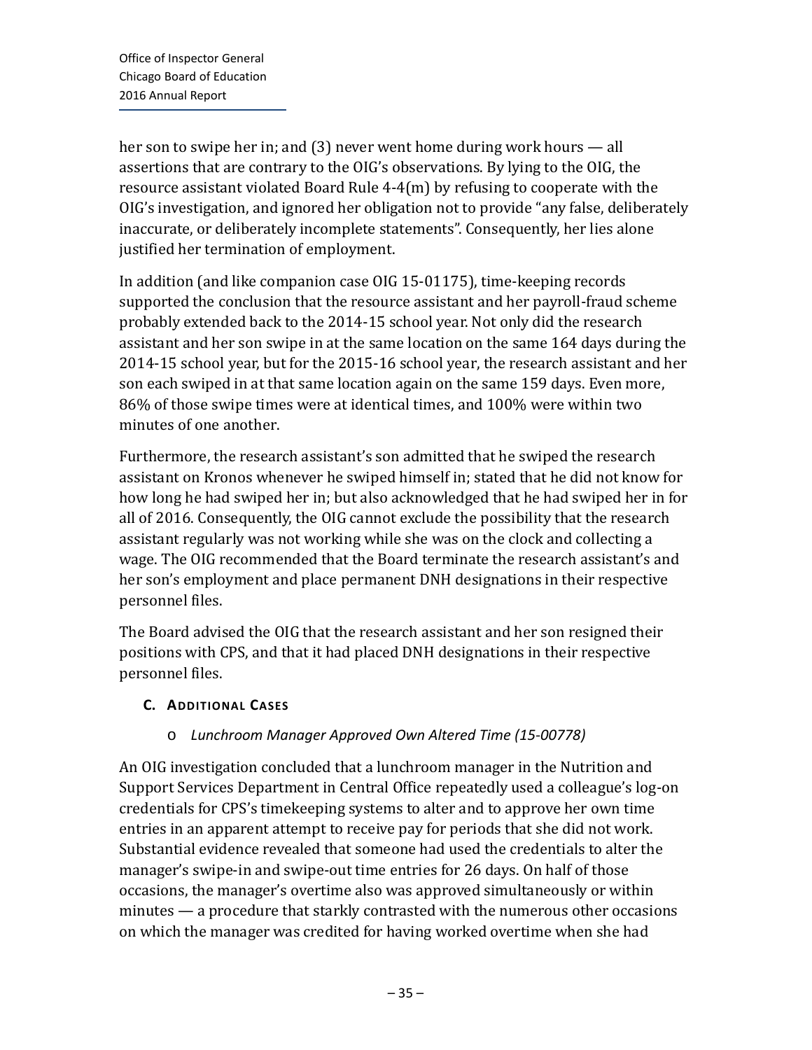her son to swipe her in; and (3) never went home during work hours — all assertions that are contrary to the OIG's observations. By lying to the OIG, the resource assistant violated Board Rule 4-4(m) by refusing to cooperate with the OIG's investigation, and ignored her obligation not to provide "any false, deliberately inaccurate, or deliberately incomplete statements". Consequently, her lies alone justified her termination of employment.

In addition (and like companion case OIG 15-01175), time-keeping records supported the conclusion that the resource assistant and her payroll-fraud scheme probably extended back to the 2014-15 school year. Not only did the research assistant and her son swipe in at the same location on the same 164 days during the 2014-15 school year, but for the 2015-16 school year, the research assistant and her son each swiped in at that same location again on the same 159 days. Even more, 86% of those swipe times were at identical times, and 100% were within two minutes of one another.

Furthermore, the research assistant's son admitted that he swiped the research assistant on Kronos whenever he swiped himself in; stated that he did not know for how long he had swiped her in; but also acknowledged that he had swiped her in for all of 2016. Consequently, the OIG cannot exclude the possibility that the research assistant regularly was not working while she was on the clock and collecting a wage. The OIG recommended that the Board terminate the research assistant's and her son's employment and place permanent DNH designations in their respective personnel files.

The Board advised the OIG that the research assistant and her son resigned their positions with CPS, and that it had placed DNH designations in their respective personnel files.

### C. Additional Cases

- *Lunchroom Manager Approved Own Altered Time (15-00778)*

An OIG investigation concluded that a lunchroom manager in the Nutrition and Support Services Department in Central Office repeatedly used a colleague's log-on credentials for CPS's timekeeping systems to alter and to approve her own time entries in an apparent attempt to receive pay for periods that she did not work. Substantial evidence revealed that someone had used the credentials to alter the manager's swipe-in and swipe-out time entries for 26 days. On half of those occasions, the manager's overtime also was approved simultaneously or within minutes — a procedure that starkly contrasted with the numerous other occasions on which the manager was credited for having worked overtime when she had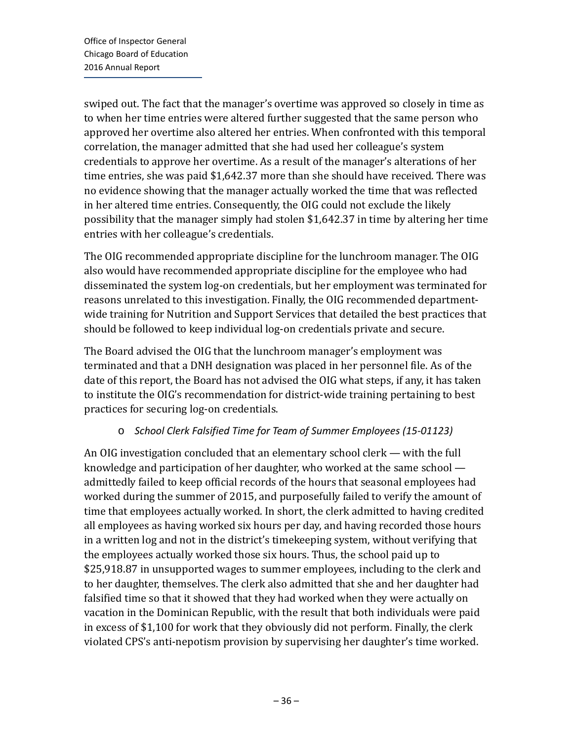swiped out. The fact that the manager's overtime was approved so closely in time as to when her time entries were altered further suggested that the same person who approved her overtime also altered her entries. When confronted with this temporal correlation, the manager admitted that she had used her colleague's system credentials to approve her overtime. As a result of the manager's alterations of her time entries, she was paid $1,642.37 more than she should have received. There was no evidence showing that the manager actually worked the time that was reflected in her altered time entries. Consequently, the OIG could not exclude the likely possibility that the manager simply had stolen $1,642.37 in time by altering her time entries with her colleague's credentials.

The OIG recommended appropriate discipline for the lunchroom manager. The OIG also would have recommended appropriate discipline for the employee who had disseminated the system log-on credentials, but her employment was terminated for reasons unrelated to this investigation. Finally, the OIG recommended department-wide training for Nutrition and Support Services that detailed the best practices that should be followed to keep individual log-on credentials private and secure.

The Board advised the OIG that the lunchroom manager's employment was terminated and that a DNH designation was placed in her personnel file. As of the date of this report, the Board has not advised the OIG what steps, if any, it has taken to institute the OIG's recommendation for district-wide training pertaining to best practices for securing log-on credentials.

- *School Clerk Falsified Time for Team of Summer Employees (15-01123)*

An OIG investigation concluded that an elementary school clerk — with the full knowledge and participation of her daughter, who worked at the same school — admittedly failed to keep official records of the hours that seasonal employees had worked during the summer of 2015, and purposefully failed to verify the amount of time that employees actually worked. In short, the clerk admitted to having credited all employees as having worked six hours per day, and having recorded those hours in a written log and not in the district's timekeeping system, without verifying that the employees actually worked those six hours. Thus, the school paid up to $25,918.87 in unsupported wages to summer employees, including to the clerk and to her daughter, themselves. The clerk also admitted that she and her daughter had falsified time so that it showed that they had worked when they were actually on vacation in the Dominican Republic, with the result that both individuals were paid in excess of $1,100 for work that they obviously did not perform. Finally, the clerk violated CPS's anti-nepotism provision by supervising her daughter's time worked.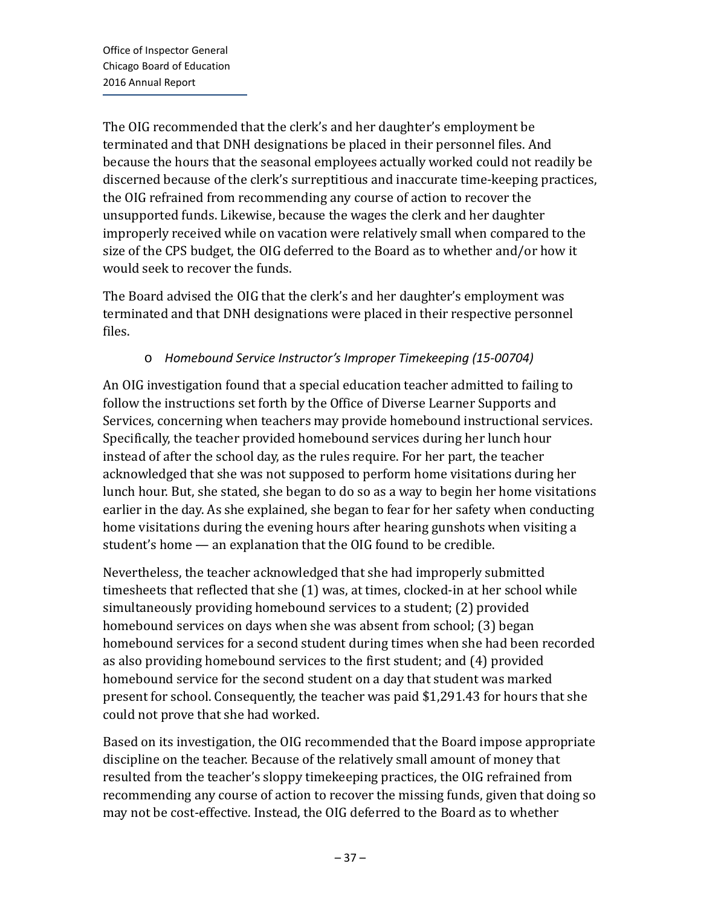The OIG recommended that the clerk's and her daughter's employment be terminated and that DNH designations be placed in their personnel files. And because the hours that the seasonal employees actually worked could not readily be discerned because of the clerk's surreptitious and inaccurate time-keeping practices, the OIG refrained from recommending any course of action to recover the unsupported funds. Likewise, because the wages the clerk and her daughter improperly received while on vacation were relatively small when compared to the size of the CPS budget, the OIG deferred to the Board as to whether and/or how it would seek to recover the funds.

The Board advised the OIG that the clerk's and her daughter's employment was terminated and that DNH designations were placed in their respective personnel files.

- *Homebound Service Instructor's Improper Timekeeping (15-00704)*

An OIG investigation found that a special education teacher admitted to failing to follow the instructions set forth by the Office of Diverse Learner Supports and Services, concerning when teachers may provide homebound instructional services. Specifically, the teacher provided homebound services during her lunch hour instead of after the school day, as the rules require. For her part, the teacher acknowledged that she was not supposed to perform home visitations during her lunch hour. But, she stated, she began to do so as a way to begin her home visitations earlier in the day. As she explained, she began to fear for her safety when conducting home visitations during the evening hours after hearing gunshots when visiting a student's home — an explanation that the OIG found to be credible.

Nevertheless, the teacher acknowledged that she had improperly submitted timesheets that reflected that she (1) was, at times, clocked-in at her school while simultaneously providing homebound services to a student; (2) provided homebound services on days when she was absent from school; (3) began homebound services for a second student during times when she had been recorded as also providing homebound services to the first student; and (4) provided homebound service for the second student on a day that student was marked present for school. Consequently, the teacher was paid $1,291.43 for hours that she could not prove that she had worked.

Based on its investigation, the OIG recommended that the Board impose appropriate discipline on the teacher. Because of the relatively small amount of money that resulted from the teacher's sloppy timekeeping practices, the OIG refrained from recommending any course of action to recover the missing funds, given that doing so may not be cost-effective. Instead, the OIG deferred to the Board as to whether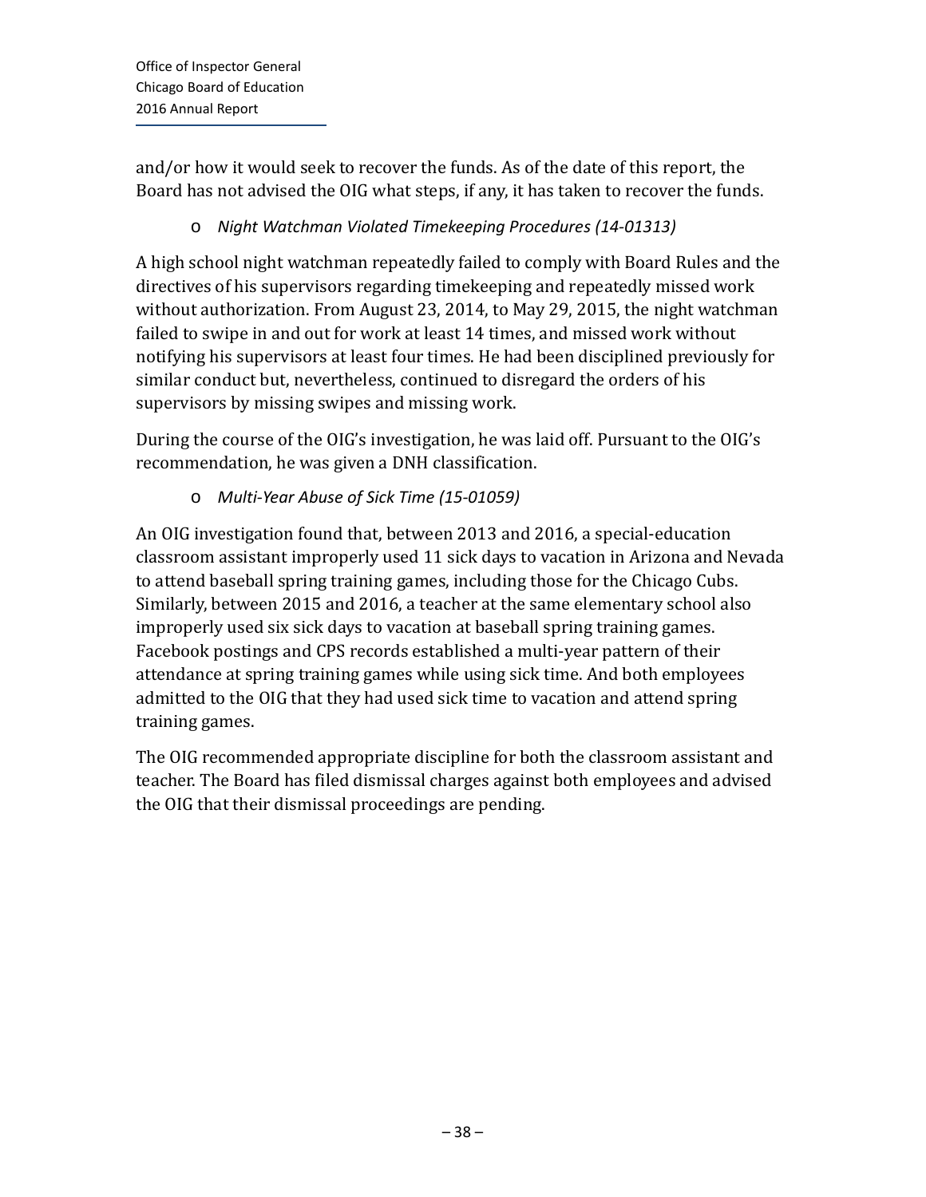and/or how it would seek to recover the funds. As of the date of this report, the Board has not advised the OIG what steps, if any, it has taken to recover the funds.

- *Night Watchman Violated Timekeeping Procedures (14-01313)*

A high school night watchman repeatedly failed to comply with Board Rules and the directives of his supervisors regarding timekeeping and repeatedly missed work without authorization. From August 23, 2014, to May 29, 2015, the night watchman failed to swipe in and out for work at least 14 times, and missed work without notifying his supervisors at least four times. He had been disciplined previously for similar conduct but, nevertheless, continued to disregard the orders of his supervisors by missing swipes and missing work.

During the course of the OIG's investigation, he was laid off. Pursuant to the OIG's recommendation, he was given a DNH classification.

- *Multi-Year Abuse of Sick Time (15-01059)*

An OIG investigation found that, between 2013 and 2016, a special-education classroom assistant improperly used 11 sick days to vacation in Arizona and Nevada to attend baseball spring training games, including those for the Chicago Cubs. Similarly, between 2015 and 2016, a teacher at the same elementary school also improperly used six sick days to vacation at baseball spring training games. Facebook postings and CPS records established a multi-year pattern of their attendance at spring training games while using sick time. And both employees admitted to the OIG that they had used sick time to vacation and attend spring training games.

The OIG recommended appropriate discipline for both the classroom assistant and teacher. The Board has filed dismissal charges against both employees and advised the OIG that their dismissal proceedings are pending.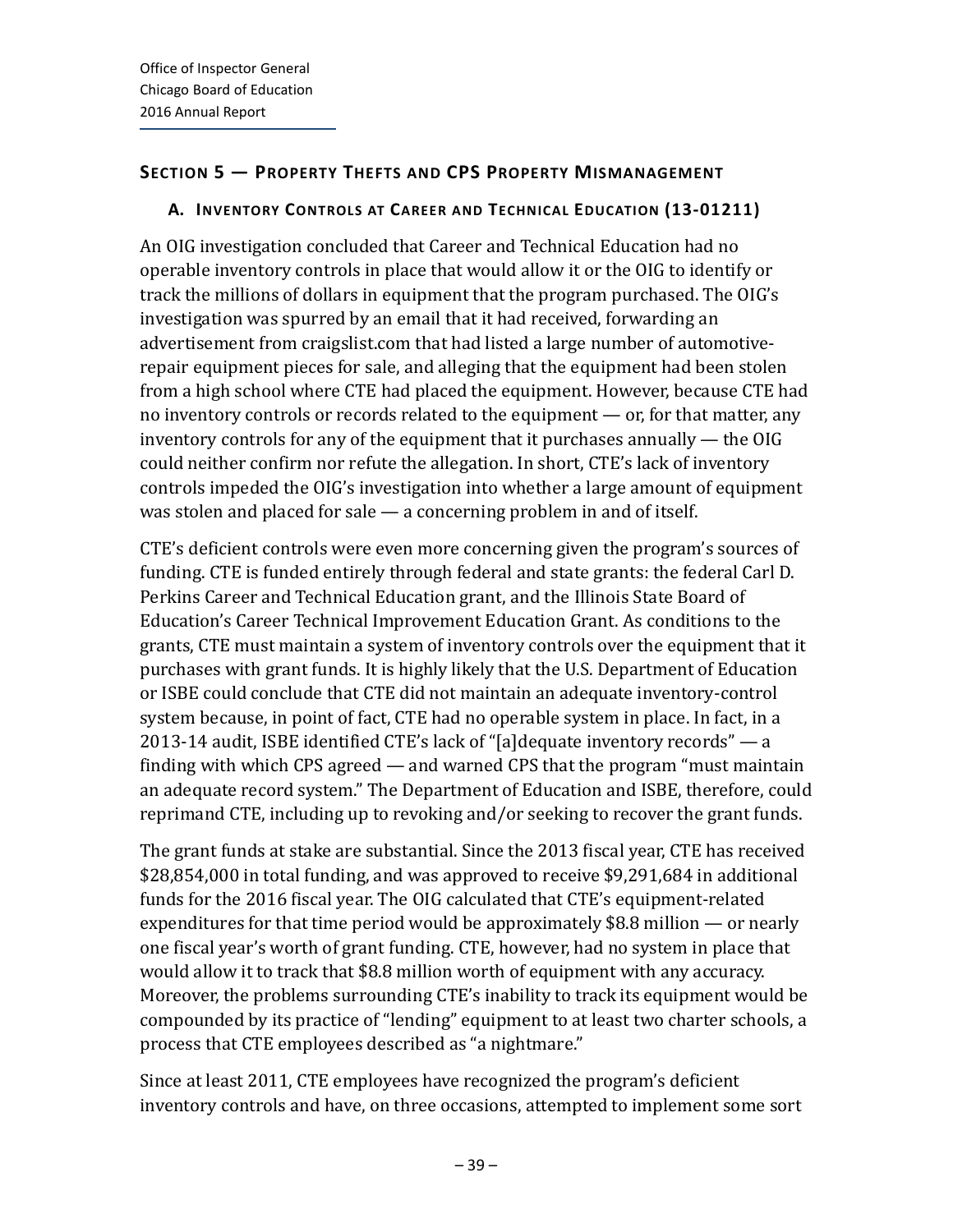## Section 5 — Property Thefts and CPS Property Mismanagement

### A. Inventory Controls at Career and Technical Education (13-01211)

An OIG investigation concluded that Career and Technical Education had no operable inventory controls in place that would allow it or the OIG to identify or track the millions of dollars in equipment that the program purchased. The OIG's investigation was spurred by an email that it had received, forwarding an advertisement from craigslist.com that had listed a large number of automotive-repair equipment pieces for sale, and alleging that the equipment had been stolen from a high school where CTE had placed the equipment. However, because CTE had no inventory controls or records related to the equipment — or, for that matter, any inventory controls for any of the equipment that it purchases annually — the OIG could neither confirm nor refute the allegation. In short, CTE's lack of inventory controls impeded the OIG's investigation into whether a large amount of equipment was stolen and placed for sale — a concerning problem in and of itself.

CTE's deficient controls were even more concerning given the program's sources of funding. CTE is funded entirely through federal and state grants: the federal Carl D. Perkins Career and Technical Education grant, and the Illinois State Board of Education's Career Technical Improvement Education Grant. As conditions to the grants, CTE must maintain a system of inventory controls over the equipment that it purchases with grant funds. It is highly likely that the U.S. Department of Education or ISBE could conclude that CTE did not maintain an adequate inventory-control system because, in point of fact, CTE had no operable system in place. In fact, in a 2013-14 audit, ISBE identified CTE's lack of "[a]dequate inventory records" — a finding with which CPS agreed — and warned CPS that the program "must maintain an adequate record system." The Department of Education and ISBE, therefore, could reprimand CTE, including up to revoking and/or seeking to recover the grant funds.

The grant funds at stake are substantial. Since the 2013 fiscal year, CTE has received $28,854,000 in total funding, and was approved to receive $9,291,684 in additional funds for the 2016 fiscal year. The OIG calculated that CTE's equipment-related expenditures for that time period would be approximately $8.8 million — or nearly one fiscal year's worth of grant funding. CTE, however, had no system in place that would allow it to track that $8.8 million worth of equipment with any accuracy. Moreover, the problems surrounding CTE's inability to track its equipment would be compounded by its practice of "lending" equipment to at least two charter schools, a process that CTE employees described as "a nightmare."

Since at least 2011, CTE employees have recognized the program's deficient inventory controls and have, on three occasions, attempted to implement some sort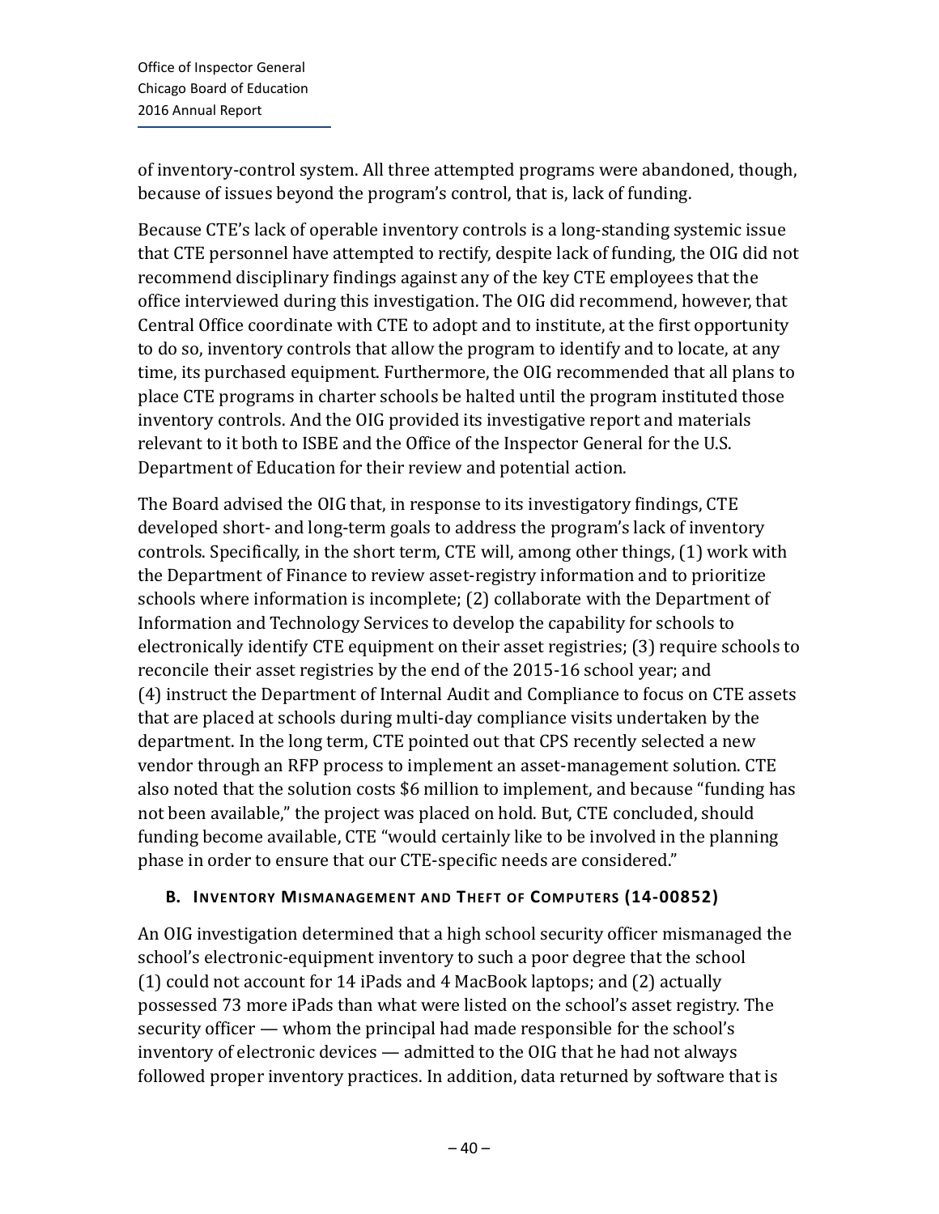of inventory-control system. All three attempted programs were abandoned, though, because of issues beyond the program's control, that is, lack of funding.

Because CTE's lack of operable inventory controls is a long-standing systemic issue that CTE personnel have attempted to rectify, despite lack of funding, the OIG did not recommend disciplinary findings against any of the key CTE employees that the office interviewed during this investigation. The OIG did recommend, however, that Central Office coordinate with CTE to adopt and to institute, at the first opportunity to do so, inventory controls that allow the program to identify and to locate, at any time, its purchased equipment. Furthermore, the OIG recommended that all plans to place CTE programs in charter schools be halted until the program instituted those inventory controls. And the OIG provided its investigative report and materials relevant to it both to ISBE and the Office of the Inspector General for the U.S. Department of Education for their review and potential action.

The Board advised the OIG that, in response to its investigatory findings, CTE developed short- and long-term goals to address the program's lack of inventory controls. Specifically, in the short term, CTE will, among other things, (1) work with the Department of Finance to review asset-registry information and to prioritize schools where information is incomplete; (2) collaborate with the Department of Information and Technology Services to develop the capability for schools to electronically identify CTE equipment on their asset registries; (3) require schools to reconcile their asset registries by the end of the 2015-16 school year; and (4) instruct the Department of Internal Audit and Compliance to focus on CTE assets that are placed at schools during multi-day compliance visits undertaken by the department. In the long term, CTE pointed out that CPS recently selected a new vendor through an RFP process to implement an asset-management solution. CTE also noted that the solution costs $6 million to implement, and because "funding has not been available," the project was placed on hold. But, CTE concluded, should funding become available, CTE "would certainly like to be involved in the planning phase in order to ensure that our CTE-specific needs are considered."

### B. Inventory Mismanagement and Theft of Computers (14-00852)

An OIG investigation determined that a high school security officer mismanaged the school's electronic-equipment inventory to such a poor degree that the school (1) could not account for 14 iPads and 4 MacBook laptops; and (2) actually possessed 73 more iPads than what were listed on the school's asset registry. The security officer — whom the principal had made responsible for the school's inventory of electronic devices — admitted to the OIG that he had not always followed proper inventory practices. In addition, data returned by software that is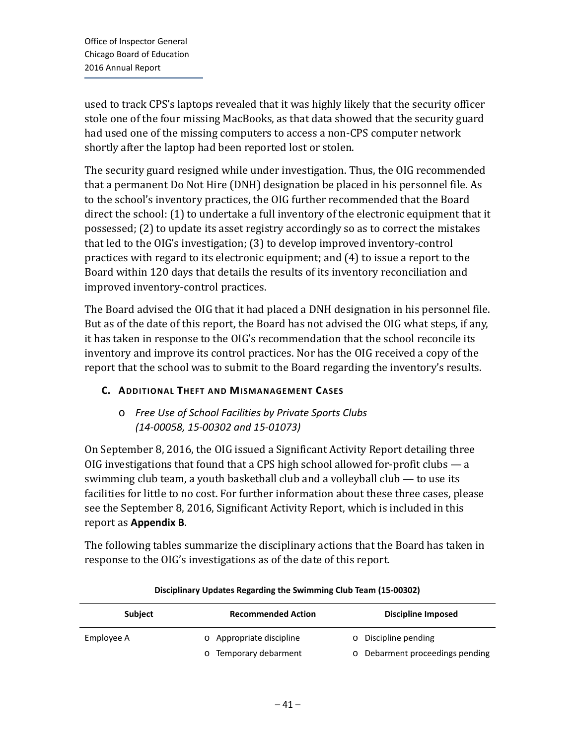used to track CPS's laptops revealed that it was highly likely that the security officer stole one of the four missing MacBooks, as that data showed that the security guard had used one of the missing computers to access a non-CPS computer network shortly after the laptop had been reported lost or stolen.

The security guard resigned while under investigation. Thus, the OIG recommended that a permanent Do Not Hire (DNH) designation be placed in his personnel file. As to the school's inventory practices, the OIG further recommended that the Board direct the school: (1) to undertake a full inventory of the electronic equipment that it possessed; (2) to update its asset registry accordingly so as to correct the mistakes that led to the OIG's investigation; (3) to develop improved inventory-control practices with regard to its electronic equipment; and (4) to issue a report to the Board within 120 days that details the results of its inventory reconciliation and improved inventory-control practices.

The Board advised the OIG that it had placed a DNH designation in his personnel file. But as of the date of this report, the Board has not advised the OIG what steps, if any, it has taken in response to the OIG's recommendation that the school reconcile its inventory and improve its control practices. Nor has the OIG received a copy of the report that the school was to submit to the Board regarding the inventory's results.

### C. Additional Theft and Mismanagement Cases

- *Free Use of School Facilities by Private Sports Clubs (14-00058, 15-00302 and 15-01073)*

On September 8, 2016, the OIG issued a Significant Activity Report detailing three OIG investigations that found that a CPS high school allowed for-profit clubs — a swimming club team, a youth basketball club and a volleyball club — to use its facilities for little to no cost. For further information about these three cases, please see the September 8, 2016, Significant Activity Report, which is included in this report as **Appendix B**.

The following tables summarize the disciplinary actions that the Board has taken in response to the OIG's investigations as of the date of this report.

**Disciplinary Updates Regarding the Swimming Club Team (15-00302)**

| Subject | Recommended Action | Discipline Imposed |
|---|---|---|
| Employee A | o Appropriate discipline<br>o Temporary debarment | o Discipline pending<br>o Debarment proceedings pending |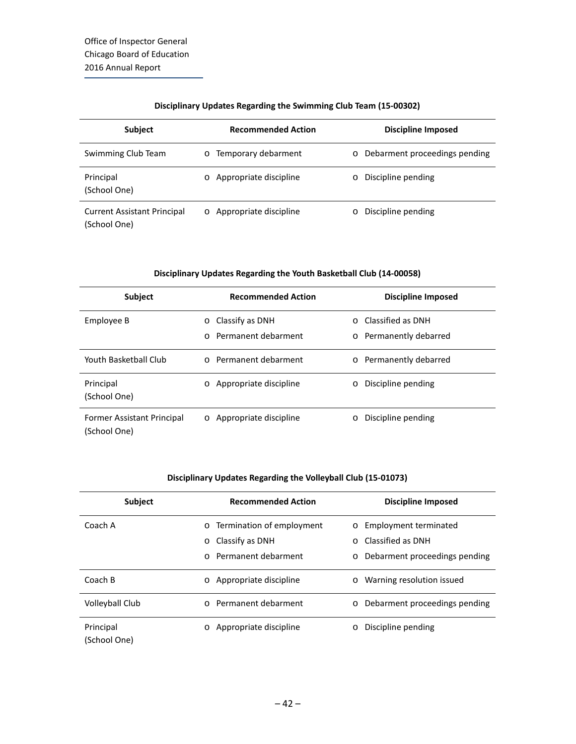**Disciplinary Updates Regarding the Swimming Club Team (15-00302)**

| Subject | Recommended Action | Discipline Imposed |
| --- | --- | --- |
| Swimming Club Team | o Temporary debarment | o Debarment proceedings pending |
| Principal (School One) | o Appropriate discipline | o Discipline pending |
| Current Assistant Principal (School One) | o Appropriate discipline | o Discipline pending |

**Disciplinary Updates Regarding the Youth Basketball Club (14-00058)**

| Subject | Recommended Action | Discipline Imposed |
| --- | --- | --- |
| Employee B | o Classify as DNH<br>o Permanent debarment | o Classified as DNH<br>o Permanently debarred |
| Youth Basketball Club | o Permanent debarment | o Permanently debarred |
| Principal (School One) | o Appropriate discipline | o Discipline pending |
| Former Assistant Principal (School One) | o Appropriate discipline | o Discipline pending |

**Disciplinary Updates Regarding the Volleyball Club (15-01073)**

| Subject | Recommended Action | Discipline Imposed |
| --- | --- | --- |
| Coach A | o Termination of employment<br>o Classify as DNH<br>o Permanent debarment | o Employment terminated<br>o Classified as DNH<br>o Debarment proceedings pending |
| Coach B | o Appropriate discipline | o Warning resolution issued |
| Volleyball Club | o Permanent debarment | o Debarment proceedings pending |
| Principal (School One) | o Appropriate discipline | o Discipline pending |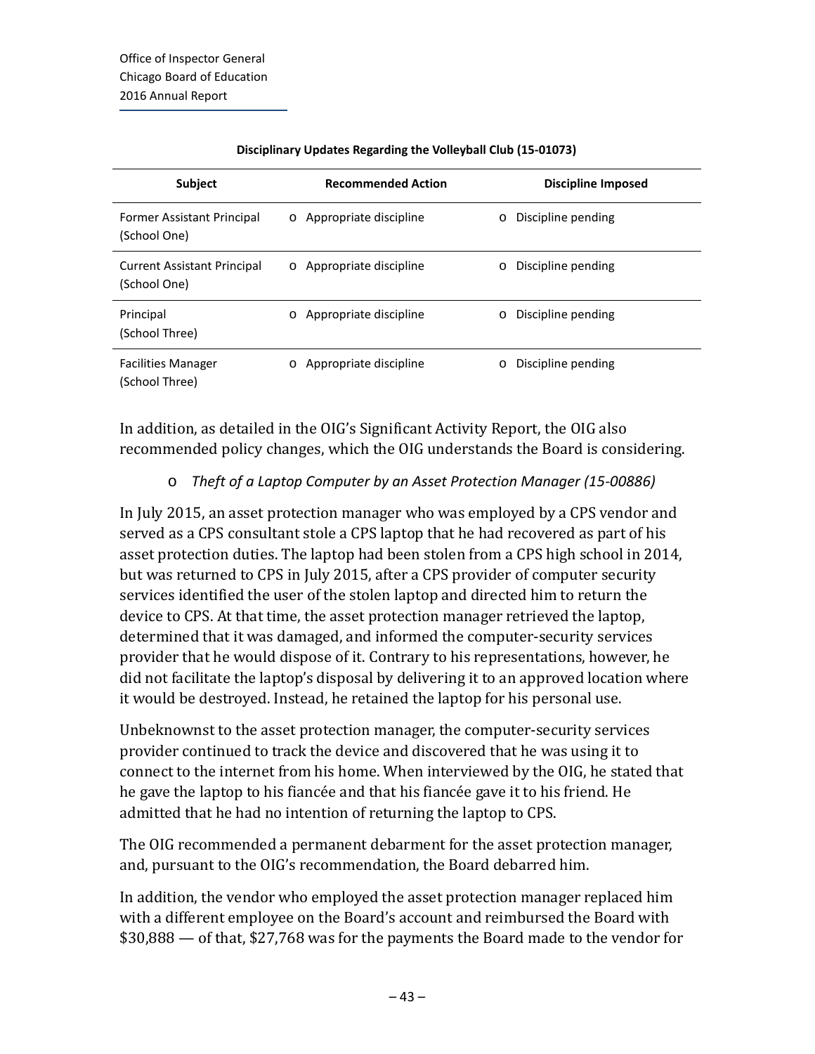**Disciplinary Updates Regarding the Volleyball Club (15-01073)**

| Subject | Recommended Action | Discipline Imposed |
|---|---|---|
| Former Assistant Principal (School One) | o Appropriate discipline | o Discipline pending |
| Current Assistant Principal (School One) | o Appropriate discipline | o Discipline pending |
| Principal (School Three) | o Appropriate discipline | o Discipline pending |
| Facilities Manager (School Three) | o Appropriate discipline | o Discipline pending |

In addition, as detailed in the OIG's Significant Activity Report, the OIG also recommended policy changes, which the OIG understands the Board is considering.

- *Theft of a Laptop Computer by an Asset Protection Manager (15-00886)*

In July 2015, an asset protection manager who was employed by a CPS vendor and served as a CPS consultant stole a CPS laptop that he had recovered as part of his asset protection duties. The laptop had been stolen from a CPS high school in 2014, but was returned to CPS in July 2015, after a CPS provider of computer security services identified the user of the stolen laptop and directed him to return the device to CPS. At that time, the asset protection manager retrieved the laptop, determined that it was damaged, and informed the computer-security services provider that he would dispose of it. Contrary to his representations, however, he did not facilitate the laptop's disposal by delivering it to an approved location where it would be destroyed. Instead, he retained the laptop for his personal use.

Unbeknownst to the asset protection manager, the computer-security services provider continued to track the device and discovered that he was using it to connect to the internet from his home. When interviewed by the OIG, he stated that he gave the laptop to his fiancée and that his fiancée gave it to his friend. He admitted that he had no intention of returning the laptop to CPS.

The OIG recommended a permanent debarment for the asset protection manager, and, pursuant to the OIG's recommendation, the Board debarred him.

In addition, the vendor who employed the asset protection manager replaced him with a different employee on the Board's account and reimbursed the Board with $30,888 — of that, $27,768 was for the payments the Board made to the vendor for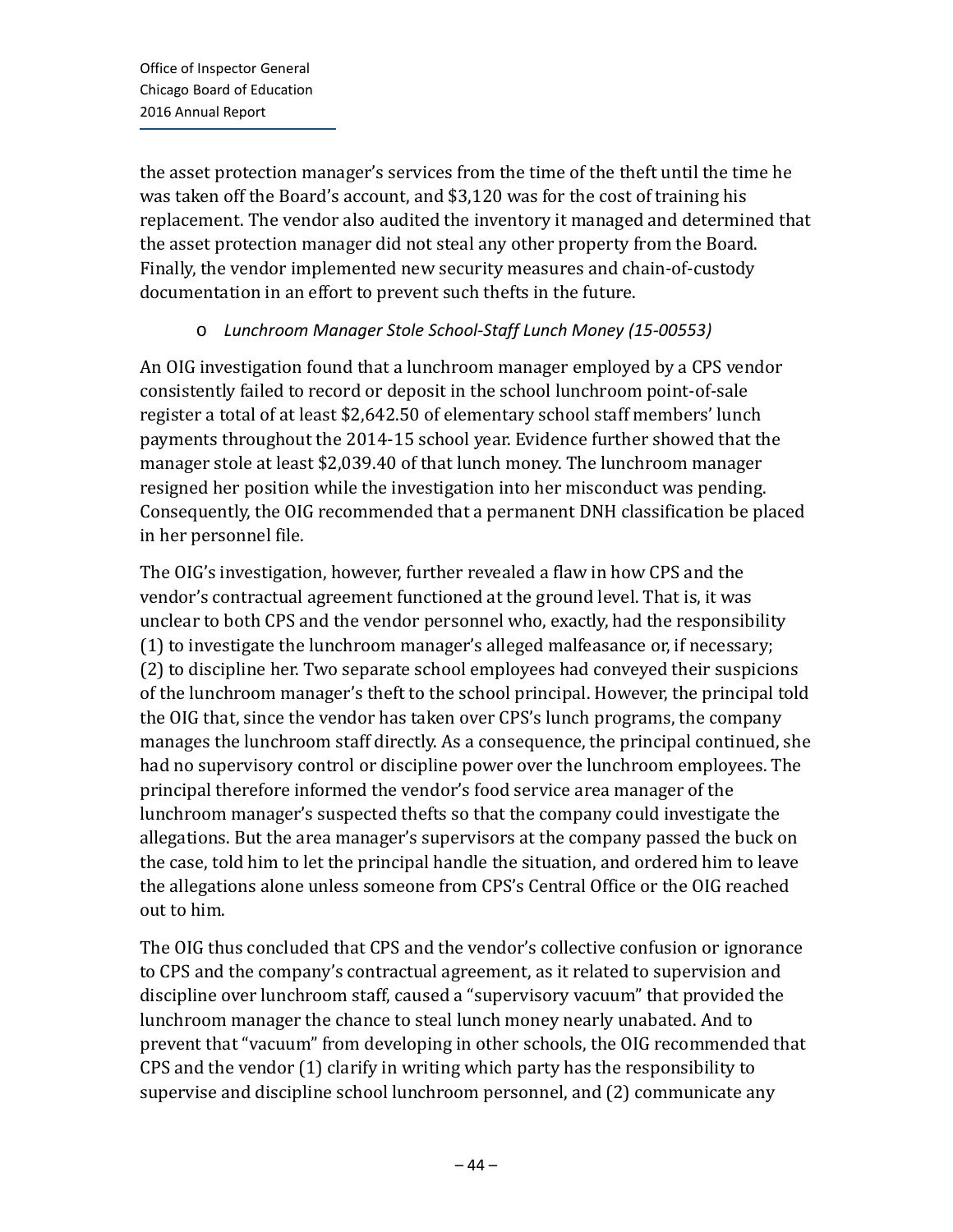the asset protection manager's services from the time of the theft until the time he was taken off the Board's account, and $3,120 was for the cost of training his replacement. The vendor also audited the inventory it managed and determined that the asset protection manager did not steal any other property from the Board. Finally, the vendor implemented new security measures and chain-of-custody documentation in an effort to prevent such thefts in the future.

- *Lunchroom Manager Stole School-Staff Lunch Money (15-00553)*

An OIG investigation found that a lunchroom manager employed by a CPS vendor consistently failed to record or deposit in the school lunchroom point-of-sale register a total of at least $2,642.50 of elementary school staff members' lunch payments throughout the 2014-15 school year. Evidence further showed that the manager stole at least $2,039.40 of that lunch money. The lunchroom manager resigned her position while the investigation into her misconduct was pending. Consequently, the OIG recommended that a permanent DNH classification be placed in her personnel file.

The OIG's investigation, however, further revealed a flaw in how CPS and the vendor's contractual agreement functioned at the ground level. That is, it was unclear to both CPS and the vendor personnel who, exactly, had the responsibility (1) to investigate the lunchroom manager's alleged malfeasance or, if necessary; (2) to discipline her. Two separate school employees had conveyed their suspicions of the lunchroom manager's theft to the school principal. However, the principal told the OIG that, since the vendor has taken over CPS's lunch programs, the company manages the lunchroom staff directly. As a consequence, the principal continued, she had no supervisory control or discipline power over the lunchroom employees. The principal therefore informed the vendor's food service area manager of the lunchroom manager's suspected thefts so that the company could investigate the allegations. But the area manager's supervisors at the company passed the buck on the case, told him to let the principal handle the situation, and ordered him to leave the allegations alone unless someone from CPS's Central Office or the OIG reached out to him.

The OIG thus concluded that CPS and the vendor's collective confusion or ignorance to CPS and the company's contractual agreement, as it related to supervision and discipline over lunchroom staff, caused a "supervisory vacuum" that provided the lunchroom manager the chance to steal lunch money nearly unabated. And to prevent that "vacuum" from developing in other schools, the OIG recommended that CPS and the vendor (1) clarify in writing which party has the responsibility to supervise and discipline school lunchroom personnel, and (2) communicate any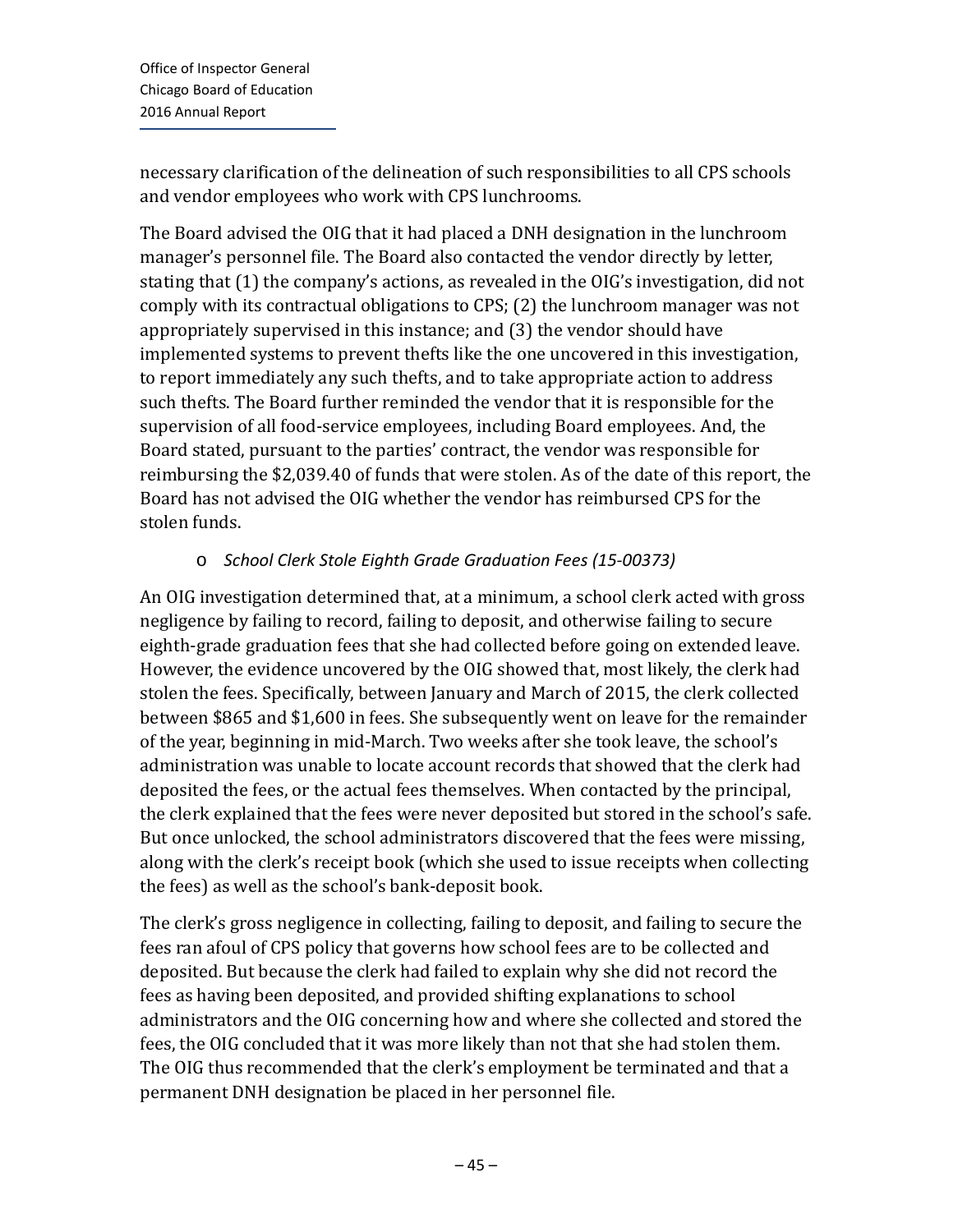necessary clarification of the delineation of such responsibilities to all CPS schools and vendor employees who work with CPS lunchrooms.

The Board advised the OIG that it had placed a DNH designation in the lunchroom manager's personnel file. The Board also contacted the vendor directly by letter, stating that (1) the company's actions, as revealed in the OIG's investigation, did not comply with its contractual obligations to CPS; (2) the lunchroom manager was not appropriately supervised in this instance; and (3) the vendor should have implemented systems to prevent thefts like the one uncovered in this investigation, to report immediately any such thefts, and to take appropriate action to address such thefts. The Board further reminded the vendor that it is responsible for the supervision of all food-service employees, including Board employees. And, the Board stated, pursuant to the parties' contract, the vendor was responsible for reimbursing the $2,039.40 of funds that were stolen. As of the date of this report, the Board has not advised the OIG whether the vendor has reimbursed CPS for the stolen funds.

- *School Clerk Stole Eighth Grade Graduation Fees (15-00373)*

An OIG investigation determined that, at a minimum, a school clerk acted with gross negligence by failing to record, failing to deposit, and otherwise failing to secure eighth-grade graduation fees that she had collected before going on extended leave. However, the evidence uncovered by the OIG showed that, most likely, the clerk had stolen the fees. Specifically, between January and March of 2015, the clerk collected between $865 and $1,600 in fees. She subsequently went on leave for the remainder of the year, beginning in mid-March. Two weeks after she took leave, the school's administration was unable to locate account records that showed that the clerk had deposited the fees, or the actual fees themselves. When contacted by the principal, the clerk explained that the fees were never deposited but stored in the school's safe. But once unlocked, the school administrators discovered that the fees were missing, along with the clerk's receipt book (which she used to issue receipts when collecting the fees) as well as the school's bank-deposit book.

The clerk's gross negligence in collecting, failing to deposit, and failing to secure the fees ran afoul of CPS policy that governs how school fees are to be collected and deposited. But because the clerk had failed to explain why she did not record the fees as having been deposited, and provided shifting explanations to school administrators and the OIG concerning how and where she collected and stored the fees, the OIG concluded that it was more likely than not that she had stolen them. The OIG thus recommended that the clerk's employment be terminated and that a permanent DNH designation be placed in her personnel file.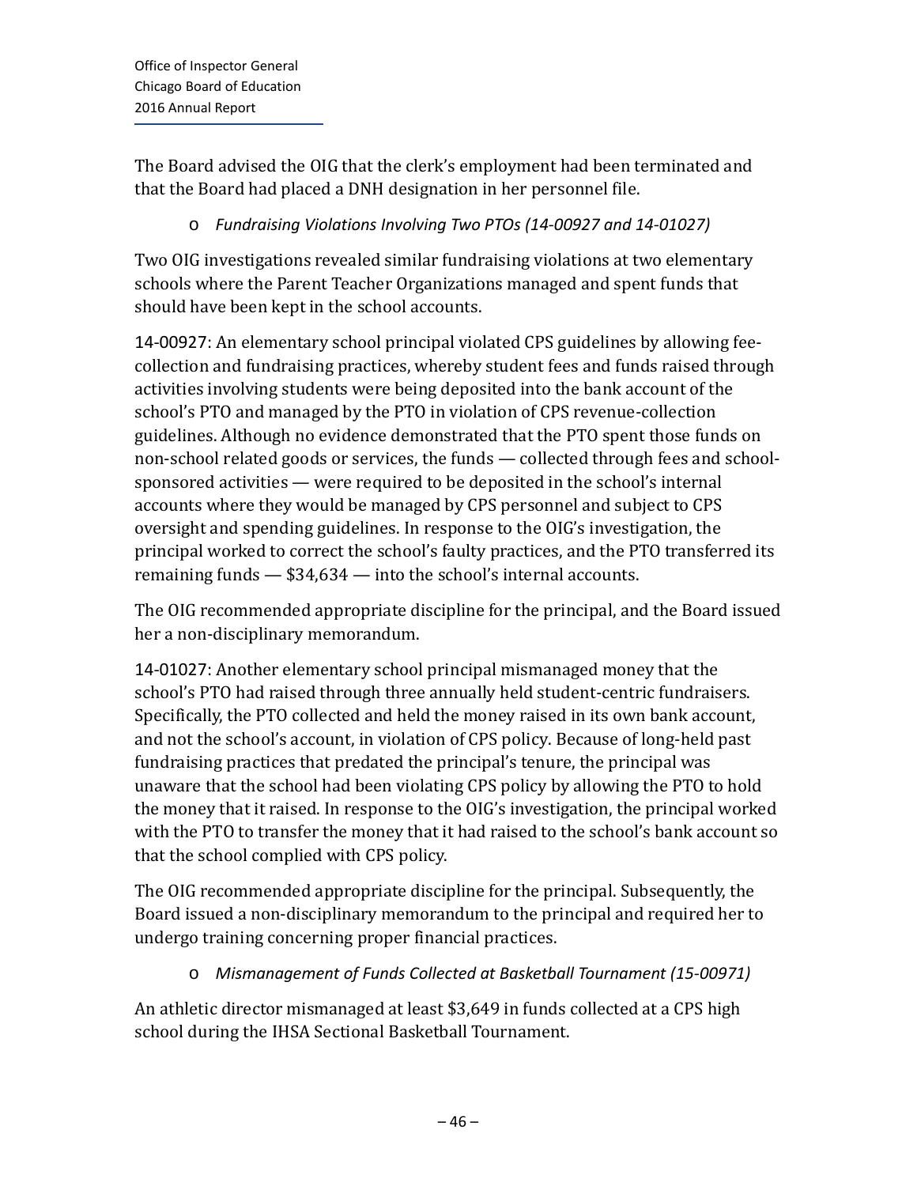The Board advised the OIG that the clerk's employment had been terminated and that the Board had placed a DNH designation in her personnel file.

- *Fundraising Violations Involving Two PTOs (14-00927 and 14-01027)*

Two OIG investigations revealed similar fundraising violations at two elementary schools where the Parent Teacher Organizations managed and spent funds that should have been kept in the school accounts.

14-00927: An elementary school principal violated CPS guidelines by allowing fee-collection and fundraising practices, whereby student fees and funds raised through activities involving students were being deposited into the bank account of the school's PTO and managed by the PTO in violation of CPS revenue-collection guidelines. Although no evidence demonstrated that the PTO spent those funds on non-school related goods or services, the funds — collected through fees and school-sponsored activities — were required to be deposited in the school's internal accounts where they would be managed by CPS personnel and subject to CPS oversight and spending guidelines. In response to the OIG's investigation, the principal worked to correct the school's faulty practices, and the PTO transferred its remaining funds — $34,634 — into the school's internal accounts.

The OIG recommended appropriate discipline for the principal, and the Board issued her a non-disciplinary memorandum.

14-01027: Another elementary school principal mismanaged money that the school's PTO had raised through three annually held student-centric fundraisers. Specifically, the PTO collected and held the money raised in its own bank account, and not the school's account, in violation of CPS policy. Because of long-held past fundraising practices that predated the principal's tenure, the principal was unaware that the school had been violating CPS policy by allowing the PTO to hold the money that it raised. In response to the OIG's investigation, the principal worked with the PTO to transfer the money that it had raised to the school's bank account so that the school complied with CPS policy.

The OIG recommended appropriate discipline for the principal. Subsequently, the Board issued a non-disciplinary memorandum to the principal and required her to undergo training concerning proper financial practices.

- *Mismanagement of Funds Collected at Basketball Tournament (15-00971)*

An athletic director mismanaged at least $3,649 in funds collected at a CPS high school during the IHSA Sectional Basketball Tournament.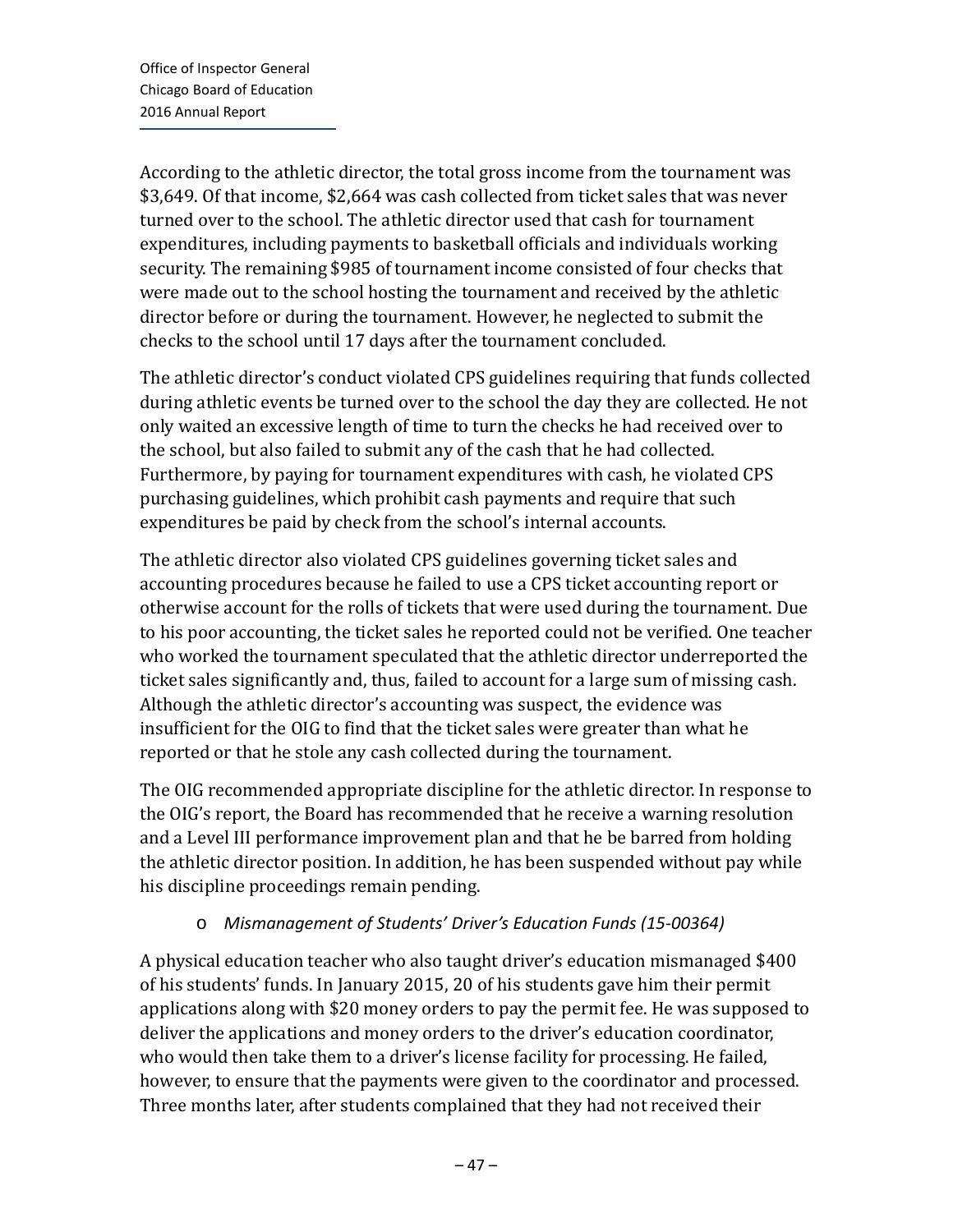According to the athletic director, the total gross income from the tournament was $3,649. Of that income, $2,664 was cash collected from ticket sales that was never turned over to the school. The athletic director used that cash for tournament expenditures, including payments to basketball officials and individuals working security. The remaining $985 of tournament income consisted of four checks that were made out to the school hosting the tournament and received by the athletic director before or during the tournament. However, he neglected to submit the checks to the school until 17 days after the tournament concluded.

The athletic director's conduct violated CPS guidelines requiring that funds collected during athletic events be turned over to the school the day they are collected. He not only waited an excessive length of time to turn the checks he had received over to the school, but also failed to submit any of the cash that he had collected. Furthermore, by paying for tournament expenditures with cash, he violated CPS purchasing guidelines, which prohibit cash payments and require that such expenditures be paid by check from the school's internal accounts.

The athletic director also violated CPS guidelines governing ticket sales and accounting procedures because he failed to use a CPS ticket accounting report or otherwise account for the rolls of tickets that were used during the tournament. Due to his poor accounting, the ticket sales he reported could not be verified. One teacher who worked the tournament speculated that the athletic director underreported the ticket sales significantly and, thus, failed to account for a large sum of missing cash. Although the athletic director's accounting was suspect, the evidence was insufficient for the OIG to find that the ticket sales were greater than what he reported or that he stole any cash collected during the tournament.

The OIG recommended appropriate discipline for the athletic director. In response to the OIG's report, the Board has recommended that he receive a warning resolution and a Level III performance improvement plan and that he be barred from holding the athletic director position. In addition, he has been suspended without pay while his discipline proceedings remain pending.

- *Mismanagement of Students' Driver's Education Funds (15-00364)*

A physical education teacher who also taught driver's education mismanaged $400 of his students' funds. In January 2015, 20 of his students gave him their permit applications along with $20 money orders to pay the permit fee. He was supposed to deliver the applications and money orders to the driver's education coordinator, who would then take them to a driver's license facility for processing. He failed, however, to ensure that the payments were given to the coordinator and processed. Three months later, after students complained that they had not received their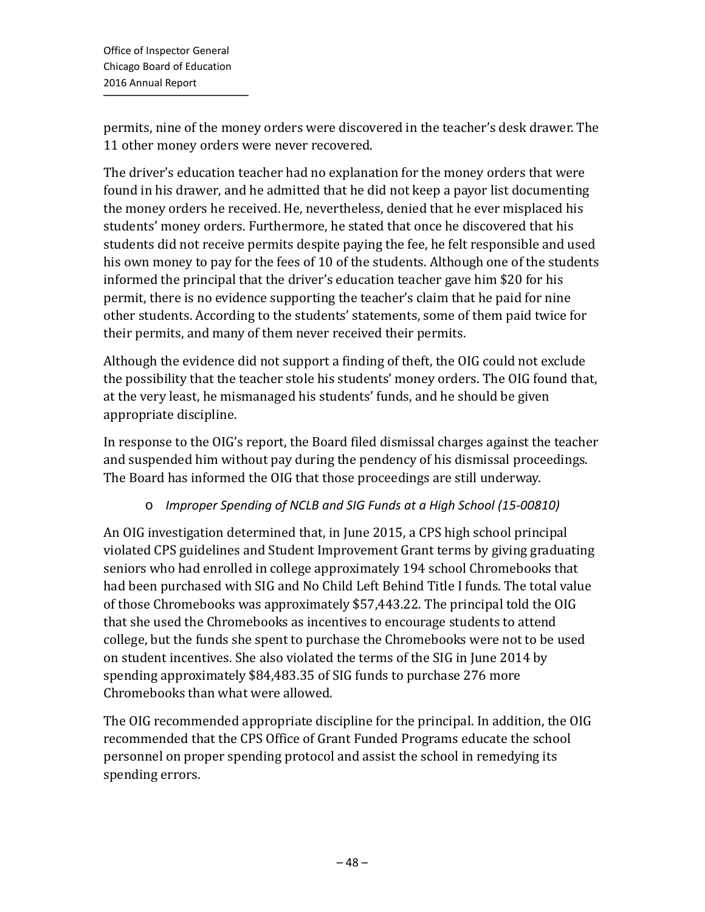permits, nine of the money orders were discovered in the teacher's desk drawer. The 11 other money orders were never recovered.

The driver's education teacher had no explanation for the money orders that were found in his drawer, and he admitted that he did not keep a payor list documenting the money orders he received. He, nevertheless, denied that he ever misplaced his students' money orders. Furthermore, he stated that once he discovered that his students did not receive permits despite paying the fee, he felt responsible and used his own money to pay for the fees of 10 of the students. Although one of the students informed the principal that the driver's education teacher gave him $20 for his permit, there is no evidence supporting the teacher's claim that he paid for nine other students. According to the students' statements, some of them paid twice for their permits, and many of them never received their permits.

Although the evidence did not support a finding of theft, the OIG could not exclude the possibility that the teacher stole his students' money orders. The OIG found that, at the very least, he mismanaged his students' funds, and he should be given appropriate discipline.

In response to the OIG's report, the Board filed dismissal charges against the teacher and suspended him without pay during the pendency of his dismissal proceedings. The Board has informed the OIG that those proceedings are still underway.

- *Improper Spending of NCLB and SIG Funds at a High School (15-00810)*

An OIG investigation determined that, in June 2015, a CPS high school principal violated CPS guidelines and Student Improvement Grant terms by giving graduating seniors who had enrolled in college approximately 194 school Chromebooks that had been purchased with SIG and No Child Left Behind Title I funds. The total value of those Chromebooks was approximately $57,443.22. The principal told the OIG that she used the Chromebooks as incentives to encourage students to attend college, but the funds she spent to purchase the Chromebooks were not to be used on student incentives. She also violated the terms of the SIG in June 2014 by spending approximately $84,483.35 of SIG funds to purchase 276 more Chromebooks than what were allowed.

The OIG recommended appropriate discipline for the principal. In addition, the OIG recommended that the CPS Office of Grant Funded Programs educate the school personnel on proper spending protocol and assist the school in remedying its spending errors.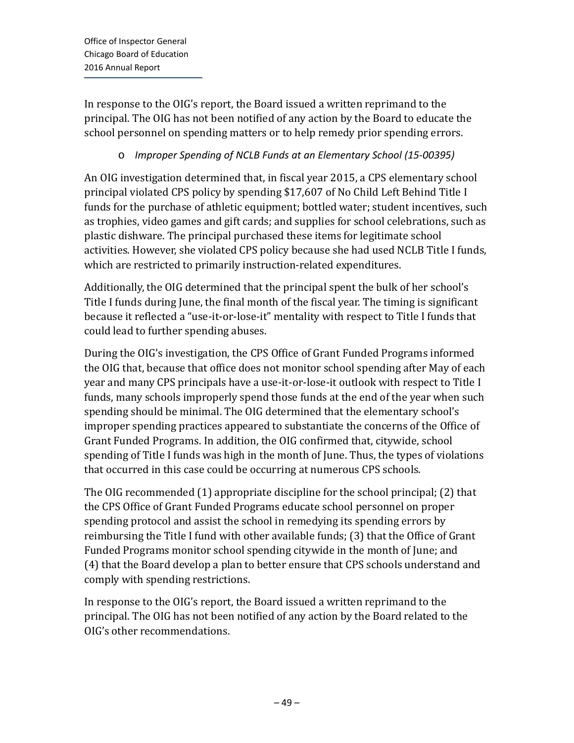In response to the OIG's report, the Board issued a written reprimand to the principal. The OIG has not been notified of any action by the Board to educate the school personnel on spending matters or to help remedy prior spending errors.

- *Improper Spending of NCLB Funds at an Elementary School (15-00395)*

An OIG investigation determined that, in fiscal year 2015, a CPS elementary school principal violated CPS policy by spending $17,607 of No Child Left Behind Title I funds for the purchase of athletic equipment; bottled water; student incentives, such as trophies, video games and gift cards; and supplies for school celebrations, such as plastic dishware. The principal purchased these items for legitimate school activities. However, she violated CPS policy because she had used NCLB Title I funds, which are restricted to primarily instruction-related expenditures.

Additionally, the OIG determined that the principal spent the bulk of her school's Title I funds during June, the final month of the fiscal year. The timing is significant because it reflected a "use-it-or-lose-it" mentality with respect to Title I funds that could lead to further spending abuses.

During the OIG's investigation, the CPS Office of Grant Funded Programs informed the OIG that, because that office does not monitor school spending after May of each year and many CPS principals have a use-it-or-lose-it outlook with respect to Title I funds, many schools improperly spend those funds at the end of the year when such spending should be minimal. The OIG determined that the elementary school's improper spending practices appeared to substantiate the concerns of the Office of Grant Funded Programs. In addition, the OIG confirmed that, citywide, school spending of Title I funds was high in the month of June. Thus, the types of violations that occurred in this case could be occurring at numerous CPS schools.

The OIG recommended (1) appropriate discipline for the school principal; (2) that the CPS Office of Grant Funded Programs educate school personnel on proper spending protocol and assist the school in remedying its spending errors by reimbursing the Title I fund with other available funds; (3) that the Office of Grant Funded Programs monitor school spending citywide in the month of June; and (4) that the Board develop a plan to better ensure that CPS schools understand and comply with spending restrictions.

In response to the OIG's report, the Board issued a written reprimand to the principal. The OIG has not been notified of any action by the Board related to the OIG's other recommendations.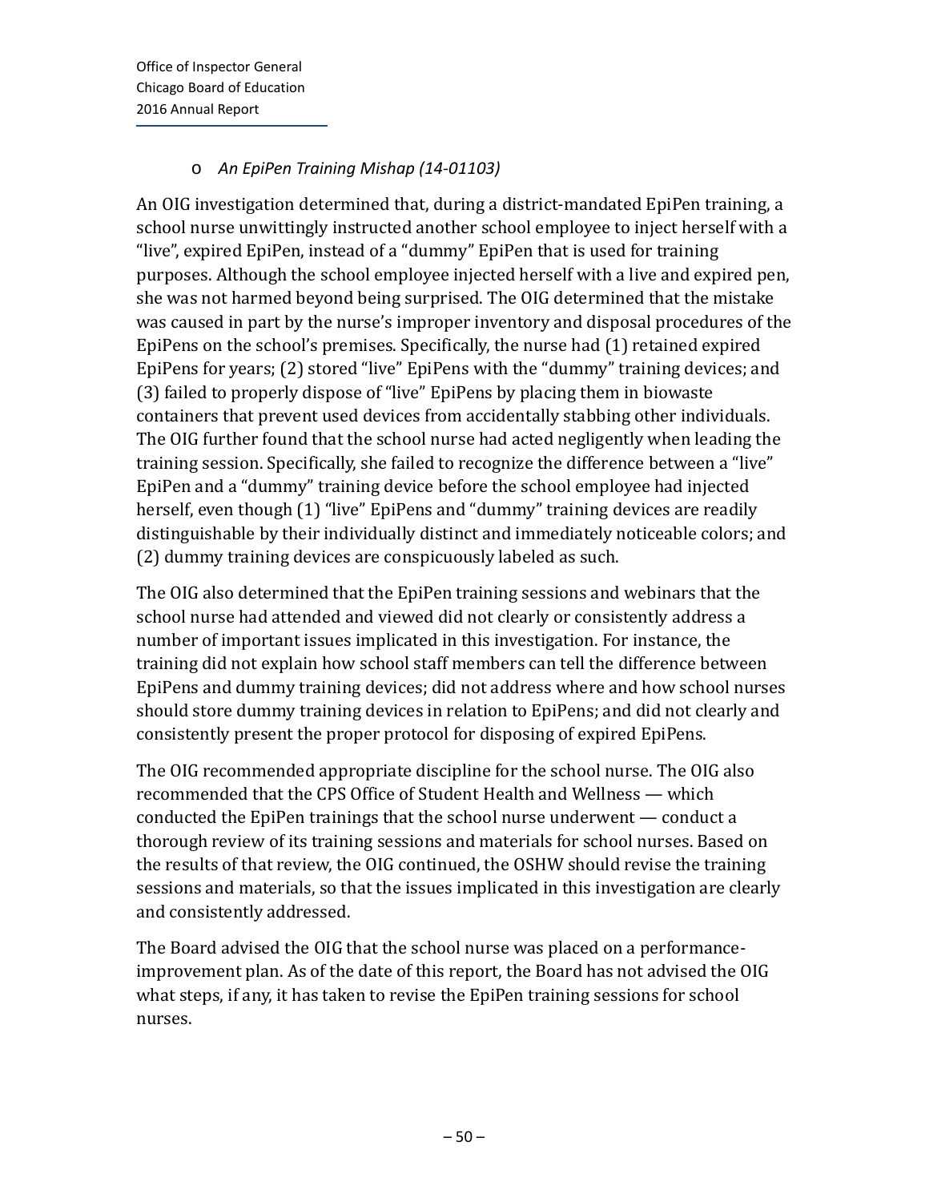- *An EpiPen Training Mishap (14-01103)*

An OIG investigation determined that, during a district-mandated EpiPen training, a school nurse unwittingly instructed another school employee to inject herself with a "live", expired EpiPen, instead of a "dummy" EpiPen that is used for training purposes. Although the school employee injected herself with a live and expired pen, she was not harmed beyond being surprised. The OIG determined that the mistake was caused in part by the nurse's improper inventory and disposal procedures of the EpiPens on the school's premises. Specifically, the nurse had (1) retained expired EpiPens for years; (2) stored "live" EpiPens with the "dummy" training devices; and (3) failed to properly dispose of "live" EpiPens by placing them in biowaste containers that prevent used devices from accidentally stabbing other individuals. The OIG further found that the school nurse had acted negligently when leading the training session. Specifically, she failed to recognize the difference between a "live" EpiPen and a "dummy" training device before the school employee had injected herself, even though (1) "live" EpiPens and "dummy" training devices are readily distinguishable by their individually distinct and immediately noticeable colors; and (2) dummy training devices are conspicuously labeled as such.

The OIG also determined that the EpiPen training sessions and webinars that the school nurse had attended and viewed did not clearly or consistently address a number of important issues implicated in this investigation. For instance, the training did not explain how school staff members can tell the difference between EpiPens and dummy training devices; did not address where and how school nurses should store dummy training devices in relation to EpiPens; and did not clearly and consistently present the proper protocol for disposing of expired EpiPens.

The OIG recommended appropriate discipline for the school nurse. The OIG also recommended that the CPS Office of Student Health and Wellness — which conducted the EpiPen trainings that the school nurse underwent — conduct a thorough review of its training sessions and materials for school nurses. Based on the results of that review, the OIG continued, the OSHW should revise the training sessions and materials, so that the issues implicated in this investigation are clearly and consistently addressed.

The Board advised the OIG that the school nurse was placed on a performance-improvement plan. As of the date of this report, the Board has not advised the OIG what steps, if any, it has taken to revise the EpiPen training sessions for school nurses.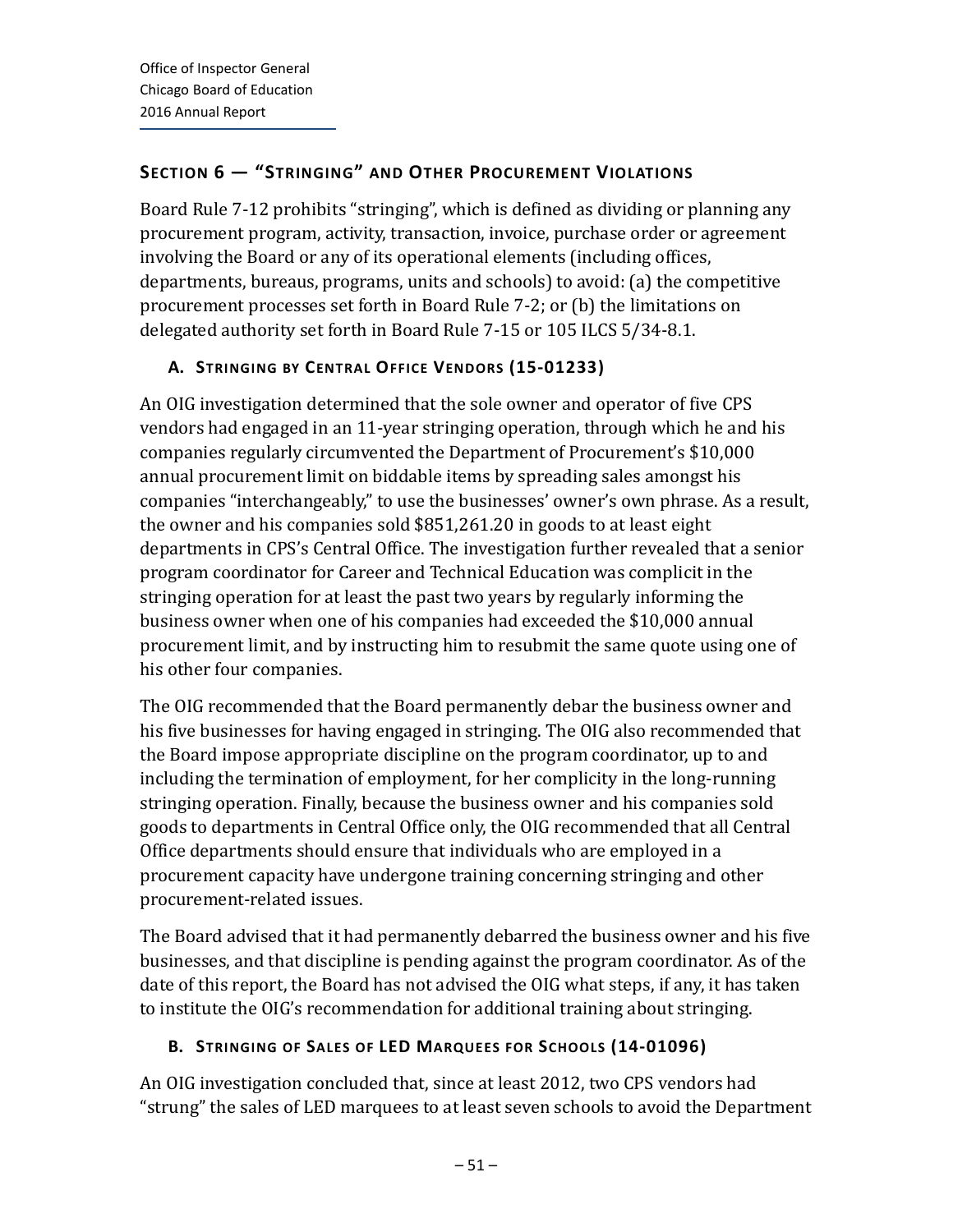## SECTION 6 — "STRINGING" AND OTHER PROCUREMENT VIOLATIONS

Board Rule 7-12 prohibits "stringing", which is defined as dividing or planning any procurement program, activity, transaction, invoice, purchase order or agreement involving the Board or any of its operational elements (including offices, departments, bureaus, programs, units and schools) to avoid: (a) the competitive procurement processes set forth in Board Rule 7-2; or (b) the limitations on delegated authority set forth in Board Rule 7-15 or 105 ILCS 5/34-8.1.

### A. STRINGING BY CENTRAL OFFICE VENDORS (15-01233)

An OIG investigation determined that the sole owner and operator of five CPS vendors had engaged in an 11-year stringing operation, through which he and his companies regularly circumvented the Department of Procurement's $10,000 annual procurement limit on biddable items by spreading sales amongst his companies "interchangeably," to use the businesses' owner's own phrase. As a result, the owner and his companies sold $851,261.20 in goods to at least eight departments in CPS's Central Office. The investigation further revealed that a senior program coordinator for Career and Technical Education was complicit in the stringing operation for at least the past two years by regularly informing the business owner when one of his companies had exceeded the $10,000 annual procurement limit, and by instructing him to resubmit the same quote using one of his other four companies.

The OIG recommended that the Board permanently debar the business owner and his five businesses for having engaged in stringing. The OIG also recommended that the Board impose appropriate discipline on the program coordinator, up to and including the termination of employment, for her complicity in the long-running stringing operation. Finally, because the business owner and his companies sold goods to departments in Central Office only, the OIG recommended that all Central Office departments should ensure that individuals who are employed in a procurement capacity have undergone training concerning stringing and other procurement-related issues.

The Board advised that it had permanently debarred the business owner and his five businesses, and that discipline is pending against the program coordinator. As of the date of this report, the Board has not advised the OIG what steps, if any, it has taken to institute the OIG's recommendation for additional training about stringing.

### B. STRINGING OF SALES OF LED MARQUEES FOR SCHOOLS (14-01096)

An OIG investigation concluded that, since at least 2012, two CPS vendors had "strung" the sales of LED marquees to at least seven schools to avoid the Department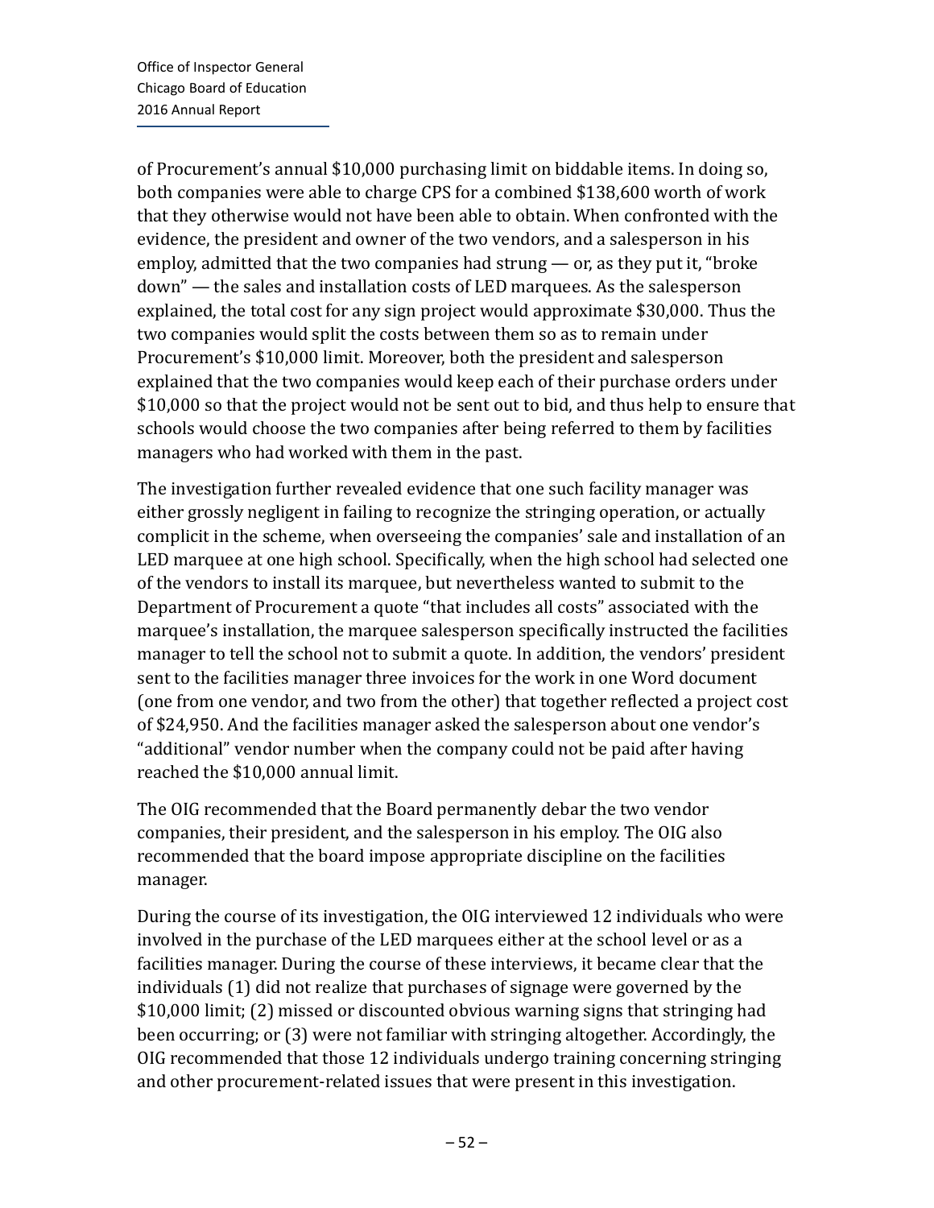of Procurement's annual $10,000 purchasing limit on biddable items. In doing so, both companies were able to charge CPS for a combined $138,600 worth of work that they otherwise would not have been able to obtain. When confronted with the evidence, the president and owner of the two vendors, and a salesperson in his employ, admitted that the two companies had strung — or, as they put it, "broke down" — the sales and installation costs of LED marquees. As the salesperson explained, the total cost for any sign project would approximate $30,000. Thus the two companies would split the costs between them so as to remain under Procurement's $10,000 limit. Moreover, both the president and salesperson explained that the two companies would keep each of their purchase orders under $10,000 so that the project would not be sent out to bid, and thus help to ensure that schools would choose the two companies after being referred to them by facilities managers who had worked with them in the past.

The investigation further revealed evidence that one such facility manager was either grossly negligent in failing to recognize the stringing operation, or actually complicit in the scheme, when overseeing the companies' sale and installation of an LED marquee at one high school. Specifically, when the high school had selected one of the vendors to install its marquee, but nevertheless wanted to submit to the Department of Procurement a quote "that includes all costs" associated with the marquee's installation, the marquee salesperson specifically instructed the facilities manager to tell the school not to submit a quote. In addition, the vendors' president sent to the facilities manager three invoices for the work in one Word document (one from one vendor, and two from the other) that together reflected a project cost of $24,950. And the facilities manager asked the salesperson about one vendor's "additional" vendor number when the company could not be paid after having reached the $10,000 annual limit.

The OIG recommended that the Board permanently debar the two vendor companies, their president, and the salesperson in his employ. The OIG also recommended that the board impose appropriate discipline on the facilities manager.

During the course of its investigation, the OIG interviewed 12 individuals who were involved in the purchase of the LED marquees either at the school level or as a facilities manager. During the course of these interviews, it became clear that the individuals (1) did not realize that purchases of signage were governed by the $10,000 limit; (2) missed or discounted obvious warning signs that stringing had been occurring; or (3) were not familiar with stringing altogether. Accordingly, the OIG recommended that those 12 individuals undergo training concerning stringing and other procurement-related issues that were present in this investigation.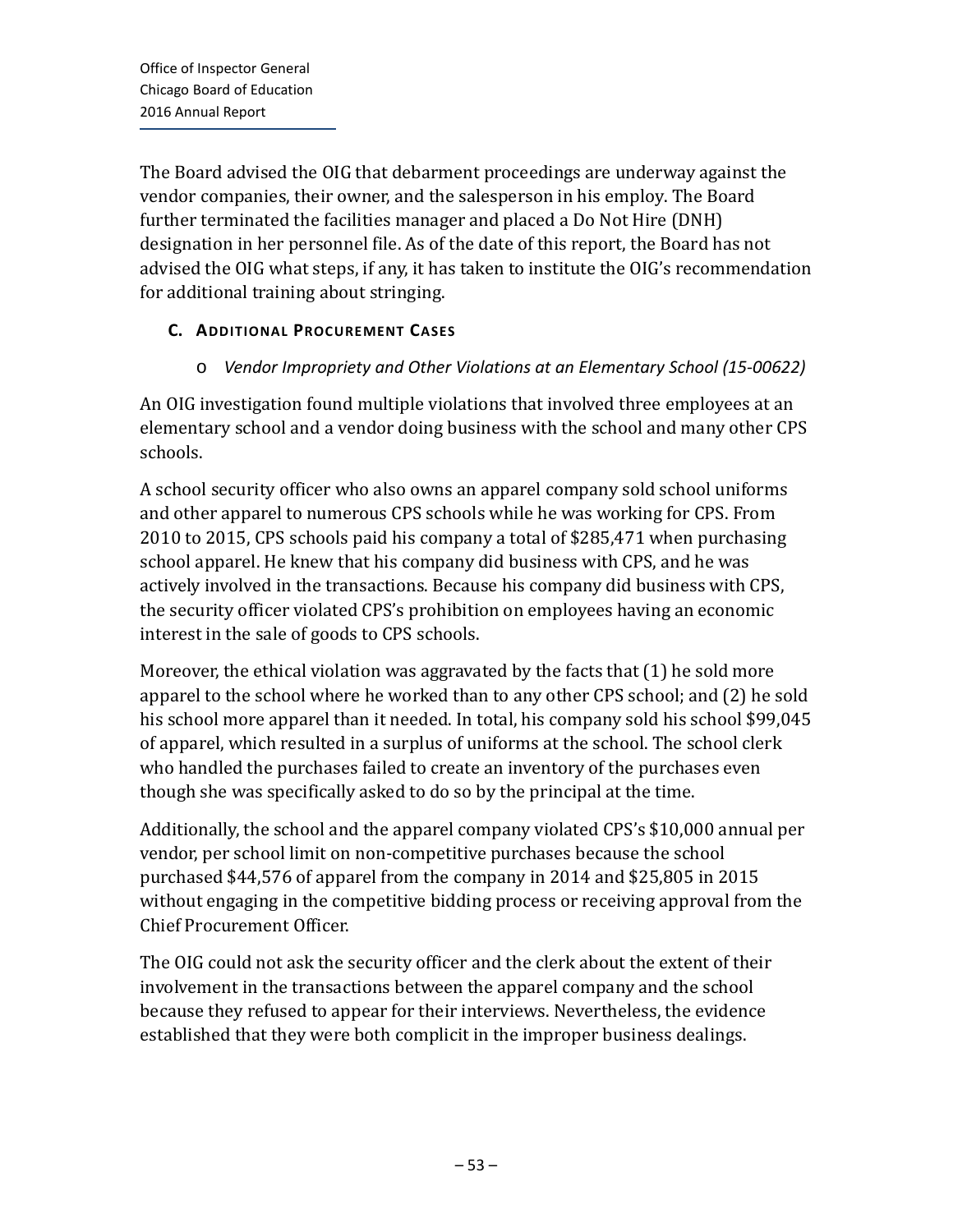The Board advised the OIG that debarment proceedings are underway against the vendor companies, their owner, and the salesperson in his employ. The Board further terminated the facilities manager and placed a Do Not Hire (DNH) designation in her personnel file. As of the date of this report, the Board has not advised the OIG what steps, if any, it has taken to institute the OIG's recommendation for additional training about stringing.

### C. Additional Procurement Cases

- *Vendor Impropriety and Other Violations at an Elementary School (15-00622)*

An OIG investigation found multiple violations that involved three employees at an elementary school and a vendor doing business with the school and many other CPS schools.

A school security officer who also owns an apparel company sold school uniforms and other apparel to numerous CPS schools while he was working for CPS. From 2010 to 2015, CPS schools paid his company a total of $285,471 when purchasing school apparel. He knew that his company did business with CPS, and he was actively involved in the transactions. Because his company did business with CPS, the security officer violated CPS's prohibition on employees having an economic interest in the sale of goods to CPS schools.

Moreover, the ethical violation was aggravated by the facts that (1) he sold more apparel to the school where he worked than to any other CPS school; and (2) he sold his school more apparel than it needed. In total, his company sold his school $99,045 of apparel, which resulted in a surplus of uniforms at the school. The school clerk who handled the purchases failed to create an inventory of the purchases even though she was specifically asked to do so by the principal at the time.

Additionally, the school and the apparel company violated CPS's $10,000 annual per vendor, per school limit on non-competitive purchases because the school purchased $44,576 of apparel from the company in 2014 and $25,805 in 2015 without engaging in the competitive bidding process or receiving approval from the Chief Procurement Officer.

The OIG could not ask the security officer and the clerk about the extent of their involvement in the transactions between the apparel company and the school because they refused to appear for their interviews. Nevertheless, the evidence established that they were both complicit in the improper business dealings.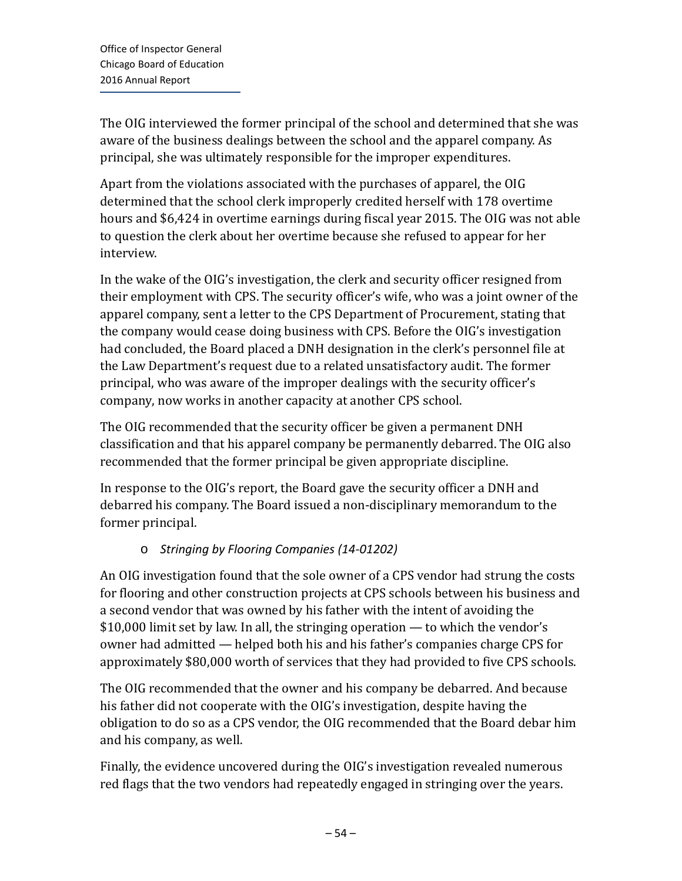The OIG interviewed the former principal of the school and determined that she was aware of the business dealings between the school and the apparel company. As principal, she was ultimately responsible for the improper expenditures.

Apart from the violations associated with the purchases of apparel, the OIG determined that the school clerk improperly credited herself with 178 overtime hours and $6,424 in overtime earnings during fiscal year 2015. The OIG was not able to question the clerk about her overtime because she refused to appear for her interview.

In the wake of the OIG's investigation, the clerk and security officer resigned from their employment with CPS. The security officer's wife, who was a joint owner of the apparel company, sent a letter to the CPS Department of Procurement, stating that the company would cease doing business with CPS. Before the OIG's investigation had concluded, the Board placed a DNH designation in the clerk's personnel file at the Law Department's request due to a related unsatisfactory audit. The former principal, who was aware of the improper dealings with the security officer's company, now works in another capacity at another CPS school.

The OIG recommended that the security officer be given a permanent DNH classification and that his apparel company be permanently debarred. The OIG also recommended that the former principal be given appropriate discipline.

In response to the OIG's report, the Board gave the security officer a DNH and debarred his company. The Board issued a non-disciplinary memorandum to the former principal.

- *Stringing by Flooring Companies (14-01202)*

An OIG investigation found that the sole owner of a CPS vendor had strung the costs for flooring and other construction projects at CPS schools between his business and a second vendor that was owned by his father with the intent of avoiding the $10,000 limit set by law. In all, the stringing operation — to which the vendor's owner had admitted — helped both his and his father's companies charge CPS for approximately $80,000 worth of services that they had provided to five CPS schools.

The OIG recommended that the owner and his company be debarred. And because his father did not cooperate with the OIG's investigation, despite having the obligation to do so as a CPS vendor, the OIG recommended that the Board debar him and his company, as well.

Finally, the evidence uncovered during the OIG's investigation revealed numerous red flags that the two vendors had repeatedly engaged in stringing over the years.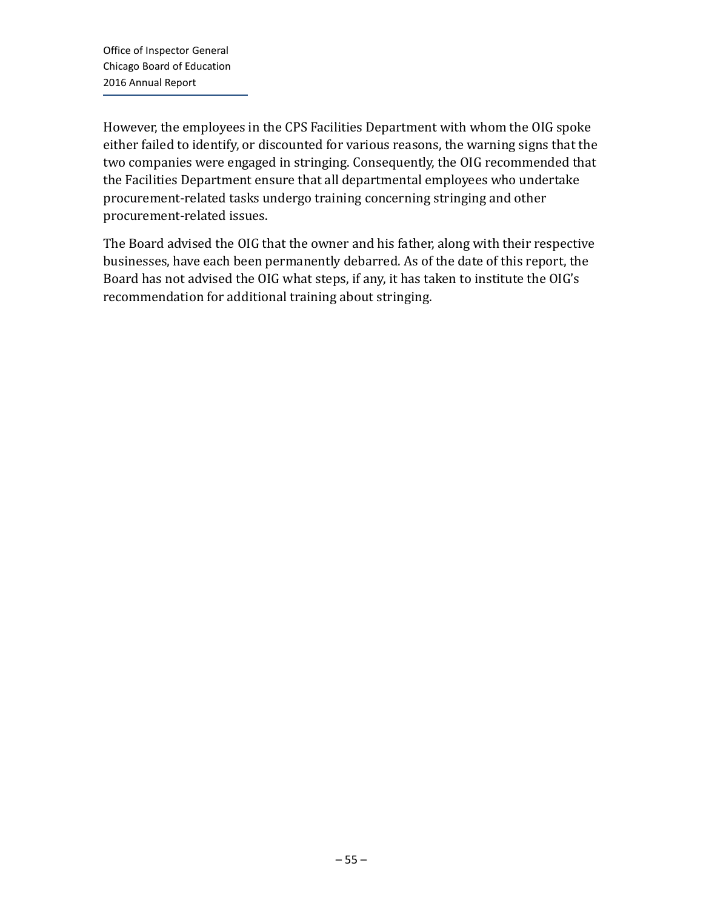However, the employees in the CPS Facilities Department with whom the OIG spoke either failed to identify, or discounted for various reasons, the warning signs that the two companies were engaged in stringing. Consequently, the OIG recommended that the Facilities Department ensure that all departmental employees who undertake procurement-related tasks undergo training concerning stringing and other procurement-related issues.

The Board advised the OIG that the owner and his father, along with their respective businesses, have each been permanently debarred. As of the date of this report, the Board has not advised the OIG what steps, if any, it has taken to institute the OIG's recommendation for additional training about stringing.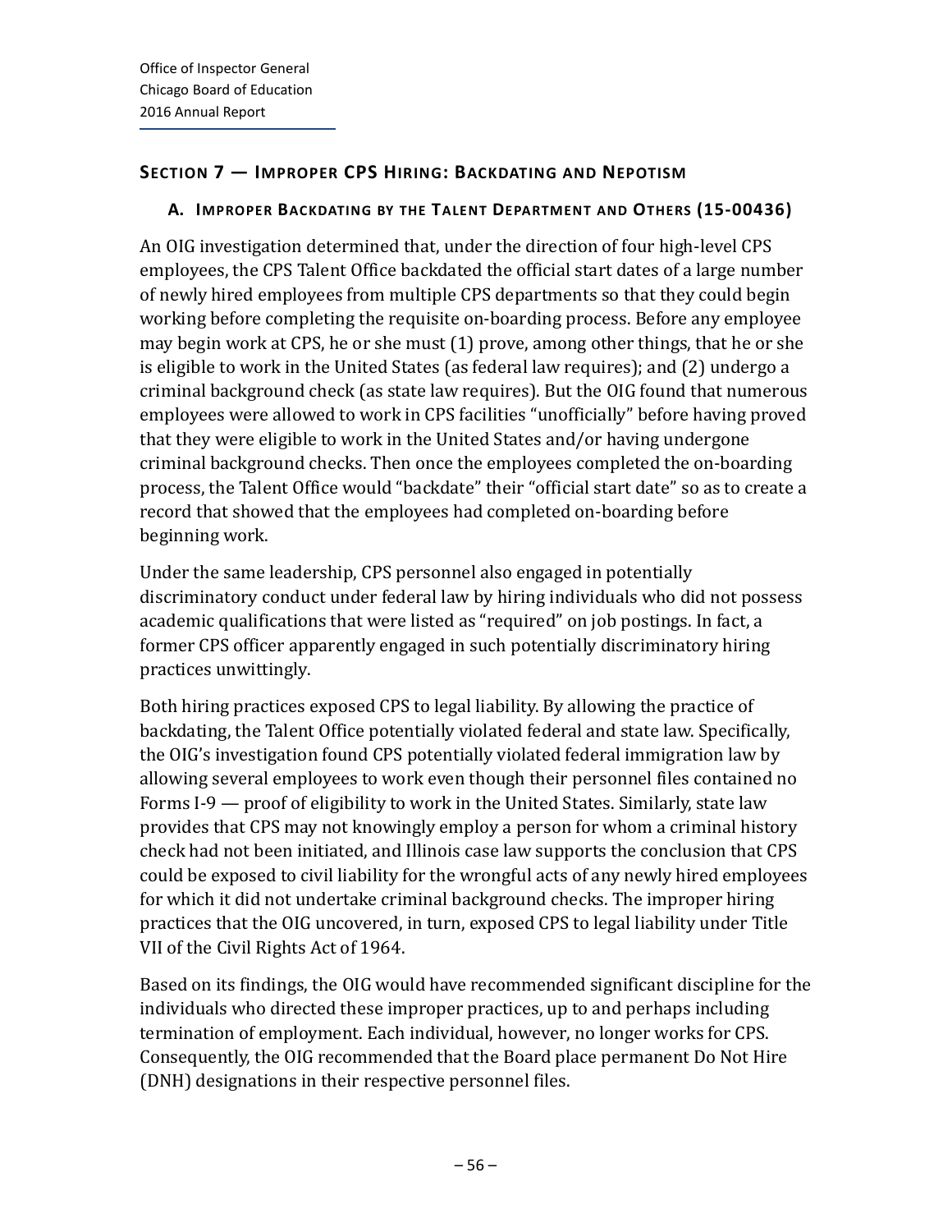## SECTION 7 — IMPROPER CPS HIRING: BACKDATING AND NEPOTISM

### A. IMPROPER BACKDATING BY THE TALENT DEPARTMENT AND OTHERS (15-00436)

An OIG investigation determined that, under the direction of four high-level CPS employees, the CPS Talent Office backdated the official start dates of a large number of newly hired employees from multiple CPS departments so that they could begin working before completing the requisite on-boarding process. Before any employee may begin work at CPS, he or she must (1) prove, among other things, that he or she is eligible to work in the United States (as federal law requires); and (2) undergo a criminal background check (as state law requires). But the OIG found that numerous employees were allowed to work in CPS facilities "unofficially" before having proved that they were eligible to work in the United States and/or having undergone criminal background checks. Then once the employees completed the on-boarding process, the Talent Office would "backdate" their "official start date" so as to create a record that showed that the employees had completed on-boarding before beginning work.

Under the same leadership, CPS personnel also engaged in potentially discriminatory conduct under federal law by hiring individuals who did not possess academic qualifications that were listed as "required" on job postings. In fact, a former CPS officer apparently engaged in such potentially discriminatory hiring practices unwittingly.

Both hiring practices exposed CPS to legal liability. By allowing the practice of backdating, the Talent Office potentially violated federal and state law. Specifically, the OIG's investigation found CPS potentially violated federal immigration law by allowing several employees to work even though their personnel files contained no Forms I-9 — proof of eligibility to work in the United States. Similarly, state law provides that CPS may not knowingly employ a person for whom a criminal history check had not been initiated, and Illinois case law supports the conclusion that CPS could be exposed to civil liability for the wrongful acts of any newly hired employees for which it did not undertake criminal background checks. The improper hiring practices that the OIG uncovered, in turn, exposed CPS to legal liability under Title VII of the Civil Rights Act of 1964.

Based on its findings, the OIG would have recommended significant discipline for the individuals who directed these improper practices, up to and perhaps including termination of employment. Each individual, however, no longer works for CPS. Consequently, the OIG recommended that the Board place permanent Do Not Hire (DNH) designations in their respective personnel files.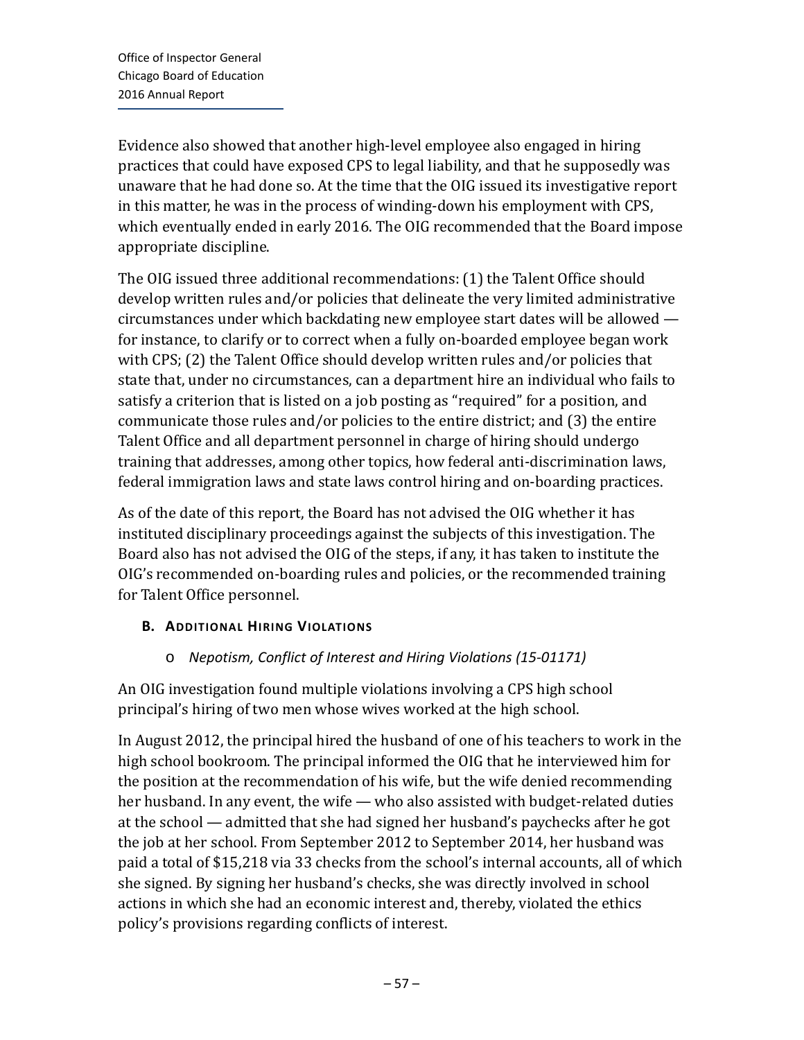Evidence also showed that another high-level employee also engaged in hiring practices that could have exposed CPS to legal liability, and that he supposedly was unaware that he had done so. At the time that the OIG issued its investigative report in this matter, he was in the process of winding-down his employment with CPS, which eventually ended in early 2016. The OIG recommended that the Board impose appropriate discipline.

The OIG issued three additional recommendations: (1) the Talent Office should develop written rules and/or policies that delineate the very limited administrative circumstances under which backdating new employee start dates will be allowed — for instance, to clarify or to correct when a fully on-boarded employee began work with CPS; (2) the Talent Office should develop written rules and/or policies that state that, under no circumstances, can a department hire an individual who fails to satisfy a criterion that is listed on a job posting as "required" for a position, and communicate those rules and/or policies to the entire district; and (3) the entire Talent Office and all department personnel in charge of hiring should undergo training that addresses, among other topics, how federal anti-discrimination laws, federal immigration laws and state laws control hiring and on-boarding practices.

As of the date of this report, the Board has not advised the OIG whether it has instituted disciplinary proceedings against the subjects of this investigation. The Board also has not advised the OIG of the steps, if any, it has taken to institute the OIG's recommended on-boarding rules and policies, or the recommended training for Talent Office personnel.

### B. Additional Hiring Violations

- *Nepotism, Conflict of Interest and Hiring Violations (15-01171)*

An OIG investigation found multiple violations involving a CPS high school principal's hiring of two men whose wives worked at the high school.

In August 2012, the principal hired the husband of one of his teachers to work in the high school bookroom. The principal informed the OIG that he interviewed him for the position at the recommendation of his wife, but the wife denied recommending her husband. In any event, the wife — who also assisted with budget-related duties at the school — admitted that she had signed her husband's paychecks after he got the job at her school. From September 2012 to September 2014, her husband was paid a total of $15,218 via 33 checks from the school's internal accounts, all of which she signed. By signing her husband's checks, she was directly involved in school actions in which she had an economic interest and, thereby, violated the ethics policy's provisions regarding conflicts of interest.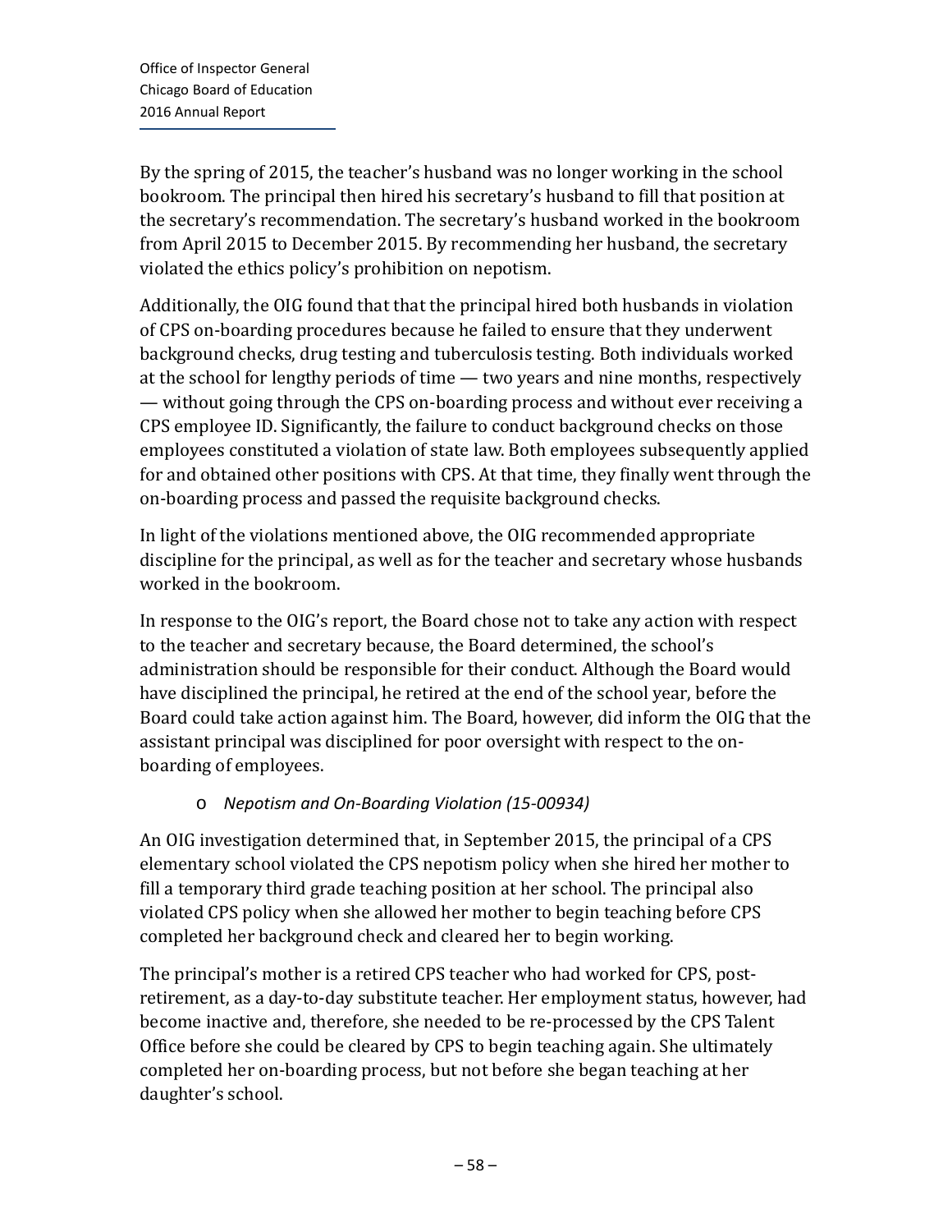By the spring of 2015, the teacher's husband was no longer working in the school bookroom. The principal then hired his secretary's husband to fill that position at the secretary's recommendation. The secretary's husband worked in the bookroom from April 2015 to December 2015. By recommending her husband, the secretary violated the ethics policy's prohibition on nepotism.

Additionally, the OIG found that that the principal hired both husbands in violation of CPS on-boarding procedures because he failed to ensure that they underwent background checks, drug testing and tuberculosis testing. Both individuals worked at the school for lengthy periods of time — two years and nine months, respectively — without going through the CPS on-boarding process and without ever receiving a CPS employee ID. Significantly, the failure to conduct background checks on those employees constituted a violation of state law. Both employees subsequently applied for and obtained other positions with CPS. At that time, they finally went through the on-boarding process and passed the requisite background checks.

In light of the violations mentioned above, the OIG recommended appropriate discipline for the principal, as well as for the teacher and secretary whose husbands worked in the bookroom.

In response to the OIG's report, the Board chose not to take any action with respect to the teacher and secretary because, the Board determined, the school's administration should be responsible for their conduct. Although the Board would have disciplined the principal, he retired at the end of the school year, before the Board could take action against him. The Board, however, did inform the OIG that the assistant principal was disciplined for poor oversight with respect to the on-boarding of employees.

- *Nepotism and On-Boarding Violation (15-00934)*

An OIG investigation determined that, in September 2015, the principal of a CPS elementary school violated the CPS nepotism policy when she hired her mother to fill a temporary third grade teaching position at her school. The principal also violated CPS policy when she allowed her mother to begin teaching before CPS completed her background check and cleared her to begin working.

The principal's mother is a retired CPS teacher who had worked for CPS, post-retirement, as a day-to-day substitute teacher. Her employment status, however, had become inactive and, therefore, she needed to be re-processed by the CPS Talent Office before she could be cleared by CPS to begin teaching again. She ultimately completed her on-boarding process, but not before she began teaching at her daughter's school.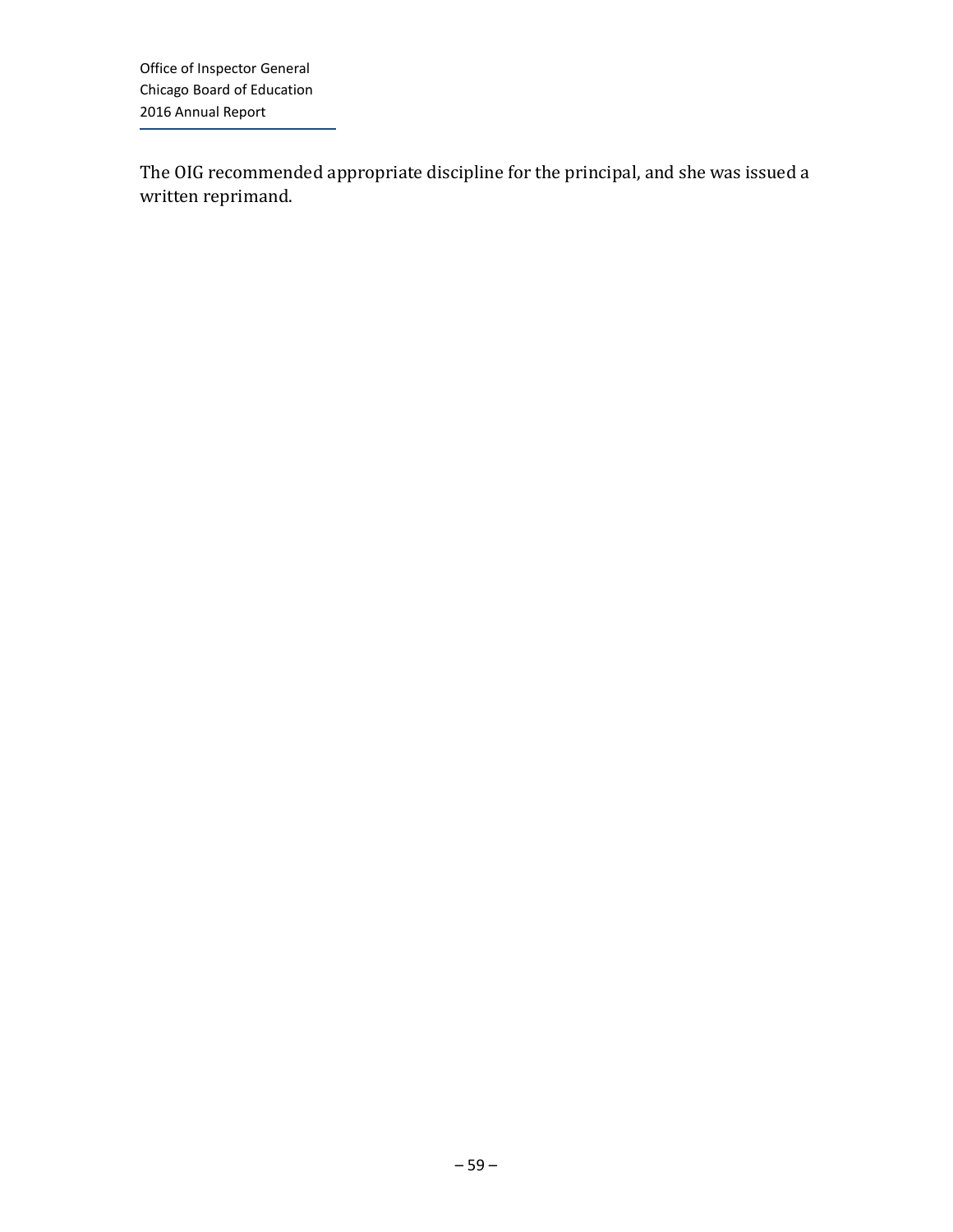The OIG recommended appropriate discipline for the principal, and she was issued a written reprimand.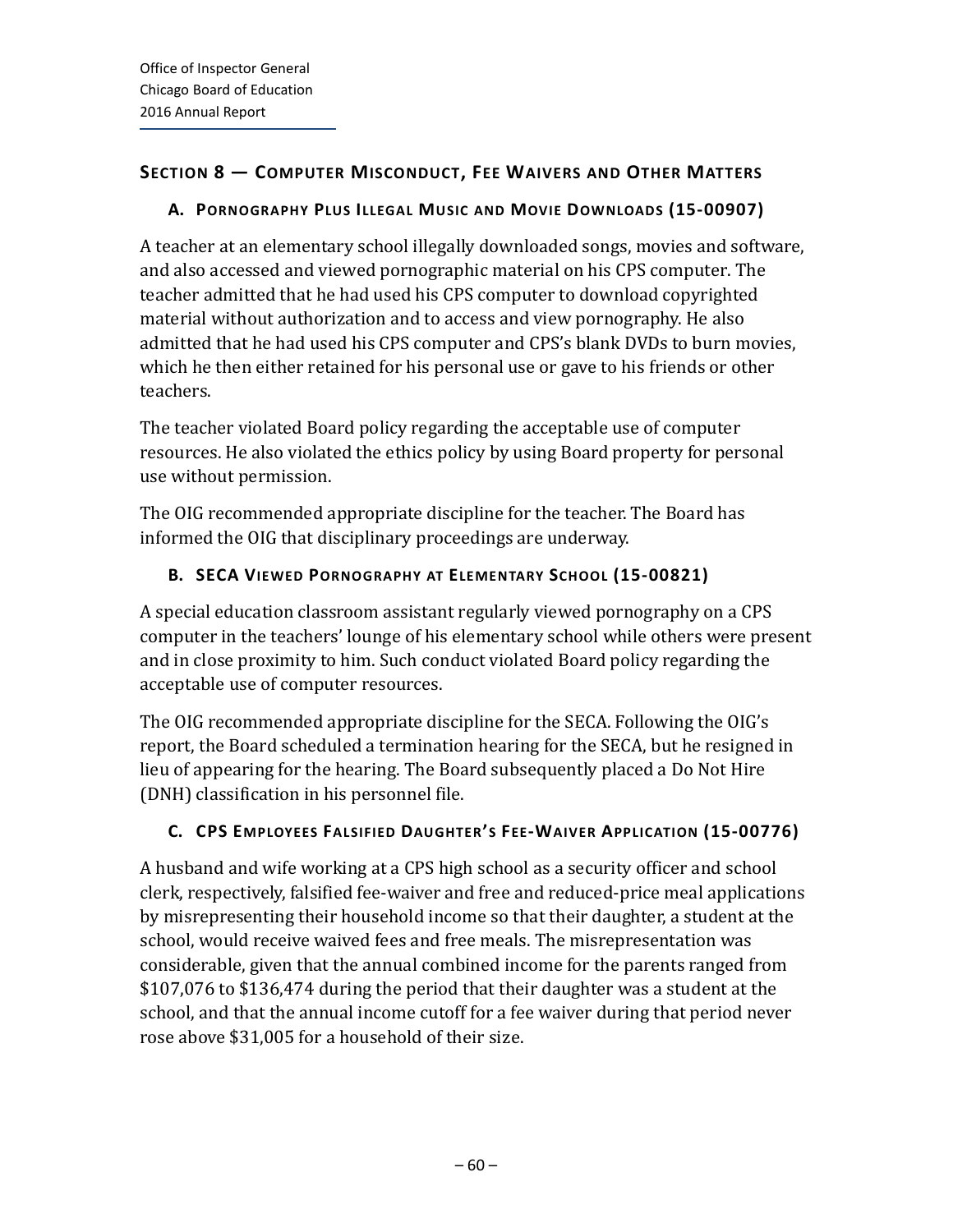## Section 8 — Computer Misconduct, Fee Waivers and Other Matters

### A. Pornography Plus Illegal Music and Movie Downloads (15-00907)

A teacher at an elementary school illegally downloaded songs, movies and software, and also accessed and viewed pornographic material on his CPS computer. The teacher admitted that he had used his CPS computer to download copyrighted material without authorization and to access and view pornography. He also admitted that he had used his CPS computer and CPS's blank DVDs to burn movies, which he then either retained for his personal use or gave to his friends or other teachers.

The teacher violated Board policy regarding the acceptable use of computer resources. He also violated the ethics policy by using Board property for personal use without permission.

The OIG recommended appropriate discipline for the teacher. The Board has informed the OIG that disciplinary proceedings are underway.

### B. SECA Viewed Pornography at Elementary School (15-00821)

A special education classroom assistant regularly viewed pornography on a CPS computer in the teachers' lounge of his elementary school while others were present and in close proximity to him. Such conduct violated Board policy regarding the acceptable use of computer resources.

The OIG recommended appropriate discipline for the SECA. Following the OIG's report, the Board scheduled a termination hearing for the SECA, but he resigned in lieu of appearing for the hearing. The Board subsequently placed a Do Not Hire (DNH) classification in his personnel file.

### C. CPS Employees Falsified Daughter's Fee-Waiver Application (15-00776)

A husband and wife working at a CPS high school as a security officer and school clerk, respectively, falsified fee-waiver and free and reduced-price meal applications by misrepresenting their household income so that their daughter, a student at the school, would receive waived fees and free meals. The misrepresentation was considerable, given that the annual combined income for the parents ranged from $107,076 to $136,474 during the period that their daughter was a student at the school, and that the annual income cutoff for a fee waiver during that period never rose above $31,005 for a household of their size.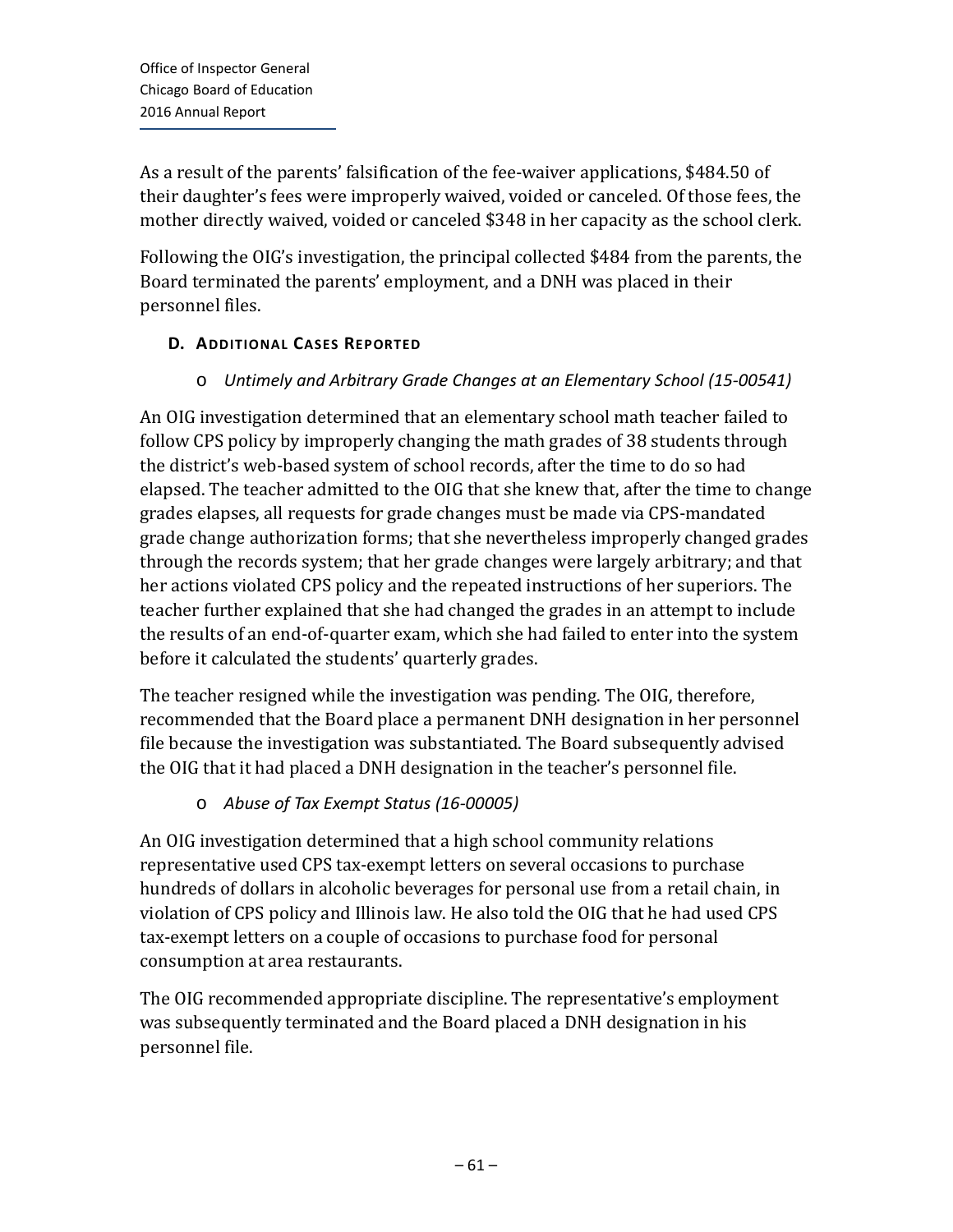As a result of the parents' falsification of the fee-waiver applications, $484.50 of their daughter's fees were improperly waived, voided or canceled. Of those fees, the mother directly waived, voided or canceled $348 in her capacity as the school clerk.

Following the OIG's investigation, the principal collected $484 from the parents, the Board terminated the parents' employment, and a DNH was placed in their personnel files.

### D. Additional Cases Reported

- *Untimely and Arbitrary Grade Changes at an Elementary School (15-00541)*

An OIG investigation determined that an elementary school math teacher failed to follow CPS policy by improperly changing the math grades of 38 students through the district's web-based system of school records, after the time to do so had elapsed. The teacher admitted to the OIG that she knew that, after the time to change grades elapses, all requests for grade changes must be made via CPS-mandated grade change authorization forms; that she nevertheless improperly changed grades through the records system; that her grade changes were largely arbitrary; and that her actions violated CPS policy and the repeated instructions of her superiors. The teacher further explained that she had changed the grades in an attempt to include the results of an end-of-quarter exam, which she had failed to enter into the system before it calculated the students' quarterly grades.

The teacher resigned while the investigation was pending. The OIG, therefore, recommended that the Board place a permanent DNH designation in her personnel file because the investigation was substantiated. The Board subsequently advised the OIG that it had placed a DNH designation in the teacher's personnel file.

- *Abuse of Tax Exempt Status (16-00005)*

An OIG investigation determined that a high school community relations representative used CPS tax-exempt letters on several occasions to purchase hundreds of dollars in alcoholic beverages for personal use from a retail chain, in violation of CPS policy and Illinois law. He also told the OIG that he had used CPS tax-exempt letters on a couple of occasions to purchase food for personal consumption at area restaurants.

The OIG recommended appropriate discipline. The representative's employment was subsequently terminated and the Board placed a DNH designation in his personnel file.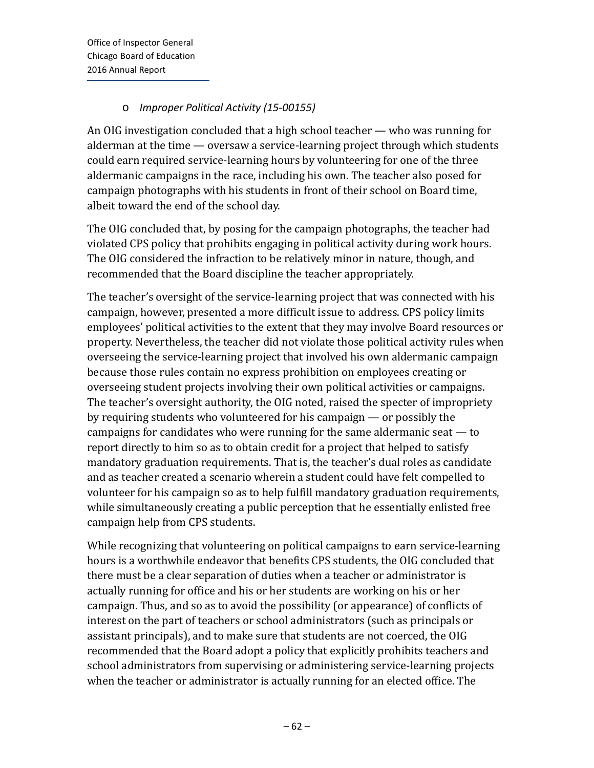- *Improper Political Activity (15-00155)*

An OIG investigation concluded that a high school teacher — who was running for alderman at the time — oversaw a service-learning project through which students could earn required service-learning hours by volunteering for one of the three aldermanic campaigns in the race, including his own. The teacher also posed for campaign photographs with his students in front of their school on Board time, albeit toward the end of the school day.

The OIG concluded that, by posing for the campaign photographs, the teacher had violated CPS policy that prohibits engaging in political activity during work hours. The OIG considered the infraction to be relatively minor in nature, though, and recommended that the Board discipline the teacher appropriately.

The teacher's oversight of the service-learning project that was connected with his campaign, however, presented a more difficult issue to address. CPS policy limits employees' political activities to the extent that they may involve Board resources or property. Nevertheless, the teacher did not violate those political activity rules when overseeing the service-learning project that involved his own aldermanic campaign because those rules contain no express prohibition on employees creating or overseeing student projects involving their own political activities or campaigns. The teacher's oversight authority, the OIG noted, raised the specter of impropriety by requiring students who volunteered for his campaign — or possibly the campaigns for candidates who were running for the same aldermanic seat — to report directly to him so as to obtain credit for a project that helped to satisfy mandatory graduation requirements. That is, the teacher's dual roles as candidate and as teacher created a scenario wherein a student could have felt compelled to volunteer for his campaign so as to help fulfill mandatory graduation requirements, while simultaneously creating a public perception that he essentially enlisted free campaign help from CPS students.

While recognizing that volunteering on political campaigns to earn service-learning hours is a worthwhile endeavor that benefits CPS students, the OIG concluded that there must be a clear separation of duties when a teacher or administrator is actually running for office and his or her students are working on his or her campaign. Thus, and so as to avoid the possibility (or appearance) of conflicts of interest on the part of teachers or school administrators (such as principals or assistant principals), and to make sure that students are not coerced, the OIG recommended that the Board adopt a policy that explicitly prohibits teachers and school administrators from supervising or administering service-learning projects when the teacher or administrator is actually running for an elected office. The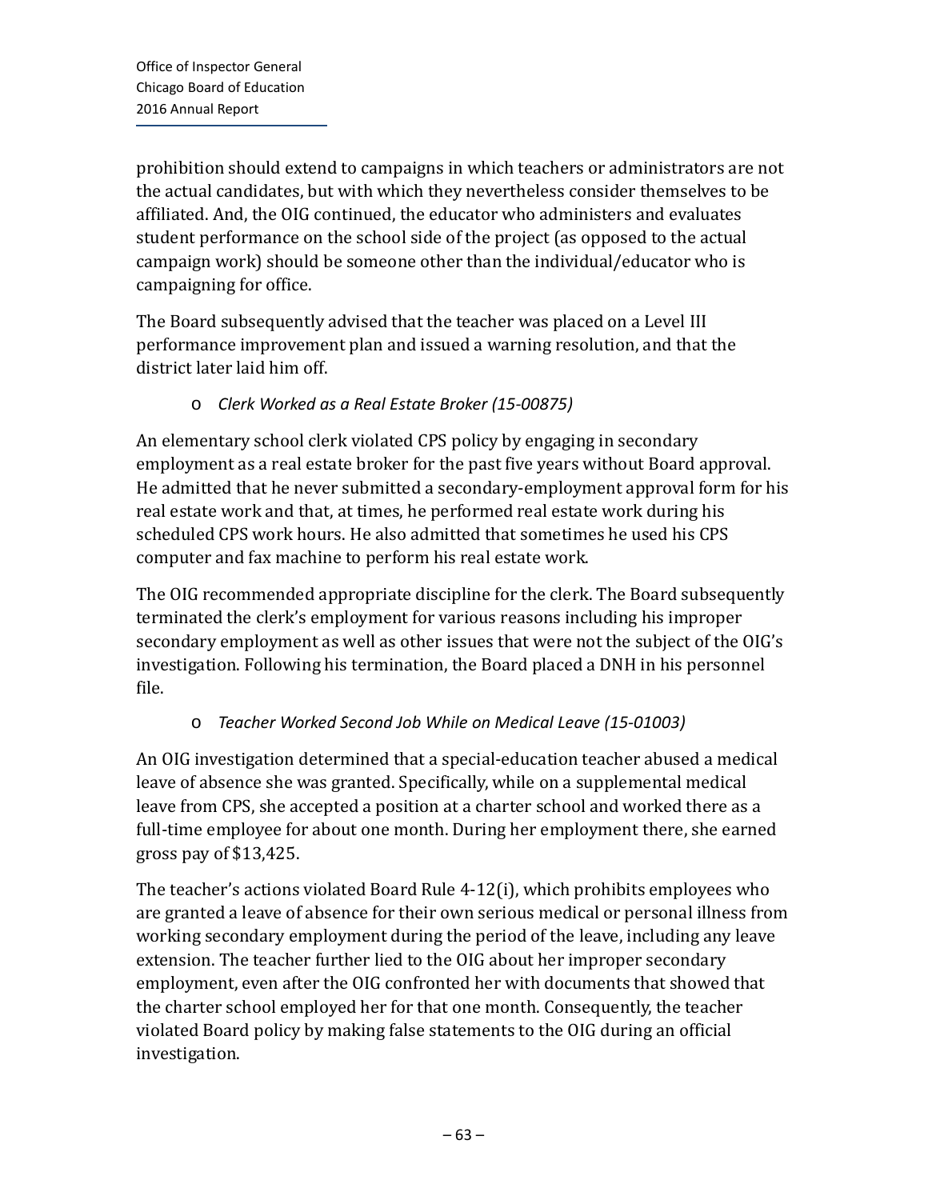prohibition should extend to campaigns in which teachers or administrators are not the actual candidates, but with which they nevertheless consider themselves to be affiliated. And, the OIG continued, the educator who administers and evaluates student performance on the school side of the project (as opposed to the actual campaign work) should be someone other than the individual/educator who is campaigning for office.

The Board subsequently advised that the teacher was placed on a Level III performance improvement plan and issued a warning resolution, and that the district later laid him off.

- *Clerk Worked as a Real Estate Broker (15-00875)*

An elementary school clerk violated CPS policy by engaging in secondary employment as a real estate broker for the past five years without Board approval. He admitted that he never submitted a secondary-employment approval form for his real estate work and that, at times, he performed real estate work during his scheduled CPS work hours. He also admitted that sometimes he used his CPS computer and fax machine to perform his real estate work.

The OIG recommended appropriate discipline for the clerk. The Board subsequently terminated the clerk's employment for various reasons including his improper secondary employment as well as other issues that were not the subject of the OIG's investigation. Following his termination, the Board placed a DNH in his personnel file.

- *Teacher Worked Second Job While on Medical Leave (15-01003)*

An OIG investigation determined that a special-education teacher abused a medical leave of absence she was granted. Specifically, while on a supplemental medical leave from CPS, she accepted a position at a charter school and worked there as a full-time employee for about one month. During her employment there, she earned gross pay of $13,425.

The teacher's actions violated Board Rule 4-12(i), which prohibits employees who are granted a leave of absence for their own serious medical or personal illness from working secondary employment during the period of the leave, including any leave extension. The teacher further lied to the OIG about her improper secondary employment, even after the OIG confronted her with documents that showed that the charter school employed her for that one month. Consequently, the teacher violated Board policy by making false statements to the OIG during an official investigation.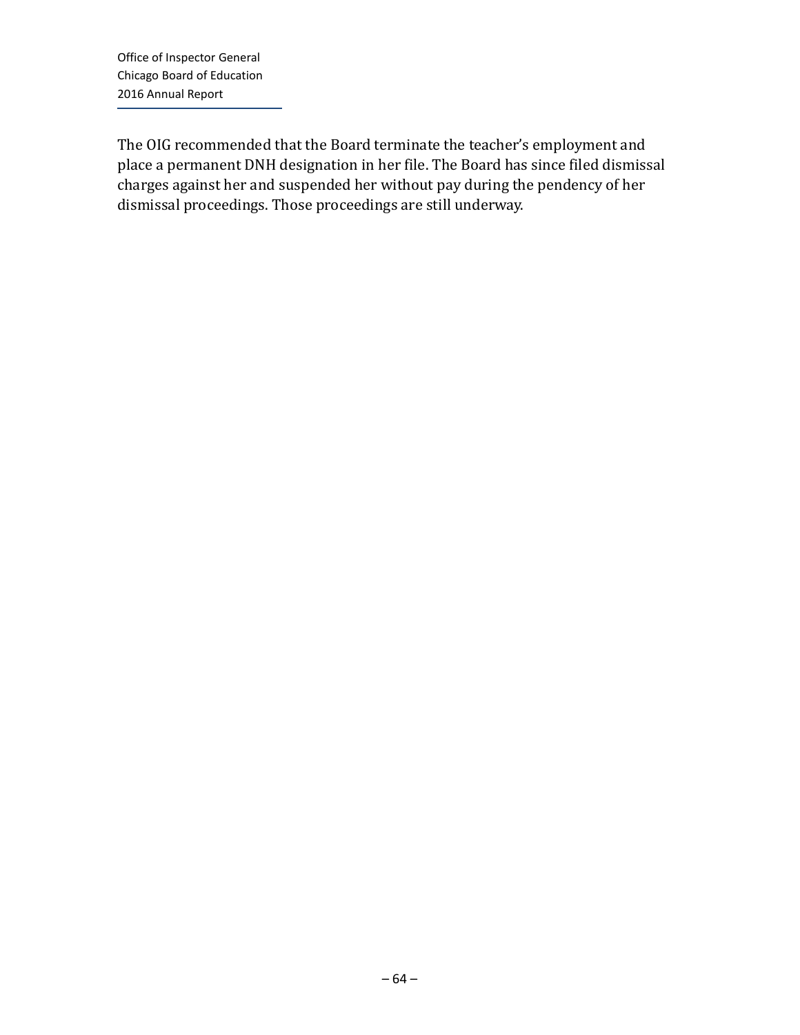The OIG recommended that the Board terminate the teacher’s employment and place a permanent DNH designation in her file. The Board has since filed dismissal charges against her and suspended her without pay during the pendency of her dismissal proceedings. Those proceedings are still underway.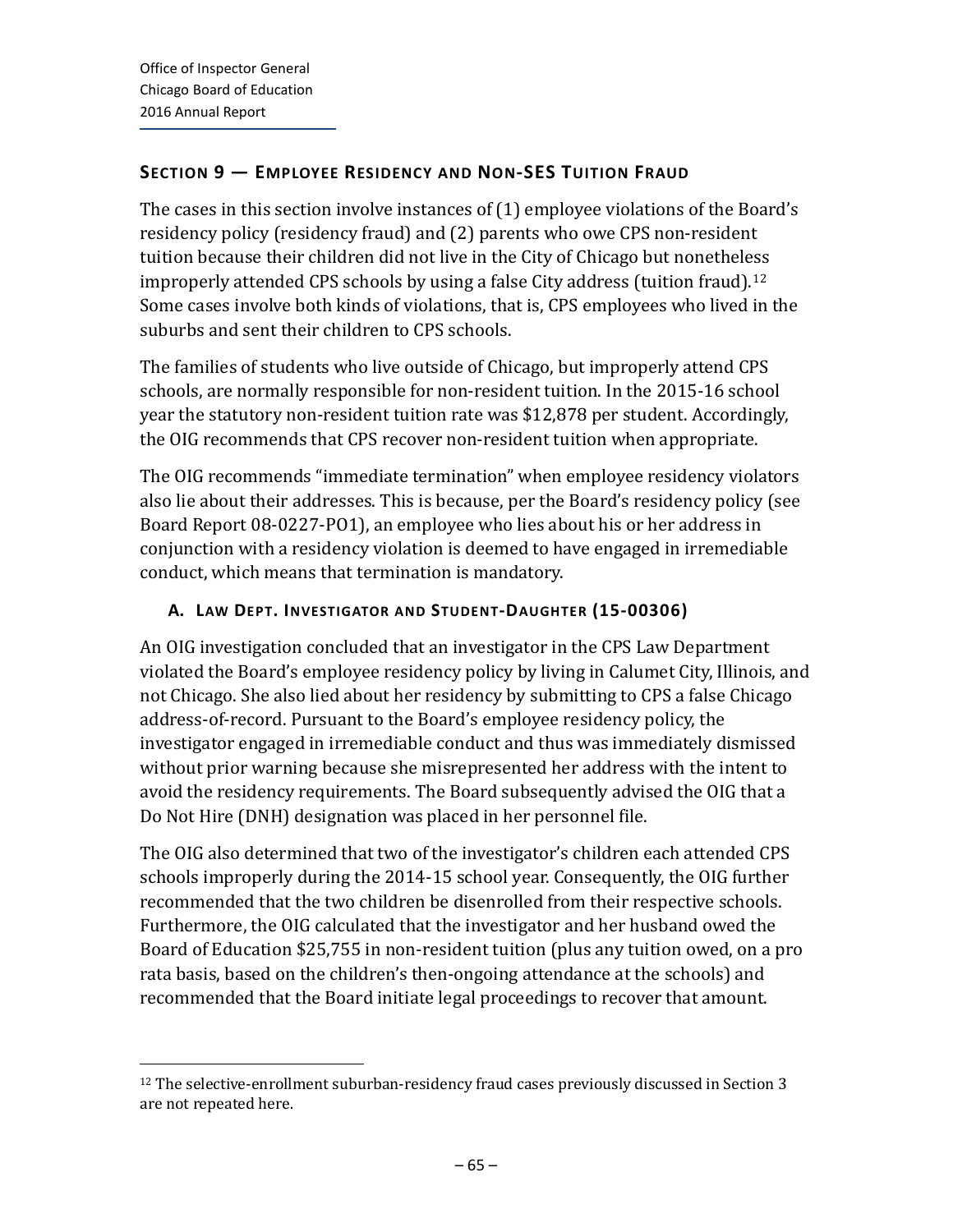## Section 9 — Employee Residency and Non-SES Tuition Fraud

The cases in this section involve instances of (1) employee violations of the Board's residency policy (residency fraud) and (2) parents who owe CPS non-resident tuition because their children did not live in the City of Chicago but nonetheless improperly attended CPS schools by using a false City address (tuition fraud).[12] Some cases involve both kinds of violations, that is, CPS employees who lived in the suburbs and sent their children to CPS schools.

The families of students who live outside of Chicago, but improperly attend CPS schools, are normally responsible for non-resident tuition. In the 2015-16 school year the statutory non-resident tuition rate was $12,878 per student. Accordingly, the OIG recommends that CPS recover non-resident tuition when appropriate.

The OIG recommends "immediate termination" when employee residency violators also lie about their addresses. This is because, per the Board's residency policy (see Board Report 08-0227-PO1), an employee who lies about his or her address in conjunction with a residency violation is deemed to have engaged in irremediable conduct, which means that termination is mandatory.

### A. Law Dept. Investigator and Student-Daughter (15-00306)

An OIG investigation concluded that an investigator in the CPS Law Department violated the Board's employee residency policy by living in Calumet City, Illinois, and not Chicago. She also lied about her residency by submitting to CPS a false Chicago address-of-record. Pursuant to the Board's employee residency policy, the investigator engaged in irremediable conduct and thus was immediately dismissed without prior warning because she misrepresented her address with the intent to avoid the residency requirements. The Board subsequently advised the OIG that a Do Not Hire (DNH) designation was placed in her personnel file.

The OIG also determined that two of the investigator's children each attended CPS schools improperly during the 2014-15 school year. Consequently, the OIG further recommended that the two children be disenrolled from their respective schools. Furthermore, the OIG calculated that the investigator and her husband owed the Board of Education $25,755 in non-resident tuition (plus any tuition owed, on a pro rata basis, based on the children's then-ongoing attendance at the schools) and recommended that the Board initiate legal proceedings to recover that amount.

---

[12] The selective-enrollment suburban-residency fraud cases previously discussed in Section 3 are not repeated here.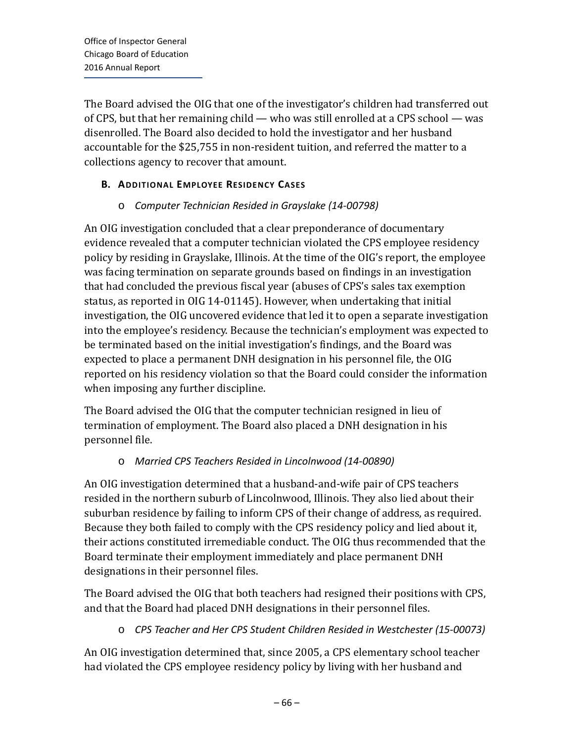The Board advised the OIG that one of the investigator's children had transferred out of CPS, but that her remaining child — who was still enrolled at a CPS school — was disenrolled. The Board also decided to hold the investigator and her husband accountable for the $25,755 in non-resident tuition, and referred the matter to a collections agency to recover that amount.

### B. Additional Employee Residency Cases

- *Computer Technician Resided in Grayslake (14-00798)*

An OIG investigation concluded that a clear preponderance of documentary evidence revealed that a computer technician violated the CPS employee residency policy by residing in Grayslake, Illinois. At the time of the OIG's report, the employee was facing termination on separate grounds based on findings in an investigation that had concluded the previous fiscal year (abuses of CPS's sales tax exemption status, as reported in OIG 14-01145). However, when undertaking that initial investigation, the OIG uncovered evidence that led it to open a separate investigation into the employee's residency. Because the technician's employment was expected to be terminated based on the initial investigation's findings, and the Board was expected to place a permanent DNH designation in his personnel file, the OIG reported on his residency violation so that the Board could consider the information when imposing any further discipline.

The Board advised the OIG that the computer technician resigned in lieu of termination of employment. The Board also placed a DNH designation in his personnel file.

- *Married CPS Teachers Resided in Lincolnwood (14-00890)*

An OIG investigation determined that a husband-and-wife pair of CPS teachers resided in the northern suburb of Lincolnwood, Illinois. They also lied about their suburban residence by failing to inform CPS of their change of address, as required. Because they both failed to comply with the CPS residency policy and lied about it, their actions constituted irremediable conduct. The OIG thus recommended that the Board terminate their employment immediately and place permanent DNH designations in their personnel files.

The Board advised the OIG that both teachers had resigned their positions with CPS, and that the Board had placed DNH designations in their personnel files.

- *CPS Teacher and Her CPS Student Children Resided in Westchester (15-00073)*

An OIG investigation determined that, since 2005, a CPS elementary school teacher had violated the CPS employee residency policy by living with her husband and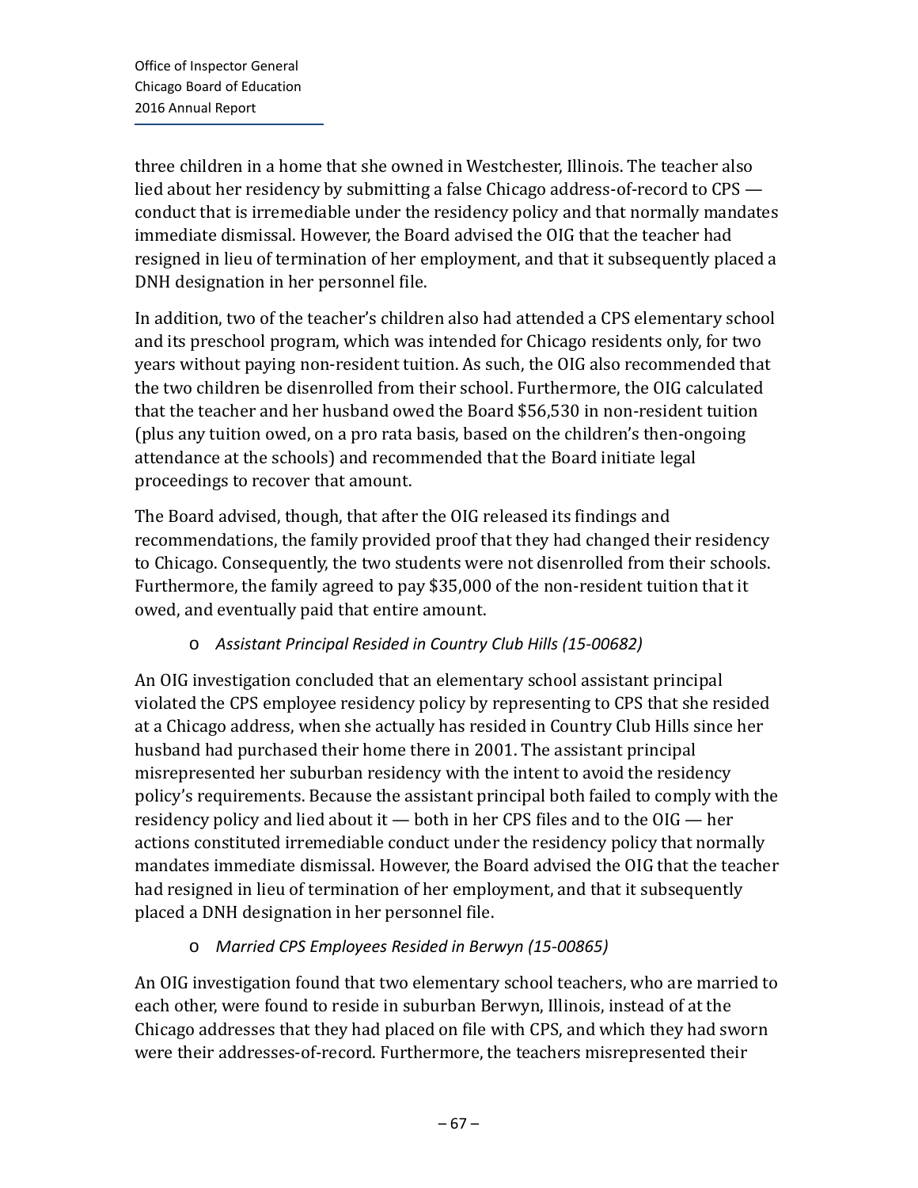three children in a home that she owned in Westchester, Illinois. The teacher also lied about her residency by submitting a false Chicago address-of-record to CPS — conduct that is irremediable under the residency policy and that normally mandates immediate dismissal. However, the Board advised the OIG that the teacher had resigned in lieu of termination of her employment, and that it subsequently placed a DNH designation in her personnel file.

In addition, two of the teacher's children also had attended a CPS elementary school and its preschool program, which was intended for Chicago residents only, for two years without paying non-resident tuition. As such, the OIG also recommended that the two children be disenrolled from their school. Furthermore, the OIG calculated that the teacher and her husband owed the Board $56,530 in non-resident tuition (plus any tuition owed, on a pro rata basis, based on the children's then-ongoing attendance at the schools) and recommended that the Board initiate legal proceedings to recover that amount.

The Board advised, though, that after the OIG released its findings and recommendations, the family provided proof that they had changed their residency to Chicago. Consequently, the two students were not disenrolled from their schools. Furthermore, the family agreed to pay $35,000 of the non-resident tuition that it owed, and eventually paid that entire amount.

- *Assistant Principal Resided in Country Club Hills (15-00682)*

An OIG investigation concluded that an elementary school assistant principal violated the CPS employee residency policy by representing to CPS that she resided at a Chicago address, when she actually has resided in Country Club Hills since her husband had purchased their home there in 2001. The assistant principal misrepresented her suburban residency with the intent to avoid the residency policy's requirements. Because the assistant principal both failed to comply with the residency policy and lied about it — both in her CPS files and to the OIG — her actions constituted irremediable conduct under the residency policy that normally mandates immediate dismissal. However, the Board advised the OIG that the teacher had resigned in lieu of termination of her employment, and that it subsequently placed a DNH designation in her personnel file.

- *Married CPS Employees Resided in Berwyn (15-00865)*

An OIG investigation found that two elementary school teachers, who are married to each other, were found to reside in suburban Berwyn, Illinois, instead of at the Chicago addresses that they had placed on file with CPS, and which they had sworn were their addresses-of-record. Furthermore, the teachers misrepresented their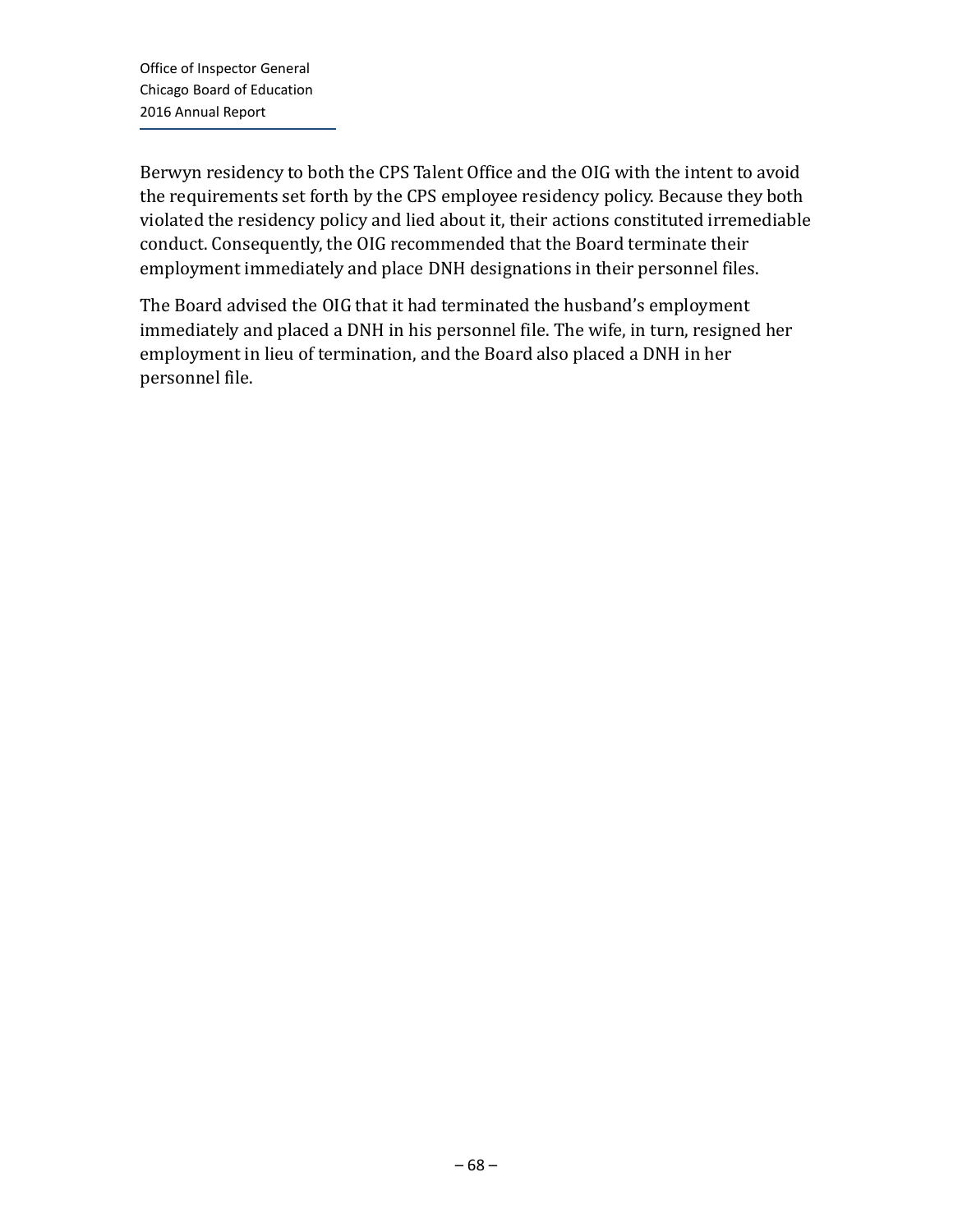Berwyn residency to both the CPS Talent Office and the OIG with the intent to avoid the requirements set forth by the CPS employee residency policy. Because they both violated the residency policy and lied about it, their actions constituted irremediable conduct. Consequently, the OIG recommended that the Board terminate their employment immediately and place DNH designations in their personnel files.

The Board advised the OIG that it had terminated the husband's employment immediately and placed a DNH in his personnel file. The wife, in turn, resigned her employment in lieu of termination, and the Board also placed a DNH in her personnel file.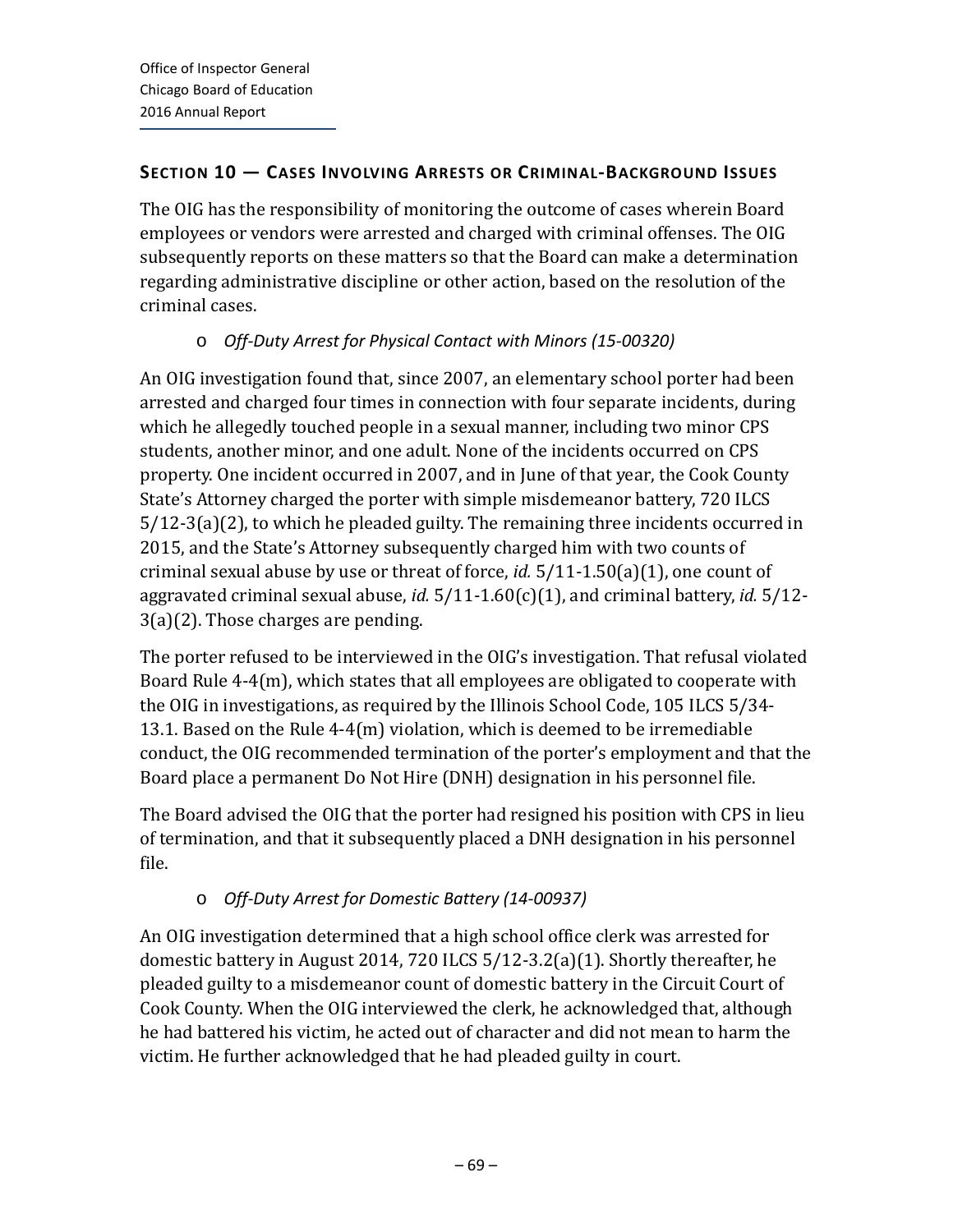## SECTION 10 — CASES INVOLVING ARRESTS OR CRIMINAL-BACKGROUND ISSUES

The OIG has the responsibility of monitoring the outcome of cases wherein Board employees or vendors were arrested and charged with criminal offenses. The OIG subsequently reports on these matters so that the Board can make a determination regarding administrative discipline or other action, based on the resolution of the criminal cases.

- *Off-Duty Arrest for Physical Contact with Minors (15-00320)*

An OIG investigation found that, since 2007, an elementary school porter had been arrested and charged four times in connection with four separate incidents, during which he allegedly touched people in a sexual manner, including two minor CPS students, another minor, and one adult. None of the incidents occurred on CPS property. One incident occurred in 2007, and in June of that year, the Cook County State's Attorney charged the porter with simple misdemeanor battery, 720 ILCS 5/12-3(a)(2), to which he pleaded guilty. The remaining three incidents occurred in 2015, and the State's Attorney subsequently charged him with two counts of criminal sexual abuse by use or threat of force, *id.* 5/11-1.50(a)(1), one count of aggravated criminal sexual abuse, *id.* 5/11-1.60(c)(1), and criminal battery, *id.* 5/12-3(a)(2). Those charges are pending.

The porter refused to be interviewed in the OIG's investigation. That refusal violated Board Rule 4-4(m), which states that all employees are obligated to cooperate with the OIG in investigations, as required by the Illinois School Code, 105 ILCS 5/34-13.1. Based on the Rule 4-4(m) violation, which is deemed to be irremediable conduct, the OIG recommended termination of the porter's employment and that the Board place a permanent Do Not Hire (DNH) designation in his personnel file.

The Board advised the OIG that the porter had resigned his position with CPS in lieu of termination, and that it subsequently placed a DNH designation in his personnel file.

- *Off-Duty Arrest for Domestic Battery (14-00937)*

An OIG investigation determined that a high school office clerk was arrested for domestic battery in August 2014, 720 ILCS 5/12-3.2(a)(1). Shortly thereafter, he pleaded guilty to a misdemeanor count of domestic battery in the Circuit Court of Cook County. When the OIG interviewed the clerk, he acknowledged that, although he had battered his victim, he acted out of character and did not mean to harm the victim. He further acknowledged that he had pleaded guilty in court.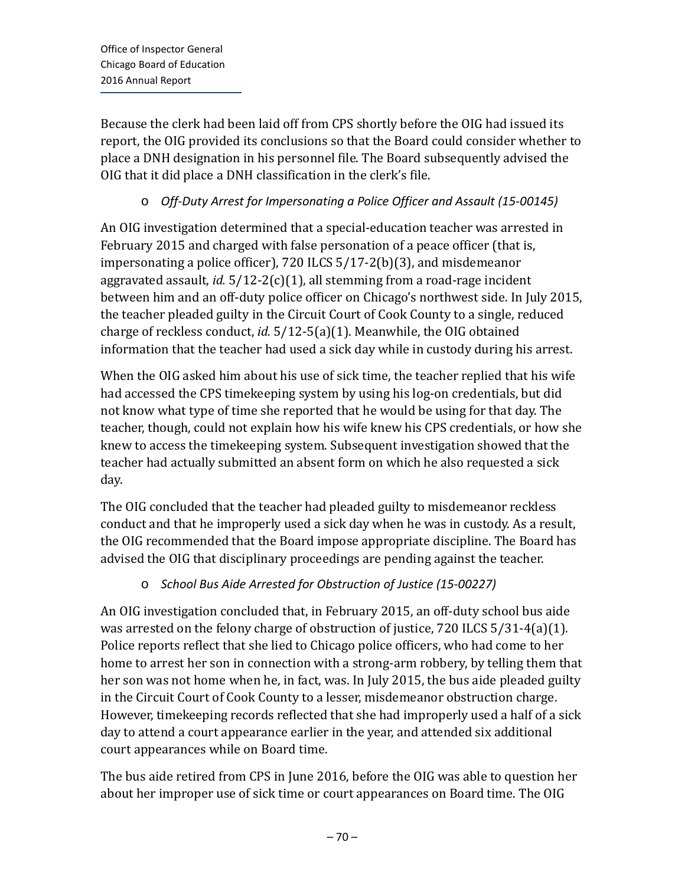Because the clerk had been laid off from CPS shortly before the OIG had issued its report, the OIG provided its conclusions so that the Board could consider whether to place a DNH designation in his personnel file. The Board subsequently advised the OIG that it did place a DNH classification in the clerk's file.

- *Off-Duty Arrest for Impersonating a Police Officer and Assault (15-00145)*

An OIG investigation determined that a special-education teacher was arrested in February 2015 and charged with false personation of a peace officer (that is, impersonating a police officer), 720 ILCS 5/17-2(b)(3), and misdemeanor aggravated assault, *id.* 5/12-2(c)(1), all stemming from a road-rage incident between him and an off-duty police officer on Chicago's northwest side. In July 2015, the teacher pleaded guilty in the Circuit Court of Cook County to a single, reduced charge of reckless conduct, *id.* 5/12-5(a)(1). Meanwhile, the OIG obtained information that the teacher had used a sick day while in custody during his arrest.

When the OIG asked him about his use of sick time, the teacher replied that his wife had accessed the CPS timekeeping system by using his log-on credentials, but did not know what type of time she reported that he would be using for that day. The teacher, though, could not explain how his wife knew his CPS credentials, or how she knew to access the timekeeping system. Subsequent investigation showed that the teacher had actually submitted an absent form on which he also requested a sick day.

The OIG concluded that the teacher had pleaded guilty to misdemeanor reckless conduct and that he improperly used a sick day when he was in custody. As a result, the OIG recommended that the Board impose appropriate discipline. The Board has advised the OIG that disciplinary proceedings are pending against the teacher.

- *School Bus Aide Arrested for Obstruction of Justice (15-00227)*

An OIG investigation concluded that, in February 2015, an off-duty school bus aide was arrested on the felony charge of obstruction of justice, 720 ILCS 5/31-4(a)(1). Police reports reflect that she lied to Chicago police officers, who had come to her home to arrest her son in connection with a strong-arm robbery, by telling them that her son was not home when he, in fact, was. In July 2015, the bus aide pleaded guilty in the Circuit Court of Cook County to a lesser, misdemeanor obstruction charge. However, timekeeping records reflected that she had improperly used a half of a sick day to attend a court appearance earlier in the year, and attended six additional court appearances while on Board time.

The bus aide retired from CPS in June 2016, before the OIG was able to question her about her improper use of sick time or court appearances on Board time. The OIG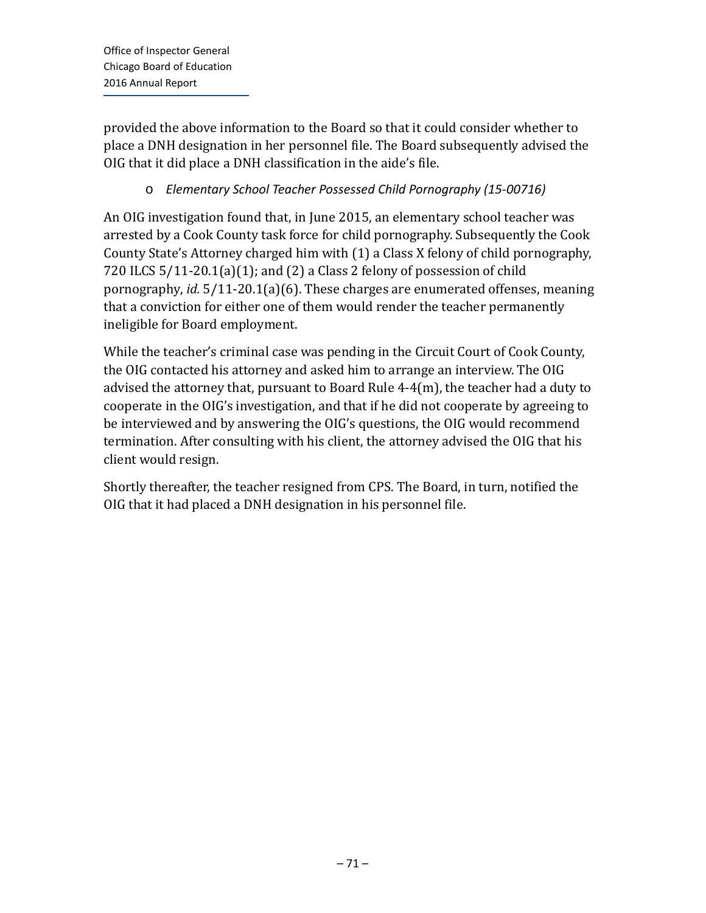provided the above information to the Board so that it could consider whether to place a DNH designation in her personnel file. The Board subsequently advised the OIG that it did place a DNH classification in the aide's file.

- *Elementary School Teacher Possessed Child Pornography (15-00716)*

An OIG investigation found that, in June 2015, an elementary school teacher was arrested by a Cook County task force for child pornography. Subsequently the Cook County State's Attorney charged him with (1) a Class X felony of child pornography, 720 ILCS 5/11-20.1(a)(1); and (2) a Class 2 felony of possession of child pornography, *id.* 5/11-20.1(a)(6). These charges are enumerated offenses, meaning that a conviction for either one of them would render the teacher permanently ineligible for Board employment.

While the teacher's criminal case was pending in the Circuit Court of Cook County, the OIG contacted his attorney and asked him to arrange an interview. The OIG advised the attorney that, pursuant to Board Rule 4-4(m), the teacher had a duty to cooperate in the OIG's investigation, and that if he did not cooperate by agreeing to be interviewed and by answering the OIG's questions, the OIG would recommend termination. After consulting with his client, the attorney advised the OIG that his client would resign.

Shortly thereafter, the teacher resigned from CPS. The Board, in turn, notified the OIG that it had placed a DNH designation in his personnel file.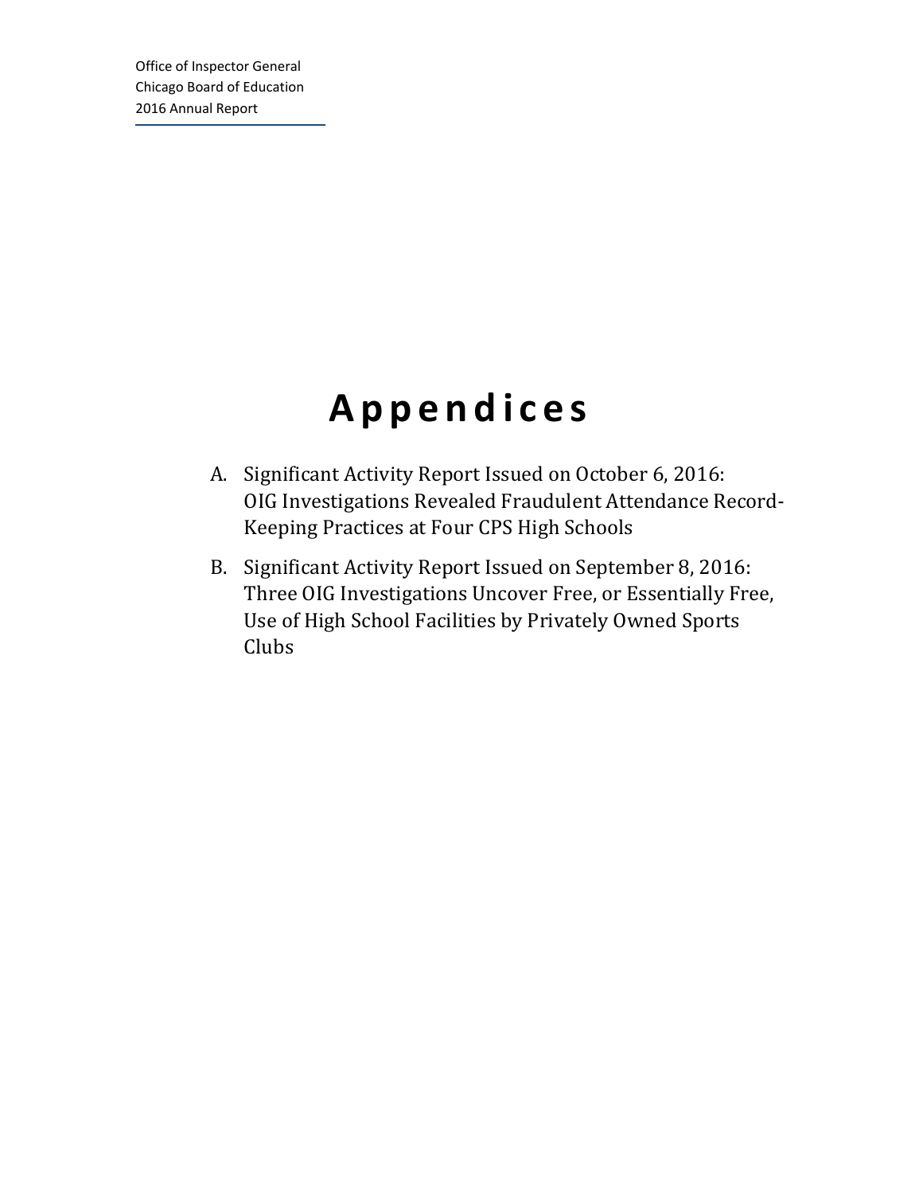# Appendices

A. Significant Activity Report Issued on October 6, 2016: OIG Investigations Revealed Fraudulent Attendance Record-Keeping Practices at Four CPS High Schools

B. Significant Activity Report Issued on September 8, 2016: Three OIG Investigations Uncover Free, or Essentially Free, Use of High School Facilities by Privately Owned Sports Clubs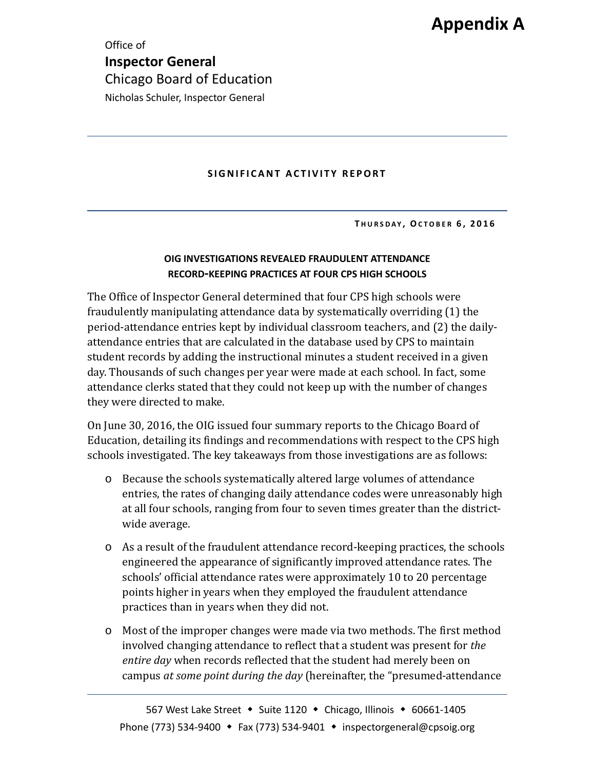# Appendix A

Office of
**Inspector General**
Chicago Board of Education
Nicholas Schuler, Inspector General

---

**SIGNIFICANT ACTIVITY REPORT**

---

**THURSDAY, OCTOBER 6, 2016**

**OIG INVESTIGATIONS REVEALED FRAUDULENT ATTENDANCE RECORD-KEEPING PRACTICES AT FOUR CPS HIGH SCHOOLS**

The Office of Inspector General determined that four CPS high schools were fraudulently manipulating attendance data by systematically overriding (1) the period-attendance entries kept by individual classroom teachers, and (2) the daily-attendance entries that are calculated in the database used by CPS to maintain student records by adding the instructional minutes a student received in a given day. Thousands of such changes per year were made at each school. In fact, some attendance clerks stated that they could not keep up with the number of changes they were directed to make.

On June 30, 2016, the OIG issued four summary reports to the Chicago Board of Education, detailing its findings and recommendations with respect to the CPS high schools investigated. The key takeaways from those investigations are as follows:

- Because the schools systematically altered large volumes of attendance entries, the rates of changing daily attendance codes were unreasonably high at all four schools, ranging from four to seven times greater than the district-wide average.
- As a result of the fraudulent attendance record-keeping practices, the schools engineered the appearance of significantly improved attendance rates. The schools' official attendance rates were approximately 10 to 20 percentage points higher in years when they employed the fraudulent attendance practices than in years when they did not.
- Most of the improper changes were made via two methods. The first method involved changing attendance to reflect that a student was present for *the entire day* when records reflected that the student had merely been on campus *at some point during the day* (hereinafter, the "presumed-attendance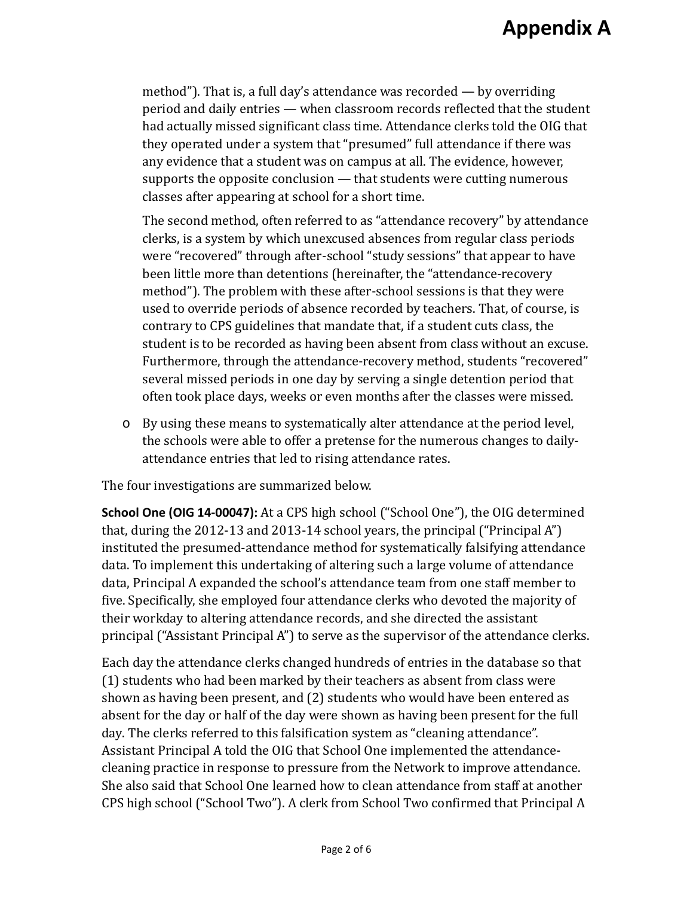method"). That is, a full day's attendance was recorded — by overriding period and daily entries — when classroom records reflected that the student had actually missed significant class time. Attendance clerks told the OIG that they operated under a system that "presumed" full attendance if there was any evidence that a student was on campus at all. The evidence, however, supports the opposite conclusion — that students were cutting numerous classes after appearing at school for a short time.

The second method, often referred to as "attendance recovery" by attendance clerks, is a system by which unexcused absences from regular class periods were "recovered" through after-school "study sessions" that appear to have been little more than detentions (hereinafter, the "attendance-recovery method"). The problem with these after-school sessions is that they were used to override periods of absence recorded by teachers. That, of course, is contrary to CPS guidelines that mandate that, if a student cuts class, the student is to be recorded as having been absent from class without an excuse. Furthermore, through the attendance-recovery method, students "recovered" several missed periods in one day by serving a single detention period that often took place days, weeks or even months after the classes were missed.

- By using these means to systematically alter attendance at the period level, the schools were able to offer a pretense for the numerous changes to daily-attendance entries that led to rising attendance rates.

The four investigations are summarized below.

**School One (OIG 14-00047):** At a CPS high school ("School One"), the OIG determined that, during the 2012-13 and 2013-14 school years, the principal ("Principal A") instituted the presumed-attendance method for systematically falsifying attendance data. To implement this undertaking of altering such a large volume of attendance data, Principal A expanded the school's attendance team from one staff member to five. Specifically, she employed four attendance clerks who devoted the majority of their workday to altering attendance records, and she directed the assistant principal ("Assistant Principal A") to serve as the supervisor of the attendance clerks.

Each day the attendance clerks changed hundreds of entries in the database so that (1) students who had been marked by their teachers as absent from class were shown as having been present, and (2) students who would have been entered as absent for the day or half of the day were shown as having been present for the full day. The clerks referred to this falsification system as "cleaning attendance". Assistant Principal A told the OIG that School One implemented the attendance-cleaning practice in response to pressure from the Network to improve attendance. She also said that School One learned how to clean attendance from staff at another CPS high school ("School Two"). A clerk from School Two confirmed that Principal A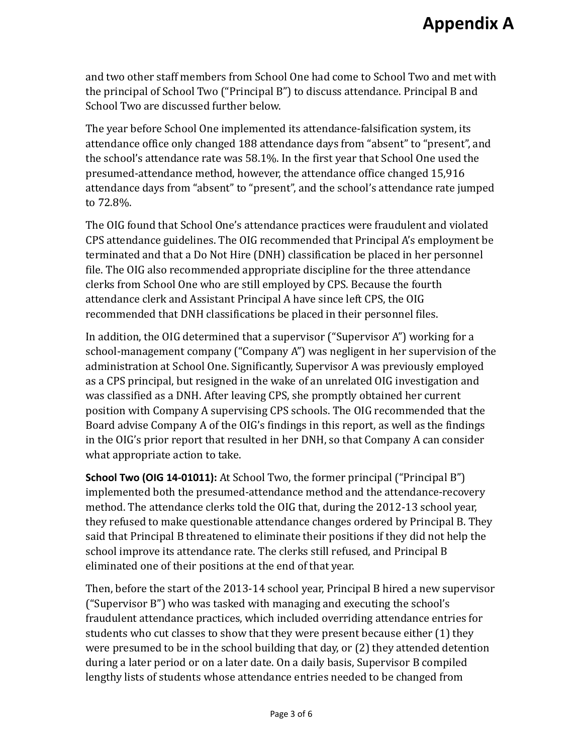and two other staff members from School One had come to School Two and met with the principal of School Two ("Principal B") to discuss attendance. Principal B and School Two are discussed further below.

The year before School One implemented its attendance-falsification system, its attendance office only changed 188 attendance days from "absent" to "present", and the school's attendance rate was 58.1%. In the first year that School One used the presumed-attendance method, however, the attendance office changed 15,916 attendance days from "absent" to "present", and the school's attendance rate jumped to 72.8%.

The OIG found that School One's attendance practices were fraudulent and violated CPS attendance guidelines. The OIG recommended that Principal A's employment be terminated and that a Do Not Hire (DNH) classification be placed in her personnel file. The OIG also recommended appropriate discipline for the three attendance clerks from School One who are still employed by CPS. Because the fourth attendance clerk and Assistant Principal A have since left CPS, the OIG recommended that DNH classifications be placed in their personnel files.

In addition, the OIG determined that a supervisor ("Supervisor A") working for a school-management company ("Company A") was negligent in her supervision of the administration at School One. Significantly, Supervisor A was previously employed as a CPS principal, but resigned in the wake of an unrelated OIG investigation and was classified as a DNH. After leaving CPS, she promptly obtained her current position with Company A supervising CPS schools. The OIG recommended that the Board advise Company A of the OIG's findings in this report, as well as the findings in the OIG's prior report that resulted in her DNH, so that Company A can consider what appropriate action to take.

**School Two (OIG 14-01011):** At School Two, the former principal ("Principal B") implemented both the presumed-attendance method and the attendance-recovery method. The attendance clerks told the OIG that, during the 2012-13 school year, they refused to make questionable attendance changes ordered by Principal B. They said that Principal B threatened to eliminate their positions if they did not help the school improve its attendance rate. The clerks still refused, and Principal B eliminated one of their positions at the end of that year.

Then, before the start of the 2013-14 school year, Principal B hired a new supervisor ("Supervisor B") who was tasked with managing and executing the school's fraudulent attendance practices, which included overriding attendance entries for students who cut classes to show that they were present because either (1) they were presumed to be in the school building that day, or (2) they attended detention during a later period or on a later date. On a daily basis, Supervisor B compiled lengthy lists of students whose attendance entries needed to be changed from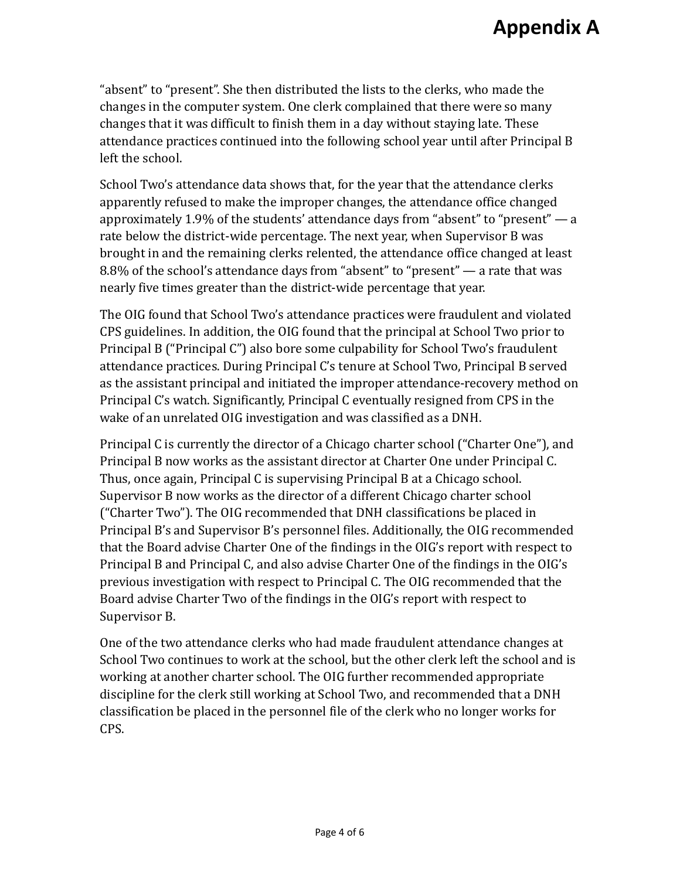“absent” to “present”. She then distributed the lists to the clerks, who made the changes in the computer system. One clerk complained that there were so many changes that it was difficult to finish them in a day without staying late. These attendance practices continued into the following school year until after Principal B left the school.

School Two’s attendance data shows that, for the year that the attendance clerks apparently refused to make the improper changes, the attendance office changed approximately 1.9% of the students’ attendance days from “absent” to “present” — a rate below the district-wide percentage. The next year, when Supervisor B was brought in and the remaining clerks relented, the attendance office changed at least 8.8% of the school’s attendance days from “absent” to “present” — a rate that was nearly five times greater than the district-wide percentage that year.

The OIG found that School Two’s attendance practices were fraudulent and violated CPS guidelines. In addition, the OIG found that the principal at School Two prior to Principal B (“Principal C”) also bore some culpability for School Two’s fraudulent attendance practices. During Principal C’s tenure at School Two, Principal B served as the assistant principal and initiated the improper attendance-recovery method on Principal C’s watch. Significantly, Principal C eventually resigned from CPS in the wake of an unrelated OIG investigation and was classified as a DNH.

Principal C is currently the director of a Chicago charter school (“Charter One”), and Principal B now works as the assistant director at Charter One under Principal C. Thus, once again, Principal C is supervising Principal B at a Chicago school. Supervisor B now works as the director of a different Chicago charter school (“Charter Two”). The OIG recommended that DNH classifications be placed in Principal B’s and Supervisor B’s personnel files. Additionally, the OIG recommended that the Board advise Charter One of the findings in the OIG’s report with respect to Principal B and Principal C, and also advise Charter One of the findings in the OIG’s previous investigation with respect to Principal C. The OIG recommended that the Board advise Charter Two of the findings in the OIG’s report with respect to Supervisor B.

One of the two attendance clerks who had made fraudulent attendance changes at School Two continues to work at the school, but the other clerk left the school and is working at another charter school. The OIG further recommended appropriate discipline for the clerk still working at School Two, and recommended that a DNH classification be placed in the personnel file of the clerk who no longer works for CPS.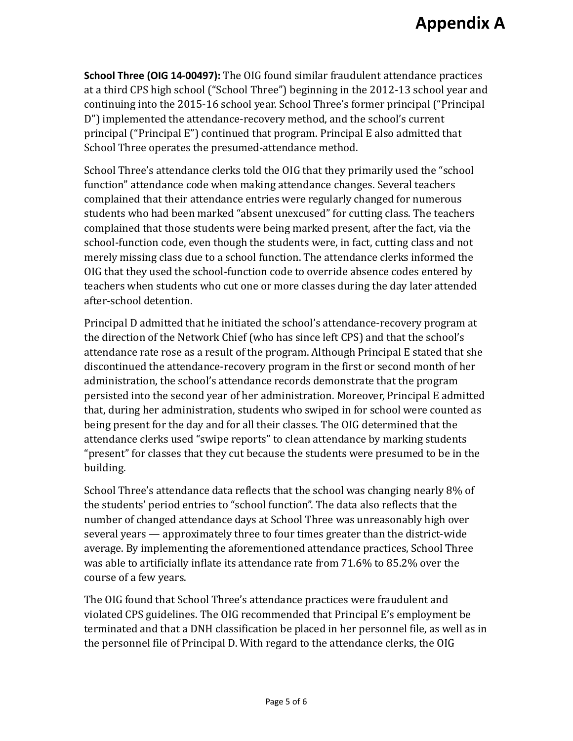**School Three (OIG 14-00497):** The OIG found similar fraudulent attendance practices at a third CPS high school ("School Three") beginning in the 2012-13 school year and continuing into the 2015-16 school year. School Three's former principal ("Principal D") implemented the attendance-recovery method, and the school's current principal ("Principal E") continued that program. Principal E also admitted that School Three operates the presumed-attendance method.

School Three's attendance clerks told the OIG that they primarily used the "school function" attendance code when making attendance changes. Several teachers complained that their attendance entries were regularly changed for numerous students who had been marked "absent unexcused" for cutting class. The teachers complained that those students were being marked present, after the fact, via the school-function code, even though the students were, in fact, cutting class and not merely missing class due to a school function. The attendance clerks informed the OIG that they used the school-function code to override absence codes entered by teachers when students who cut one or more classes during the day later attended after-school detention.

Principal D admitted that he initiated the school's attendance-recovery program at the direction of the Network Chief (who has since left CPS) and that the school's attendance rate rose as a result of the program. Although Principal E stated that she discontinued the attendance-recovery program in the first or second month of her administration, the school's attendance records demonstrate that the program persisted into the second year of her administration. Moreover, Principal E admitted that, during her administration, students who swiped in for school were counted as being present for the day and for all their classes. The OIG determined that the attendance clerks used "swipe reports" to clean attendance by marking students "present" for classes that they cut because the students were presumed to be in the building.

School Three's attendance data reflects that the school was changing nearly 8% of the students' period entries to "school function". The data also reflects that the number of changed attendance days at School Three was unreasonably high over several years — approximately three to four times greater than the district-wide average. By implementing the aforementioned attendance practices, School Three was able to artificially inflate its attendance rate from 71.6% to 85.2% over the course of a few years.

The OIG found that School Three's attendance practices were fraudulent and violated CPS guidelines. The OIG recommended that Principal E's employment be terminated and that a DNH classification be placed in her personnel file, as well as in the personnel file of Principal D. With regard to the attendance clerks, the OIG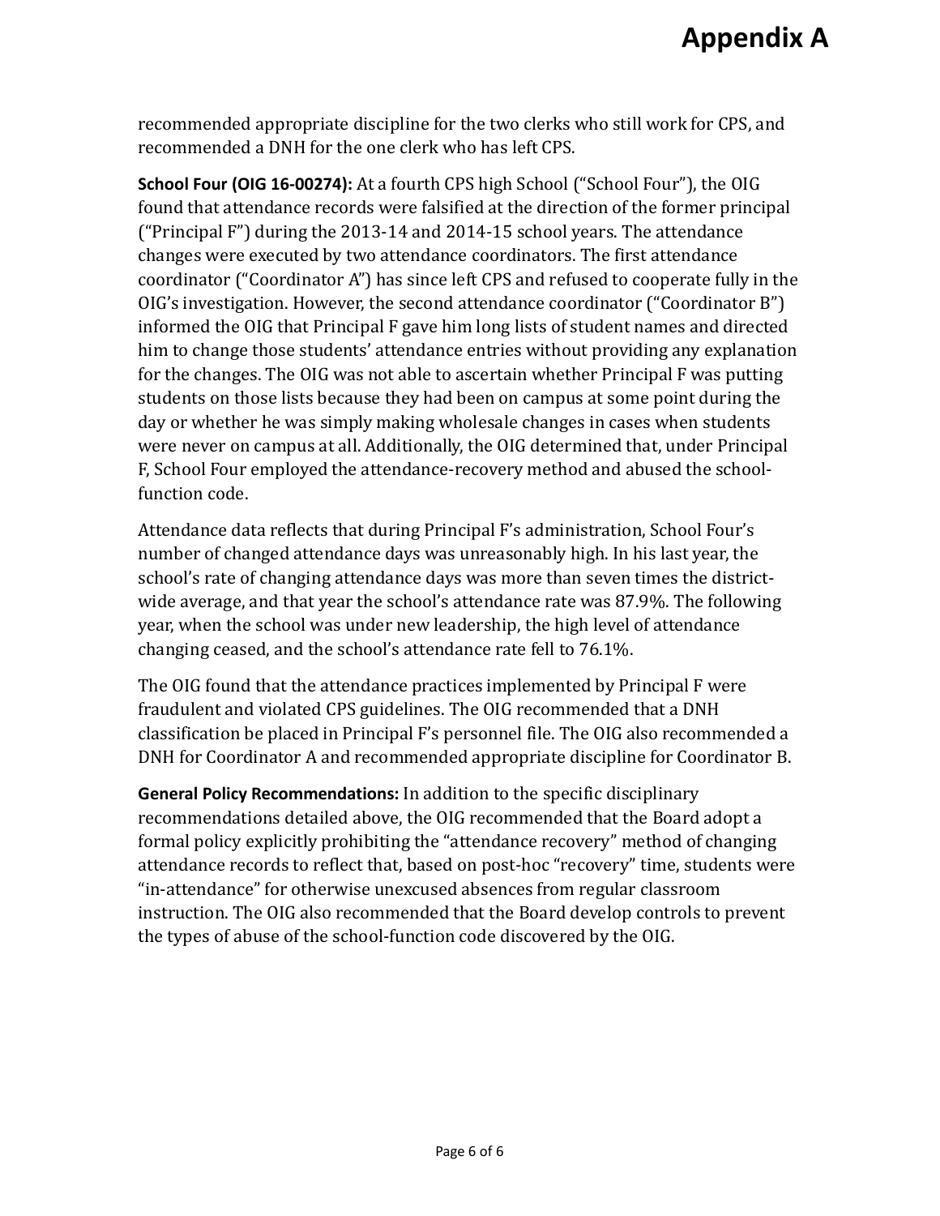recommended appropriate discipline for the two clerks who still work for CPS, and recommended a DNH for the one clerk who has left CPS.

**School Four (OIG 16-00274):** At a fourth CPS high School ("School Four"), the OIG found that attendance records were falsified at the direction of the former principal ("Principal F") during the 2013-14 and 2014-15 school years. The attendance changes were executed by two attendance coordinators. The first attendance coordinator ("Coordinator A") has since left CPS and refused to cooperate fully in the OIG's investigation. However, the second attendance coordinator ("Coordinator B") informed the OIG that Principal F gave him long lists of student names and directed him to change those students' attendance entries without providing any explanation for the changes. The OIG was not able to ascertain whether Principal F was putting students on those lists because they had been on campus at some point during the day or whether he was simply making wholesale changes in cases when students were never on campus at all. Additionally, the OIG determined that, under Principal F, School Four employed the attendance-recovery method and abused the school-function code.

Attendance data reflects that during Principal F's administration, School Four's number of changed attendance days was unreasonably high. In his last year, the school's rate of changing attendance days was more than seven times the district-wide average, and that year the school's attendance rate was 87.9%. The following year, when the school was under new leadership, the high level of attendance changing ceased, and the school's attendance rate fell to 76.1%.

The OIG found that the attendance practices implemented by Principal F were fraudulent and violated CPS guidelines. The OIG recommended that a DNH classification be placed in Principal F's personnel file. The OIG also recommended a DNH for Coordinator A and recommended appropriate discipline for Coordinator B.

**General Policy Recommendations:** In addition to the specific disciplinary recommendations detailed above, the OIG recommended that the Board adopt a formal policy explicitly prohibiting the "attendance recovery" method of changing attendance records to reflect that, based on post-hoc "recovery" time, students were "in-attendance" for otherwise unexcused absences from regular classroom instruction. The OIG also recommended that the Board develop controls to prevent the types of abuse of the school-function code discovered by the OIG.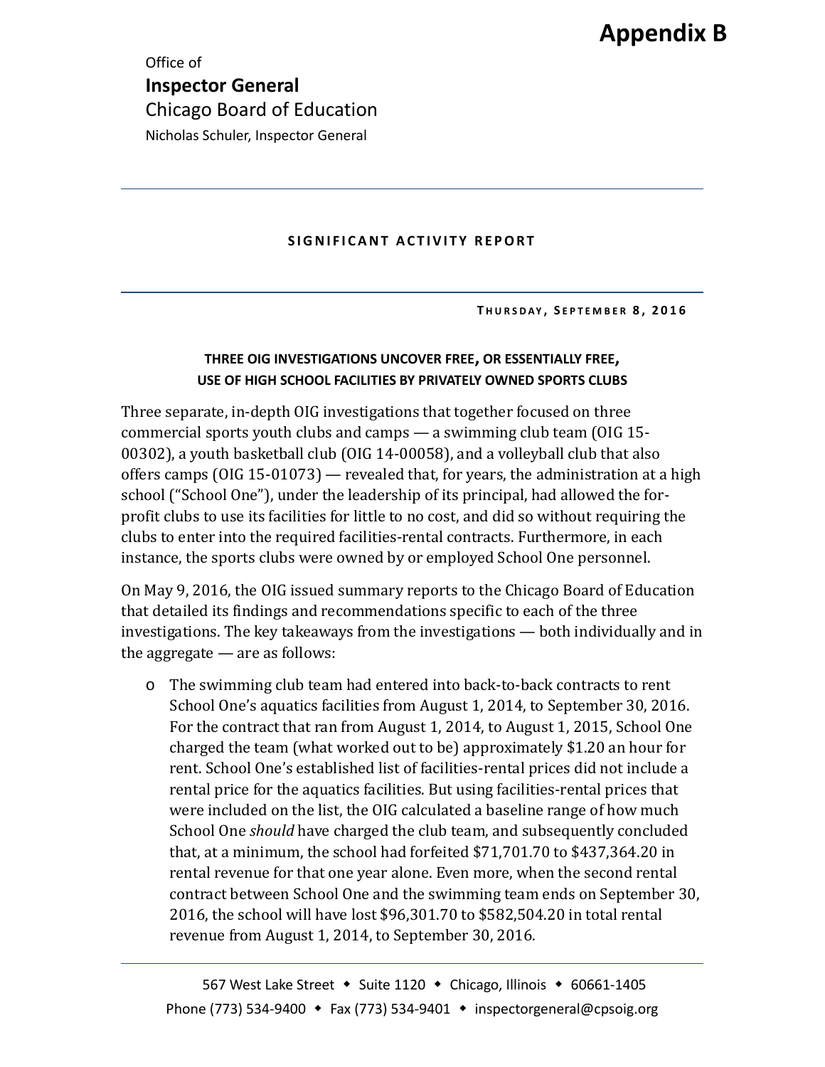# Appendix B

Office of
**Inspector General**
Chicago Board of Education
Nicholas Schuler, Inspector General

---

**SIGNIFICANT ACTIVITY REPORT**

---

**THURSDAY, SEPTEMBER 8, 2016**

**THREE OIG INVESTIGATIONS UNCOVER FREE, OR ESSENTIALLY FREE, USE OF HIGH SCHOOL FACILITIES BY PRIVATELY OWNED SPORTS CLUBS**

Three separate, in-depth OIG investigations that together focused on three commercial sports youth clubs and camps — a swimming club team (OIG 15-00302), a youth basketball club (OIG 14-00058), and a volleyball club that also offers camps (OIG 15-01073) — revealed that, for years, the administration at a high school ("School One"), under the leadership of its principal, had allowed the for-profit clubs to use its facilities for little to no cost, and did so without requiring the clubs to enter into the required facilities-rental contracts. Furthermore, in each instance, the sports clubs were owned by or employed School One personnel.

On May 9, 2016, the OIG issued summary reports to the Chicago Board of Education that detailed its findings and recommendations specific to each of the three investigations. The key takeaways from the investigations — both individually and in the aggregate — are as follows:

- The swimming club team had entered into back-to-back contracts to rent School One's aquatics facilities from August 1, 2014, to September 30, 2016. For the contract that ran from August 1, 2014, to August 1, 2015, School One charged the team (what worked out to be) approximately $1.20 an hour for rent. School One's established list of facilities-rental prices did not include a rental price for the aquatics facilities. But using facilities-rental prices that were included on the list, the OIG calculated a baseline range of how much School One *should* have charged the club team, and subsequently concluded that, at a minimum, the school had forfeited $71,701.70 to $437,364.20 in rental revenue for that one year alone. Even more, when the second rental contract between School One and the swimming team ends on September 30, 2016, the school will have lost $96,301.70 to $582,504.20 in total rental revenue from August 1, 2014, to September 30, 2016.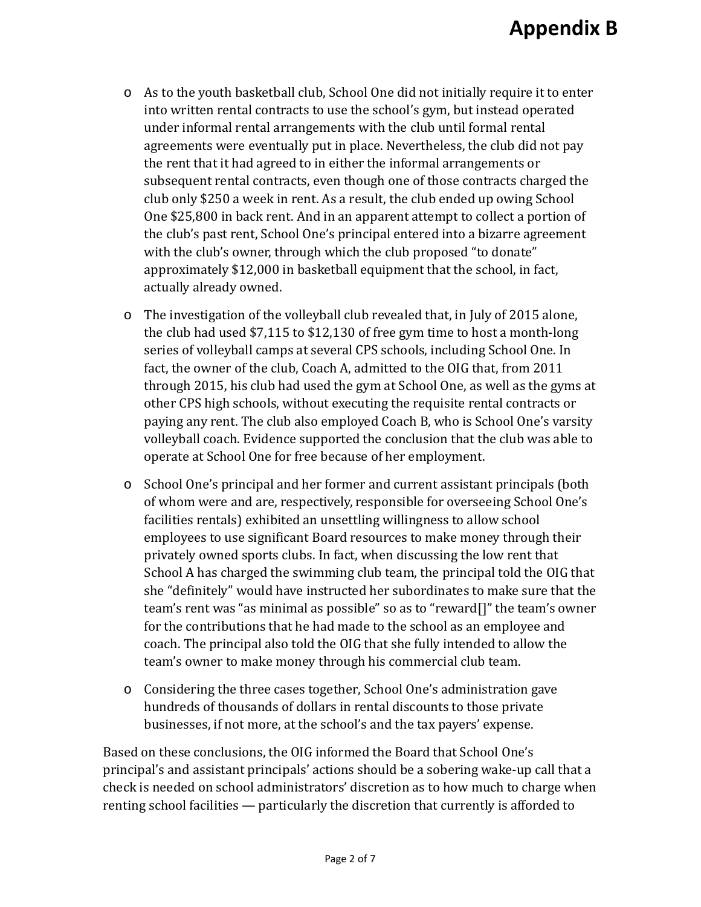- As to the youth basketball club, School One did not initially require it to enter into written rental contracts to use the school's gym, but instead operated under informal rental arrangements with the club until formal rental agreements were eventually put in place. Nevertheless, the club did not pay the rent that it had agreed to in either the informal arrangements or subsequent rental contracts, even though one of those contracts charged the club only $250 a week in rent. As a result, the club ended up owing School One $25,800 in back rent. And in an apparent attempt to collect a portion of the club's past rent, School One's principal entered into a bizarre agreement with the club's owner, through which the club proposed "to donate" approximately $12,000 in basketball equipment that the school, in fact, actually already owned.

- The investigation of the volleyball club revealed that, in July of 2015 alone, the club had used $7,115 to $12,130 of free gym time to host a month-long series of volleyball camps at several CPS schools, including School One. In fact, the owner of the club, Coach A, admitted to the OIG that, from 2011 through 2015, his club had used the gym at School One, as well as the gyms at other CPS high schools, without executing the requisite rental contracts or paying any rent. The club also employed Coach B, who is School One's varsity volleyball coach. Evidence supported the conclusion that the club was able to operate at School One for free because of her employment.

- School One's principal and her former and current assistant principals (both of whom were and are, respectively, responsible for overseeing School One's facilities rentals) exhibited an unsettling willingness to allow school employees to use significant Board resources to make money through their privately owned sports clubs. In fact, when discussing the low rent that School A has charged the swimming club team, the principal told the OIG that she "definitely" would have instructed her subordinates to make sure that the team's rent was "as minimal as possible" so as to "reward[]" the team's owner for the contributions that he had made to the school as an employee and coach. The principal also told the OIG that she fully intended to allow the team's owner to make money through his commercial club team.

- Considering the three cases together, School One's administration gave hundreds of thousands of dollars in rental discounts to those private businesses, if not more, at the school's and the tax payers' expense.

Based on these conclusions, the OIG informed the Board that School One's principal's and assistant principals' actions should be a sobering wake-up call that a check is needed on school administrators' discretion as to how much to charge when renting school facilities — particularly the discretion that currently is afforded to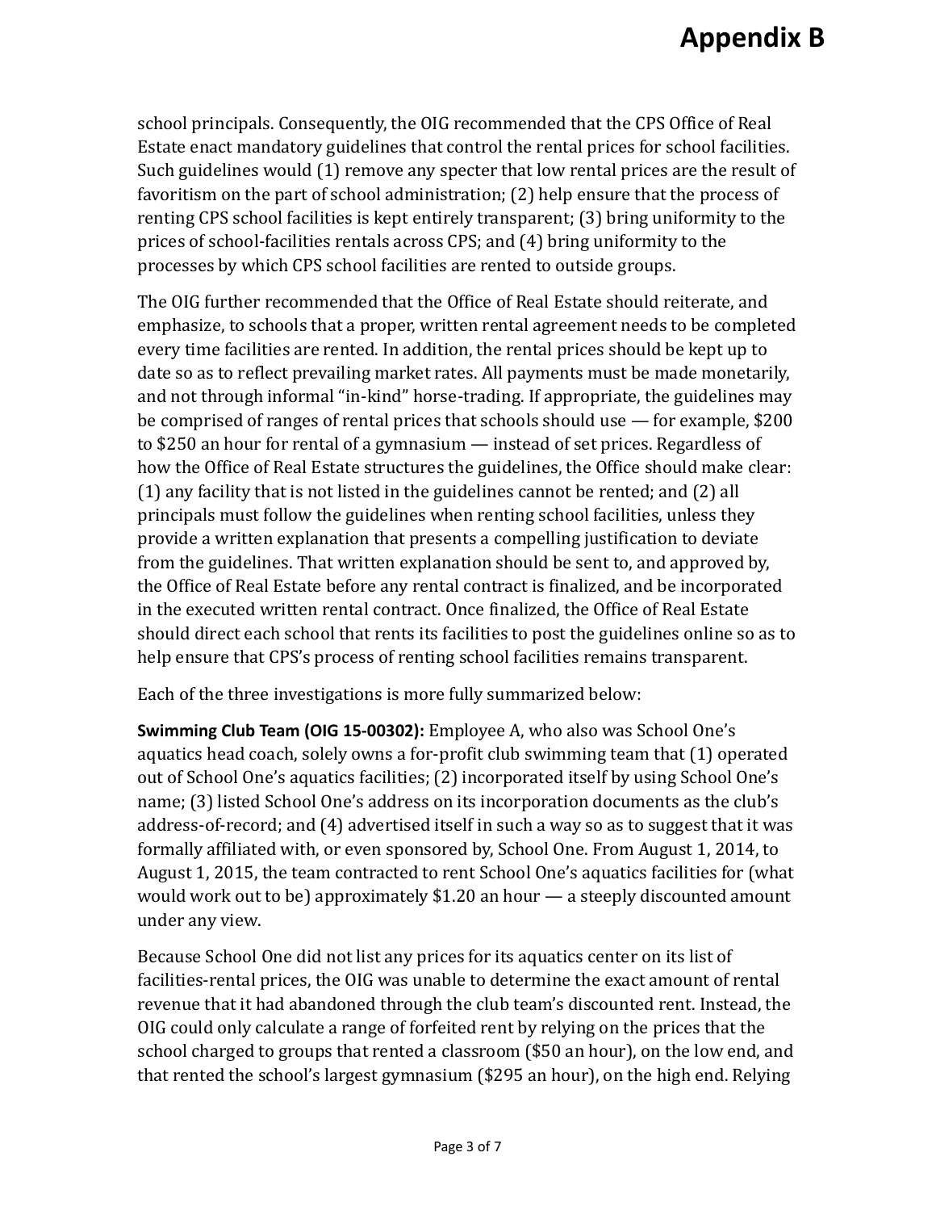school principals. Consequently, the OIG recommended that the CPS Office of Real Estate enact mandatory guidelines that control the rental prices for school facilities. Such guidelines would (1) remove any specter that low rental prices are the result of favoritism on the part of school administration; (2) help ensure that the process of renting CPS school facilities is kept entirely transparent; (3) bring uniformity to the prices of school-facilities rentals across CPS; and (4) bring uniformity to the processes by which CPS school facilities are rented to outside groups.

The OIG further recommended that the Office of Real Estate should reiterate, and emphasize, to schools that a proper, written rental agreement needs to be completed every time facilities are rented. In addition, the rental prices should be kept up to date so as to reflect prevailing market rates. All payments must be made monetarily, and not through informal "in-kind" horse-trading. If appropriate, the guidelines may be comprised of ranges of rental prices that schools should use — for example, $200 to $250 an hour for rental of a gymnasium — instead of set prices. Regardless of how the Office of Real Estate structures the guidelines, the Office should make clear: (1) any facility that is not listed in the guidelines cannot be rented; and (2) all principals must follow the guidelines when renting school facilities, unless they provide a written explanation that presents a compelling justification to deviate from the guidelines. That written explanation should be sent to, and approved by, the Office of Real Estate before any rental contract is finalized, and be incorporated in the executed written rental contract. Once finalized, the Office of Real Estate should direct each school that rents its facilities to post the guidelines online so as to help ensure that CPS's process of renting school facilities remains transparent.

Each of the three investigations is more fully summarized below:

**Swimming Club Team (OIG 15-00302):** Employee A, who also was School One's aquatics head coach, solely owns a for-profit club swimming team that (1) operated out of School One's aquatics facilities; (2) incorporated itself by using School One's name; (3) listed School One's address on its incorporation documents as the club's address-of-record; and (4) advertised itself in such a way so as to suggest that it was formally affiliated with, or even sponsored by, School One. From August 1, 2014, to August 1, 2015, the team contracted to rent School One's aquatics facilities for (what would work out to be) approximately $1.20 an hour — a steeply discounted amount under any view.

Because School One did not list any prices for its aquatics center on its list of facilities-rental prices, the OIG was unable to determine the exact amount of rental revenue that it had abandoned through the club team's discounted rent. Instead, the OIG could only calculate a range of forfeited rent by relying on the prices that the school charged to groups that rented a classroom ($50 an hour), on the low end, and that rented the school's largest gymnasium ($295 an hour), on the high end. Relying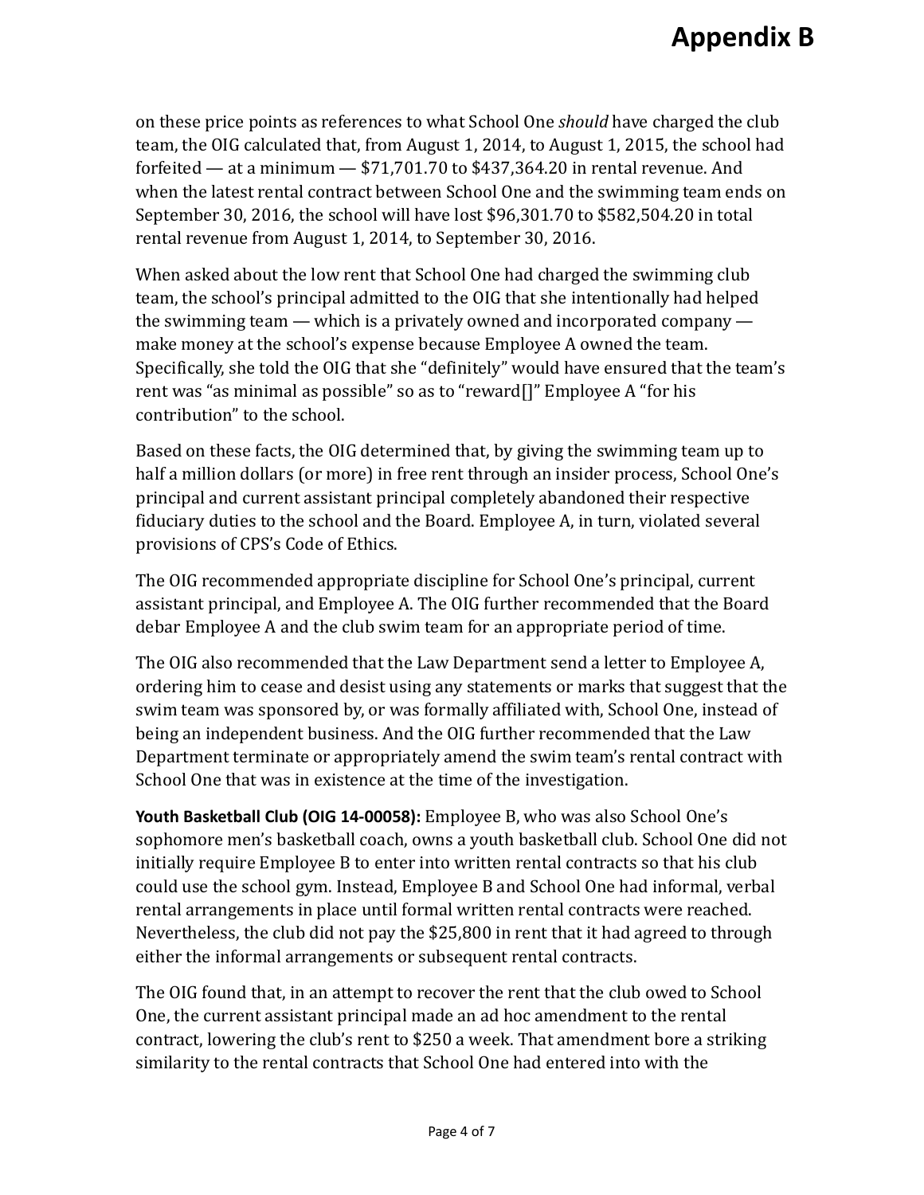on these price points as references to what School One *should* have charged the club team, the OIG calculated that, from August 1, 2014, to August 1, 2015, the school had forfeited — at a minimum — $71,701.70 to $437,364.20 in rental revenue. And when the latest rental contract between School One and the swimming team ends on September 30, 2016, the school will have lost $96,301.70 to $582,504.20 in total rental revenue from August 1, 2014, to September 30, 2016.

When asked about the low rent that School One had charged the swimming club team, the school's principal admitted to the OIG that she intentionally had helped the swimming team — which is a privately owned and incorporated company — make money at the school's expense because Employee A owned the team. Specifically, she told the OIG that she "definitely" would have ensured that the team's rent was "as minimal as possible" so as to "reward[]" Employee A "for his contribution" to the school.

Based on these facts, the OIG determined that, by giving the swimming team up to half a million dollars (or more) in free rent through an insider process, School One's principal and current assistant principal completely abandoned their respective fiduciary duties to the school and the Board. Employee A, in turn, violated several provisions of CPS's Code of Ethics.

The OIG recommended appropriate discipline for School One's principal, current assistant principal, and Employee A. The OIG further recommended that the Board debar Employee A and the club swim team for an appropriate period of time.

The OIG also recommended that the Law Department send a letter to Employee A, ordering him to cease and desist using any statements or marks that suggest that the swim team was sponsored by, or was formally affiliated with, School One, instead of being an independent business. And the OIG further recommended that the Law Department terminate or appropriately amend the swim team's rental contract with School One that was in existence at the time of the investigation.

**Youth Basketball Club (OIG 14-00058):** Employee B, who was also School One's sophomore men's basketball coach, owns a youth basketball club. School One did not initially require Employee B to enter into written rental contracts so that his club could use the school gym. Instead, Employee B and School One had informal, verbal rental arrangements in place until formal written rental contracts were reached. Nevertheless, the club did not pay the $25,800 in rent that it had agreed to through either the informal arrangements or subsequent rental contracts.

The OIG found that, in an attempt to recover the rent that the club owed to School One, the current assistant principal made an ad hoc amendment to the rental contract, lowering the club's rent to $250 a week. That amendment bore a striking similarity to the rental contracts that School One had entered into with the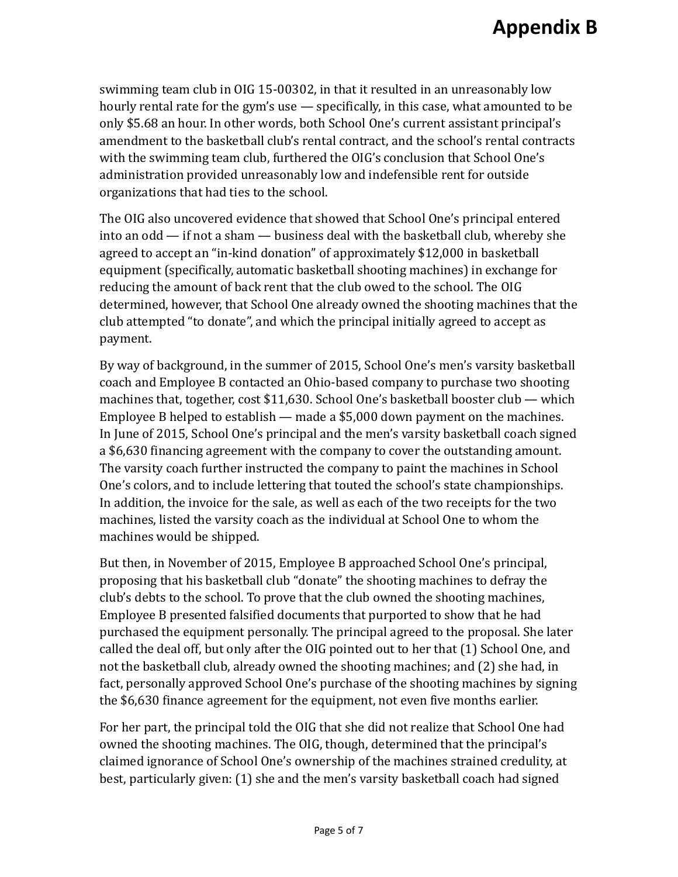swimming team club in OIG 15-00302, in that it resulted in an unreasonably low hourly rental rate for the gym's use — specifically, in this case, what amounted to be only $5.68 an hour. In other words, both School One's current assistant principal's amendment to the basketball club's rental contract, and the school's rental contracts with the swimming team club, furthered the OIG's conclusion that School One's administration provided unreasonably low and indefensible rent for outside organizations that had ties to the school.

The OIG also uncovered evidence that showed that School One's principal entered into an odd — if not a sham — business deal with the basketball club, whereby she agreed to accept an "in-kind donation" of approximately $12,000 in basketball equipment (specifically, automatic basketball shooting machines) in exchange for reducing the amount of back rent that the club owed to the school. The OIG determined, however, that School One already owned the shooting machines that the club attempted "to donate", and which the principal initially agreed to accept as payment.

By way of background, in the summer of 2015, School One's men's varsity basketball coach and Employee B contacted an Ohio-based company to purchase two shooting machines that, together, cost $11,630. School One's basketball booster club — which Employee B helped to establish — made a $5,000 down payment on the machines. In June of 2015, School One's principal and the men's varsity basketball coach signed a $6,630 financing agreement with the company to cover the outstanding amount. The varsity coach further instructed the company to paint the machines in School One's colors, and to include lettering that touted the school's state championships. In addition, the invoice for the sale, as well as each of the two receipts for the two machines, listed the varsity coach as the individual at School One to whom the machines would be shipped.

But then, in November of 2015, Employee B approached School One's principal, proposing that his basketball club "donate" the shooting machines to defray the club's debts to the school. To prove that the club owned the shooting machines, Employee B presented falsified documents that purported to show that he had purchased the equipment personally. The principal agreed to the proposal. She later called the deal off, but only after the OIG pointed out to her that (1) School One, and not the basketball club, already owned the shooting machines; and (2) she had, in fact, personally approved School One's purchase of the shooting machines by signing the $6,630 finance agreement for the equipment, not even five months earlier.

For her part, the principal told the OIG that she did not realize that School One had owned the shooting machines. The OIG, though, determined that the principal's claimed ignorance of School One's ownership of the machines strained credulity, at best, particularly given: (1) she and the men's varsity basketball coach had signed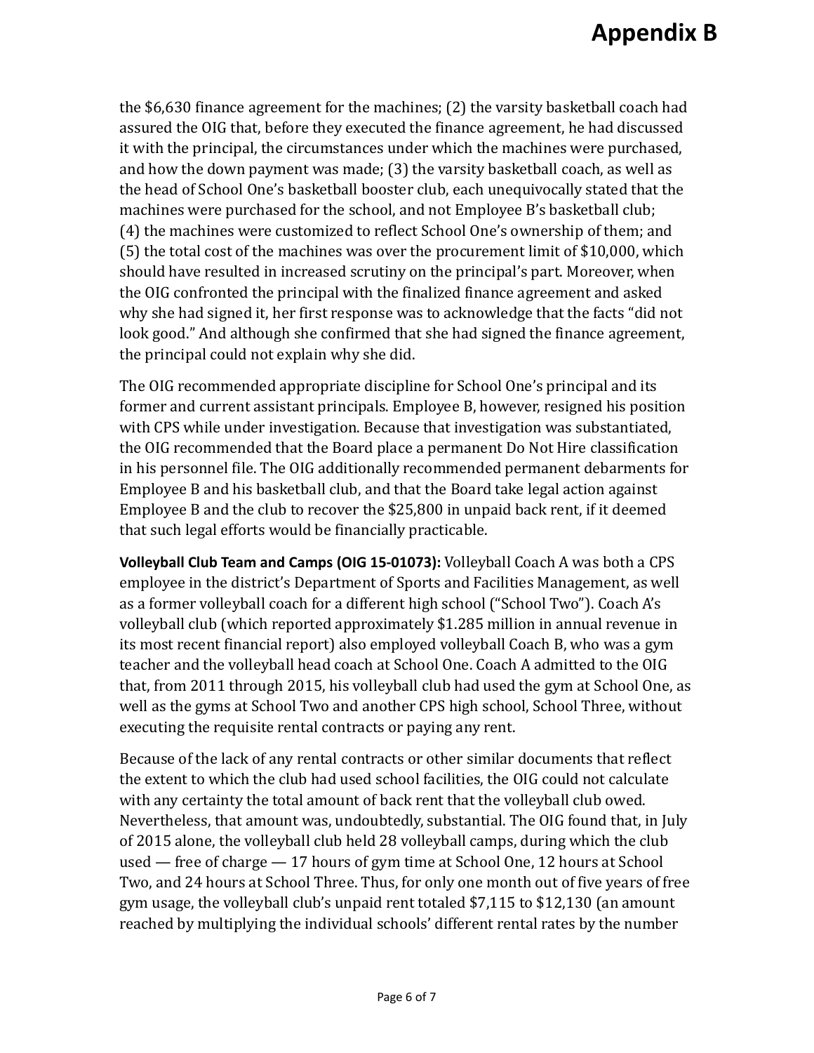the $6,630 finance agreement for the machines; (2) the varsity basketball coach had assured the OIG that, before they executed the finance agreement, he had discussed it with the principal, the circumstances under which the machines were purchased, and how the down payment was made; (3) the varsity basketball coach, as well as the head of School One's basketball booster club, each unequivocally stated that the machines were purchased for the school, and not Employee B's basketball club; (4) the machines were customized to reflect School One's ownership of them; and (5) the total cost of the machines was over the procurement limit of $10,000, which should have resulted in increased scrutiny on the principal's part. Moreover, when the OIG confronted the principal with the finalized finance agreement and asked why she had signed it, her first response was to acknowledge that the facts "did not look good." And although she confirmed that she had signed the finance agreement, the principal could not explain why she did.

The OIG recommended appropriate discipline for School One's principal and its former and current assistant principals. Employee B, however, resigned his position with CPS while under investigation. Because that investigation was substantiated, the OIG recommended that the Board place a permanent Do Not Hire classification in his personnel file. The OIG additionally recommended permanent debarments for Employee B and his basketball club, and that the Board take legal action against Employee B and the club to recover the $25,800 in unpaid back rent, if it deemed that such legal efforts would be financially practicable.

**Volleyball Club Team and Camps (OIG 15-01073):** Volleyball Coach A was both a CPS employee in the district's Department of Sports and Facilities Management, as well as a former volleyball coach for a different high school ("School Two"). Coach A's volleyball club (which reported approximately $1.285 million in annual revenue in its most recent financial report) also employed volleyball Coach B, who was a gym teacher and the volleyball head coach at School One. Coach A admitted to the OIG that, from 2011 through 2015, his volleyball club had used the gym at School One, as well as the gyms at School Two and another CPS high school, School Three, without executing the requisite rental contracts or paying any rent.

Because of the lack of any rental contracts or other similar documents that reflect the extent to which the club had used school facilities, the OIG could not calculate with any certainty the total amount of back rent that the volleyball club owed. Nevertheless, that amount was, undoubtedly, substantial. The OIG found that, in July of 2015 alone, the volleyball club held 28 volleyball camps, during which the club used — free of charge — 17 hours of gym time at School One, 12 hours at School Two, and 24 hours at School Three. Thus, for only one month out of five years of free gym usage, the volleyball club's unpaid rent totaled $7,115 to $12,130 (an amount reached by multiplying the individual schools' different rental rates by the number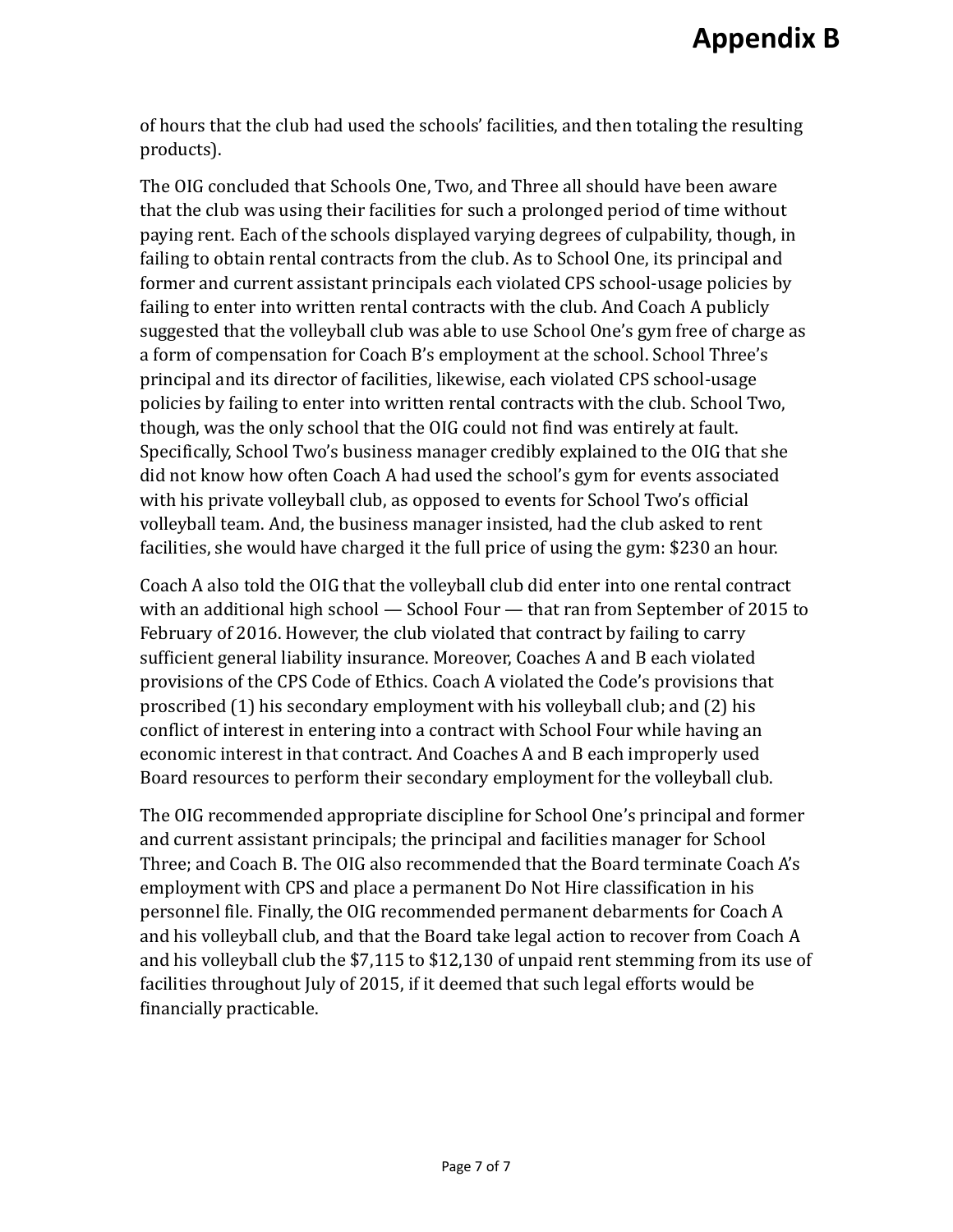of hours that the club had used the schools' facilities, and then totaling the resulting products).

The OIG concluded that Schools One, Two, and Three all should have been aware that the club was using their facilities for such a prolonged period of time without paying rent. Each of the schools displayed varying degrees of culpability, though, in failing to obtain rental contracts from the club. As to School One, its principal and former and current assistant principals each violated CPS school-usage policies by failing to enter into written rental contracts with the club. And Coach A publicly suggested that the volleyball club was able to use School One's gym free of charge as a form of compensation for Coach B's employment at the school. School Three's principal and its director of facilities, likewise, each violated CPS school-usage policies by failing to enter into written rental contracts with the club. School Two, though, was the only school that the OIG could not find was entirely at fault. Specifically, School Two's business manager credibly explained to the OIG that she did not know how often Coach A had used the school's gym for events associated with his private volleyball club, as opposed to events for School Two's official volleyball team. And, the business manager insisted, had the club asked to rent facilities, she would have charged it the full price of using the gym: $230 an hour.

Coach A also told the OIG that the volleyball club did enter into one rental contract with an additional high school — School Four — that ran from September of 2015 to February of 2016. However, the club violated that contract by failing to carry sufficient general liability insurance. Moreover, Coaches A and B each violated provisions of the CPS Code of Ethics. Coach A violated the Code's provisions that proscribed (1) his secondary employment with his volleyball club; and (2) his conflict of interest in entering into a contract with School Four while having an economic interest in that contract. And Coaches A and B each improperly used Board resources to perform their secondary employment for the volleyball club.

The OIG recommended appropriate discipline for School One's principal and former and current assistant principals; the principal and facilities manager for School Three; and Coach B. The OIG also recommended that the Board terminate Coach A's employment with CPS and place a permanent Do Not Hire classification in his personnel file. Finally, the OIG recommended permanent debarments for Coach A and his volleyball club, and that the Board take legal action to recover from Coach A and his volleyball club the $7,115 to $12,130 of unpaid rent stemming from its use of facilities throughout July of 2015, if it deemed that such legal efforts would be financially practicable.